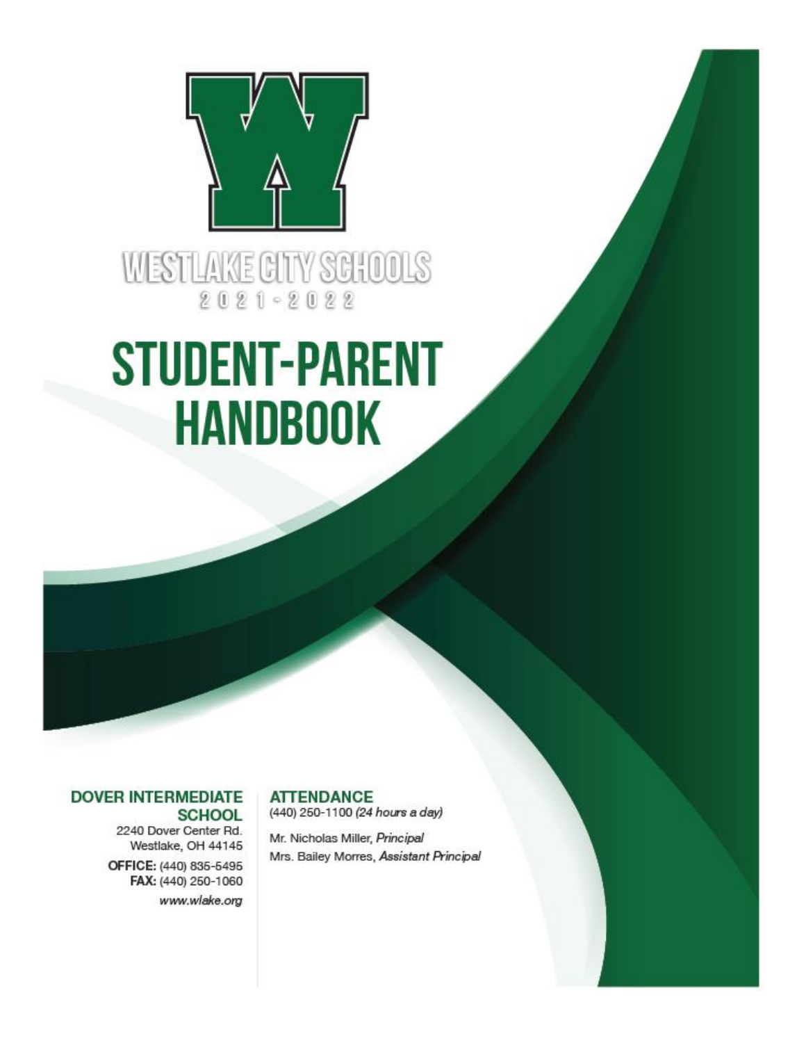WESTLAKE CITY SCHOOLS

2021-2022

# STUDENT-PARENT HANDBOOK

**DOVER INTERMEDIATE SCHOOL**
2240 Dover Center Rd.
Westlake, OH 44145
**OFFICE:** (440) 835-5495
**FAX:** (440) 250-1060
*www.wlake.org*

**ATTENDANCE**
(440) 250-1100 *(24 hours a day)*

Mr. Nicholas Miller, *Principal*
Mrs. Bailey Morres, *Assistant Principal*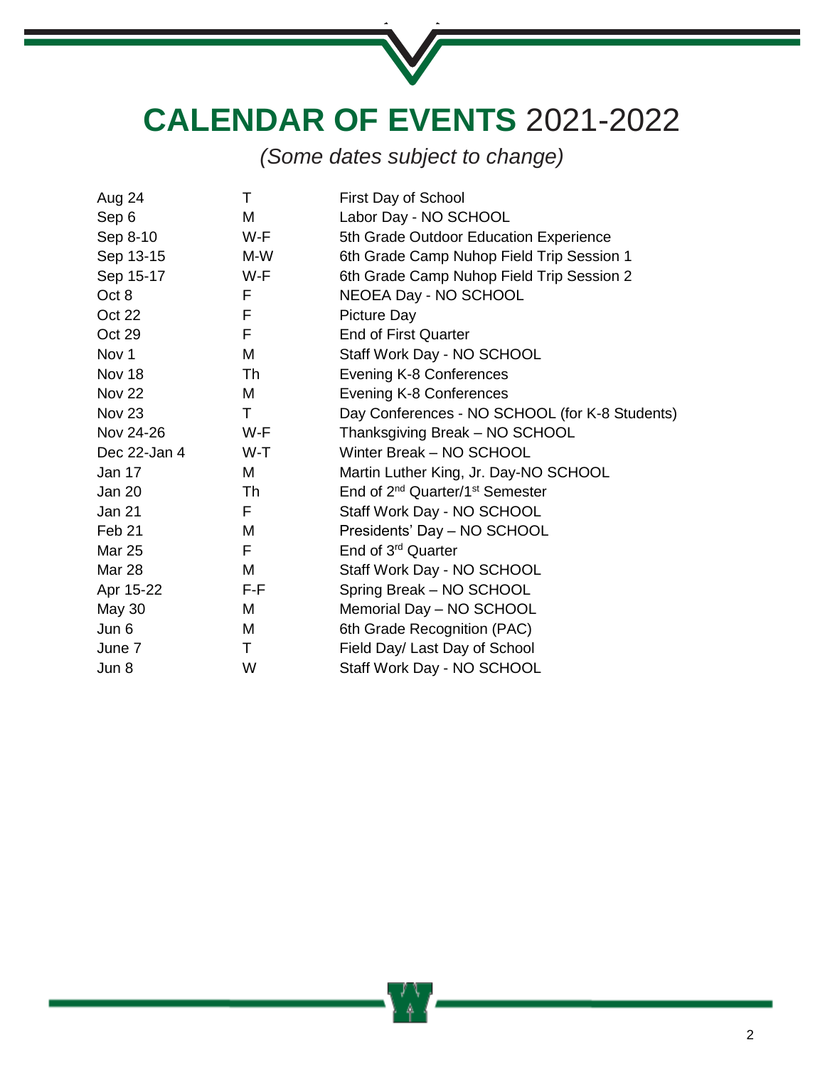# CALENDAR OF EVENTS 2021-2022

*(Some dates subject to change)*

| | | |
|---|---|---|
| Aug 24 | T | First Day of School |
| Sep 6 | M | Labor Day - NO SCHOOL |
| Sep 8-10 | W-F | 5th Grade Outdoor Education Experience |
| Sep 13-15 | M-W | 6th Grade Camp Nuhop Field Trip Session 1 |
| Sep 15-17 | W-F | 6th Grade Camp Nuhop Field Trip Session 2 |
| Oct 8 | F | NEOEA Day - NO SCHOOL |
| Oct 22 | F | Picture Day |
| Oct 29 | F | End of First Quarter |
| Nov 1 | M | Staff Work Day - NO SCHOOL |
| Nov 18 | Th | Evening K-8 Conferences |
| Nov 22 | M | Evening K-8 Conferences |
| Nov 23 | T | Day Conferences - NO SCHOOL (for K-8 Students) |
| Nov 24-26 | W-F | Thanksgiving Break – NO SCHOOL |
| Dec 22-Jan 4 | W-T | Winter Break – NO SCHOOL |
| Jan 17 | M | Martin Luther King, Jr. Day-NO SCHOOL |
| Jan 20 | Th | End of 2nd Quarter/1st Semester |
| Jan 21 | F | Staff Work Day - NO SCHOOL |
| Feb 21 | M | Presidents' Day – NO SCHOOL |
| Mar 25 | F | End of 3rd Quarter |
| Mar 28 | M | Staff Work Day - NO SCHOOL |
| Apr 15-22 | F-F | Spring Break – NO SCHOOL |
| May 30 | M | Memorial Day – NO SCHOOL |
| Jun 6 | M | 6th Grade Recognition (PAC) |
| June 7 | T | Field Day/ Last Day of School |
| Jun 8 | W | Staff Work Day - NO SCHOOL |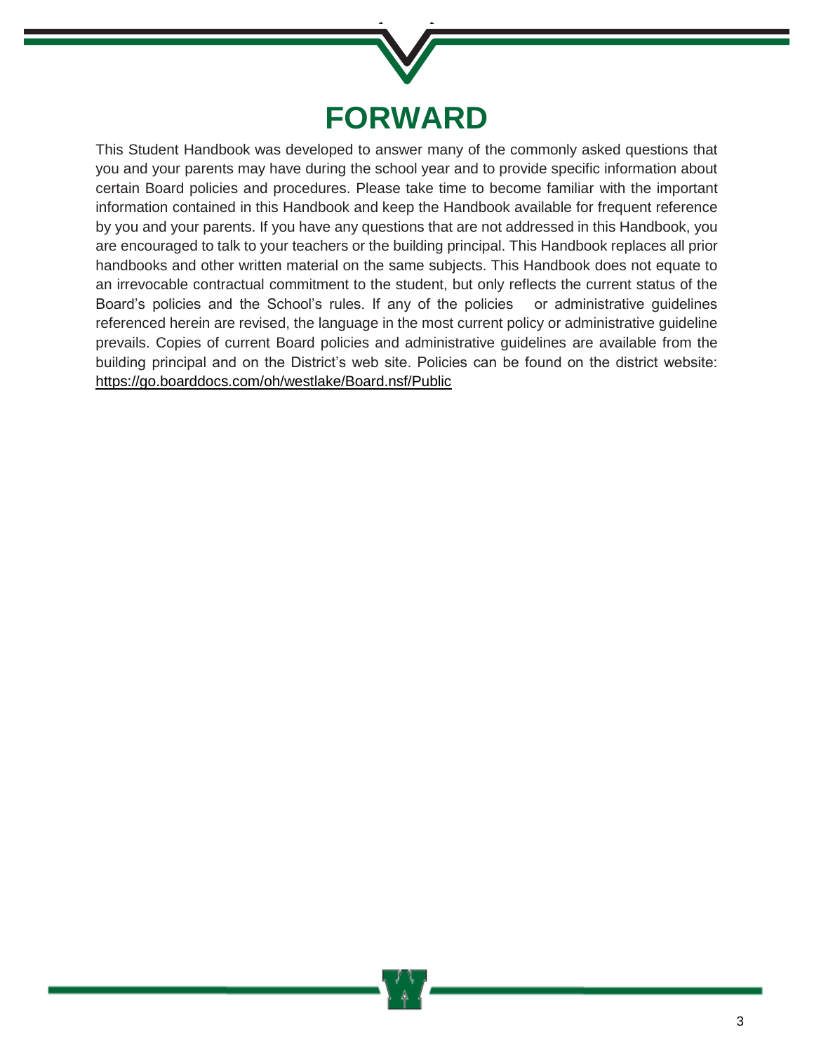# FORWARD

This Student Handbook was developed to answer many of the commonly asked questions that you and your parents may have during the school year and to provide specific information about certain Board policies and procedures. Please take time to become familiar with the important information contained in this Handbook and keep the Handbook available for frequent reference by you and your parents. If you have any questions that are not addressed in this Handbook, you are encouraged to talk to your teachers or the building principal. This Handbook replaces all prior handbooks and other written material on the same subjects. This Handbook does not equate to an irrevocable contractual commitment to the student, but only reflects the current status of the Board's policies and the School's rules. If any of the policies or administrative guidelines referenced herein are revised, the language in the most current policy or administrative guideline prevails. Copies of current Board policies and administrative guidelines are available from the building principal and on the District's web site. Policies can be found on the district website: https://go.boarddocs.com/oh/westlake/Board.nsf/Public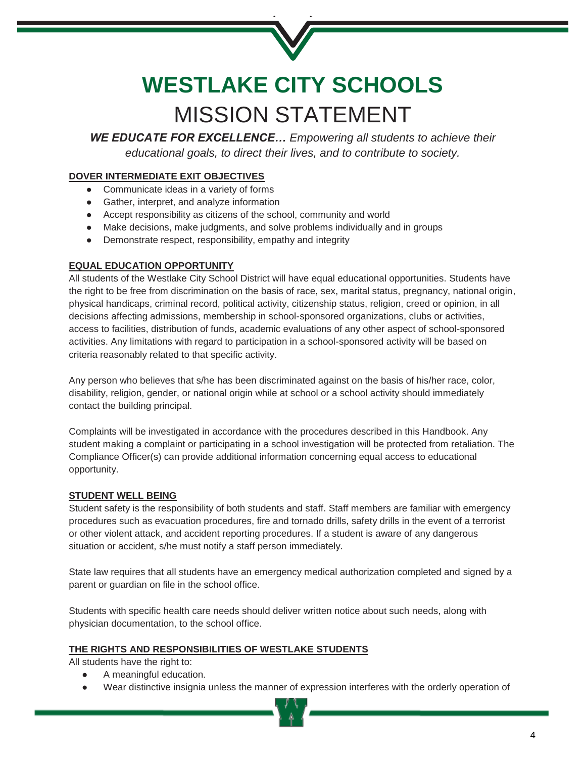# WESTLAKE CITY SCHOOLS

# MISSION STATEMENT

***WE EDUCATE FOR EXCELLENCE…*** *Empowering all students to achieve their educational goals, to direct their lives, and to contribute to society.*

**DOVER INTERMEDIATE EXIT OBJECTIVES**

- Communicate ideas in a variety of forms
- Gather, interpret, and analyze information
- Accept responsibility as citizens of the school, community and world
- Make decisions, make judgments, and solve problems individually and in groups
- Demonstrate respect, responsibility, empathy and integrity

**EQUAL EDUCATION OPPORTUNITY**

All students of the Westlake City School District will have equal educational opportunities. Students have the right to be free from discrimination on the basis of race, sex, marital status, pregnancy, national origin, physical handicaps, criminal record, political activity, citizenship status, religion, creed or opinion, in all decisions affecting admissions, membership in school-sponsored organizations, clubs or activities, access to facilities, distribution of funds, academic evaluations of any other aspect of school-sponsored activities. Any limitations with regard to participation in a school-sponsored activity will be based on criteria reasonably related to that specific activity.

Any person who believes that s/he has been discriminated against on the basis of his/her race, color, disability, religion, gender, or national origin while at school or a school activity should immediately contact the building principal.

Complaints will be investigated in accordance with the procedures described in this Handbook. Any student making a complaint or participating in a school investigation will be protected from retaliation. The Compliance Officer(s) can provide additional information concerning equal access to educational opportunity.

**STUDENT WELL BEING**

Student safety is the responsibility of both students and staff. Staff members are familiar with emergency procedures such as evacuation procedures, fire and tornado drills, safety drills in the event of a terrorist or other violent attack, and accident reporting procedures. If a student is aware of any dangerous situation or accident, s/he must notify a staff person immediately.

State law requires that all students have an emergency medical authorization completed and signed by a parent or guardian on file in the school office.

Students with specific health care needs should deliver written notice about such needs, along with physician documentation, to the school office.

**THE RIGHTS AND RESPONSIBILITIES OF WESTLAKE STUDENTS**

All students have the right to:

- A meaningful education.
- Wear distinctive insignia unless the manner of expression interferes with the orderly operation of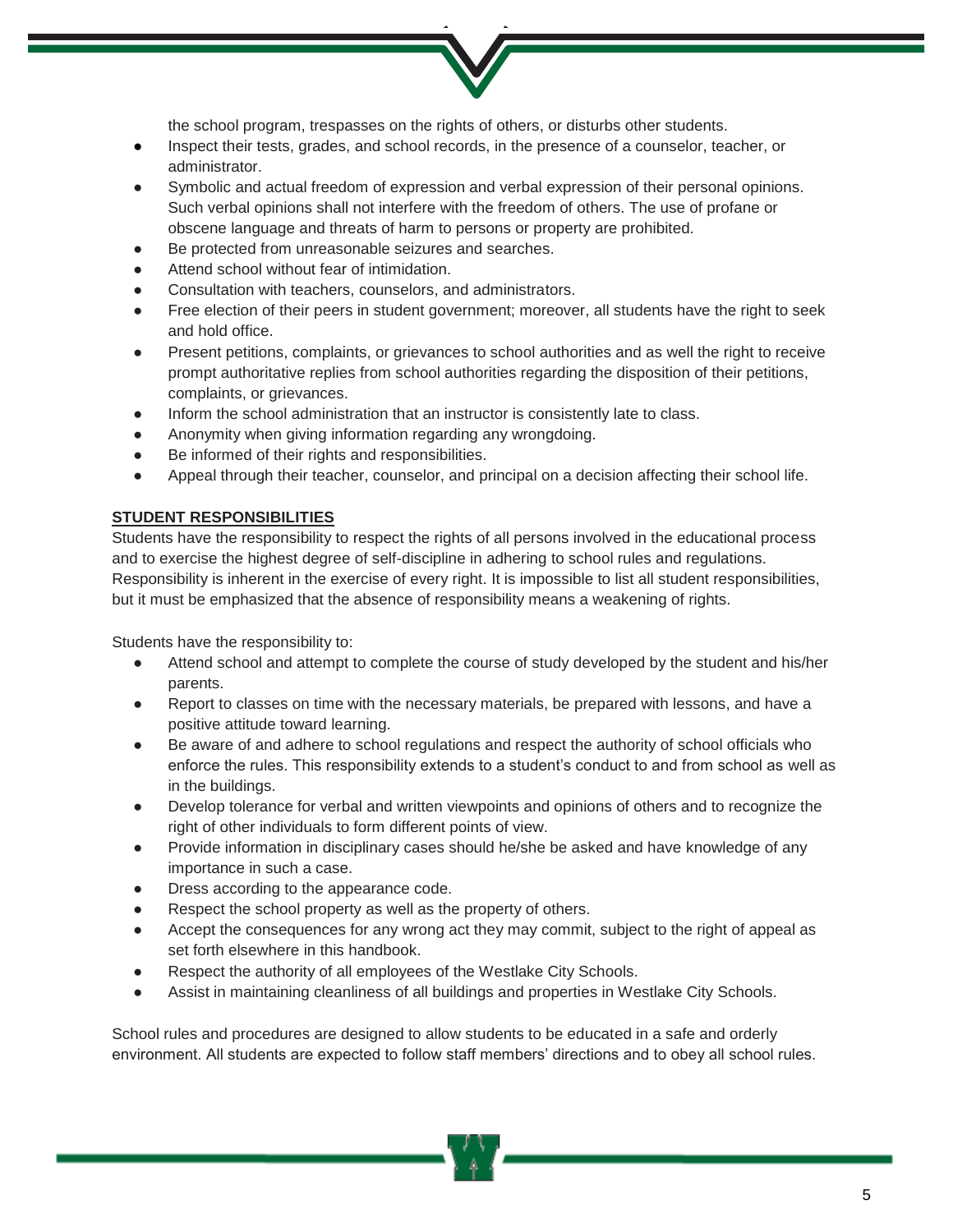the school program, trespasses on the rights of others, or disturbs other students.

- Inspect their tests, grades, and school records, in the presence of a counselor, teacher, or administrator.
- Symbolic and actual freedom of expression and verbal expression of their personal opinions. Such verbal opinions shall not interfere with the freedom of others. The use of profane or obscene language and threats of harm to persons or property are prohibited.
- Be protected from unreasonable seizures and searches.
- Attend school without fear of intimidation.
- Consultation with teachers, counselors, and administrators.
- Free election of their peers in student government; moreover, all students have the right to seek and hold office.
- Present petitions, complaints, or grievances to school authorities and as well the right to receive prompt authoritative replies from school authorities regarding the disposition of their petitions, complaints, or grievances.
- Inform the school administration that an instructor is consistently late to class.
- Anonymity when giving information regarding any wrongdoing.
- Be informed of their rights and responsibilities.
- Appeal through their teacher, counselor, and principal on a decision affecting their school life.

## STUDENT RESPONSIBILITIES

Students have the responsibility to respect the rights of all persons involved in the educational process and to exercise the highest degree of self-discipline in adhering to school rules and regulations. Responsibility is inherent in the exercise of every right. It is impossible to list all student responsibilities, but it must be emphasized that the absence of responsibility means a weakening of rights.

Students have the responsibility to:

- Attend school and attempt to complete the course of study developed by the student and his/her parents.
- Report to classes on time with the necessary materials, be prepared with lessons, and have a positive attitude toward learning.
- Be aware of and adhere to school regulations and respect the authority of school officials who enforce the rules. This responsibility extends to a student's conduct to and from school as well as in the buildings.
- Develop tolerance for verbal and written viewpoints and opinions of others and to recognize the right of other individuals to form different points of view.
- Provide information in disciplinary cases should he/she be asked and have knowledge of any importance in such a case.
- Dress according to the appearance code.
- Respect the school property as well as the property of others.
- Accept the consequences for any wrong act they may commit, subject to the right of appeal as set forth elsewhere in this handbook.
- Respect the authority of all employees of the Westlake City Schools.
- Assist in maintaining cleanliness of all buildings and properties in Westlake City Schools.

School rules and procedures are designed to allow students to be educated in a safe and orderly environment. All students are expected to follow staff members' directions and to obey all school rules.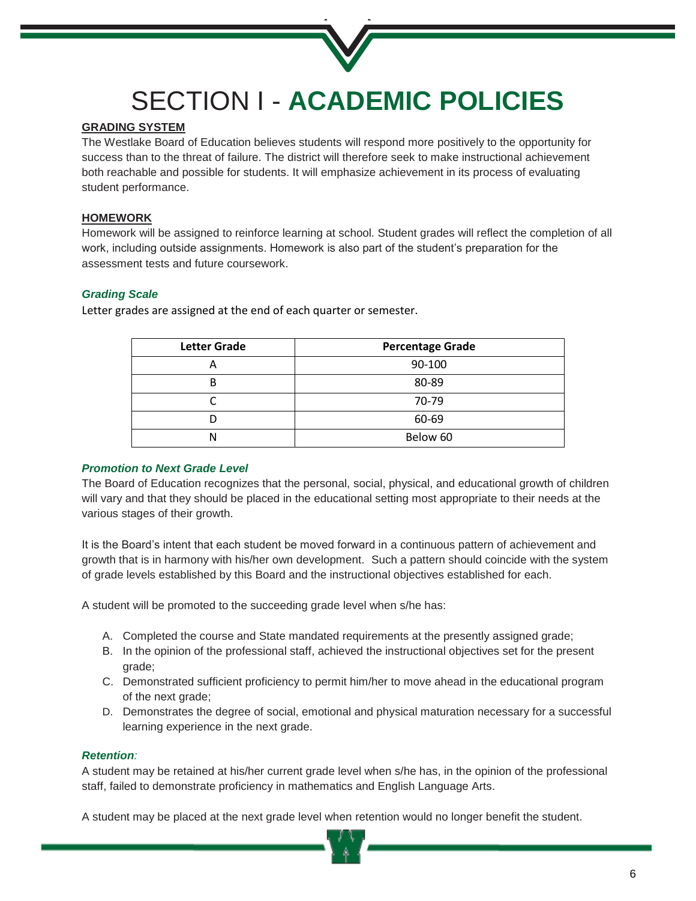# SECTION I - **ACADEMIC POLICIES**

**GRADING SYSTEM**

The Westlake Board of Education believes students will respond more positively to the opportunity for success than to the threat of failure. The district will therefore seek to make instructional achievement both reachable and possible for students. It will emphasize achievement in its process of evaluating student performance.

**HOMEWORK**

Homework will be assigned to reinforce learning at school. Student grades will reflect the completion of all work, including outside assignments. Homework is also part of the student's preparation for the assessment tests and future coursework.

### *Grading Scale*

Letter grades are assigned at the end of each quarter or semester.

| Letter Grade | Percentage Grade |
|---|---|
| A | 90-100 |
| B | 80-89 |
| C | 70-79 |
| D | 60-69 |
| N | Below 60 |

### *Promotion to Next Grade Level*

The Board of Education recognizes that the personal, social, physical, and educational growth of children will vary and that they should be placed in the educational setting most appropriate to their needs at the various stages of their growth.

It is the Board's intent that each student be moved forward in a continuous pattern of achievement and growth that is in harmony with his/her own development. Such a pattern should coincide with the system of grade levels established by this Board and the instructional objectives established for each.

A student will be promoted to the succeeding grade level when s/he has:

A. Completed the course and State mandated requirements at the presently assigned grade;
B. In the opinion of the professional staff, achieved the instructional objectives set for the present grade;
C. Demonstrated sufficient proficiency to permit him/her to move ahead in the educational program of the next grade;
D. Demonstrates the degree of social, emotional and physical maturation necessary for a successful learning experience in the next grade.

### *Retention:*

A student may be retained at his/her current grade level when s/he has, in the opinion of the professional staff, failed to demonstrate proficiency in mathematics and English Language Arts.

A student may be placed at the next grade level when retention would no longer benefit the student.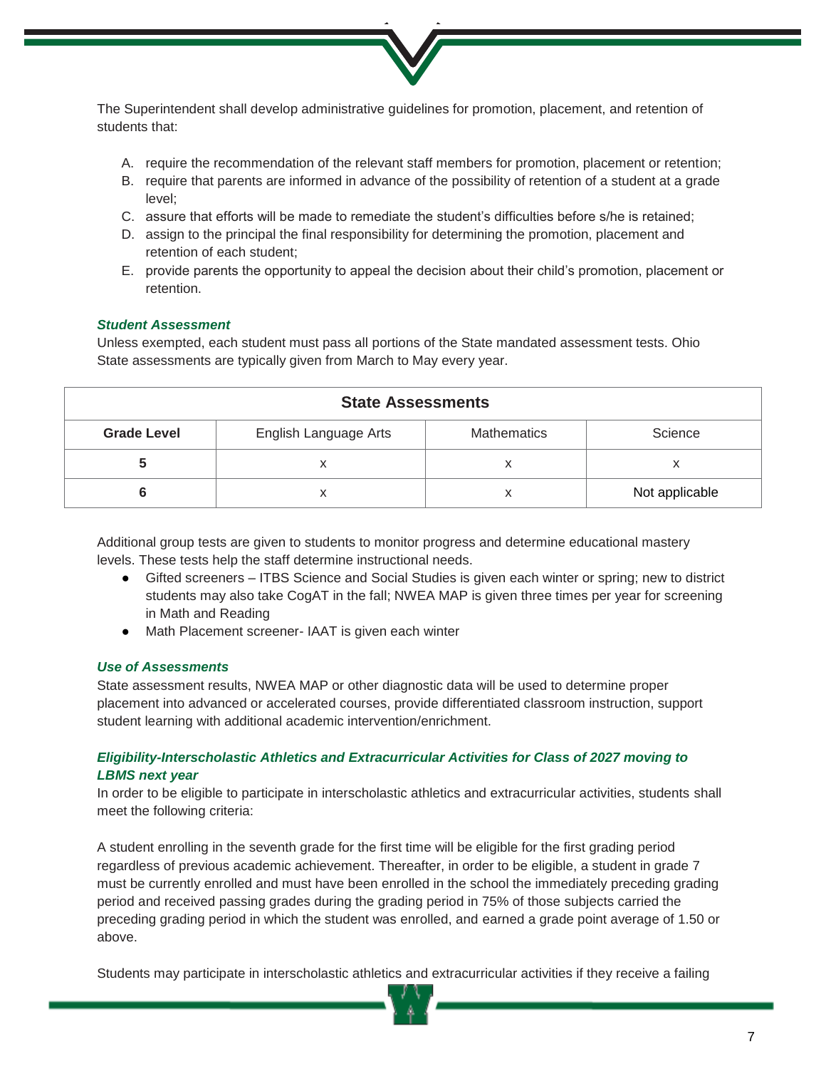The Superintendent shall develop administrative guidelines for promotion, placement, and retention of students that:

A. require the recommendation of the relevant staff members for promotion, placement or retention;
B. require that parents are informed in advance of the possibility of retention of a student at a grade level;
C. assure that efforts will be made to remediate the student's difficulties before s/he is retained;
D. assign to the principal the final responsibility for determining the promotion, placement and retention of each student;
E. provide parents the opportunity to appeal the decision about their child's promotion, placement or retention.

***Student Assessment***

Unless exempted, each student must pass all portions of the State mandated assessment tests. Ohio State assessments are typically given from March to May every year.

| **State Assessments** | | | |
|---|---|---|---|
| **Grade Level** | English Language Arts | Mathematics | Science |
| **5** | x | x | x |
| **6** | x | x | Not applicable |

Additional group tests are given to students to monitor progress and determine educational mastery levels. These tests help the staff determine instructional needs.

- Gifted screeners – ITBS Science and Social Studies is given each winter or spring; new to district students may also take CogAT in the fall; NWEA MAP is given three times per year for screening in Math and Reading
- Math Placement screener- IAAT is given each winter

***Use of Assessments***

State assessment results, NWEA MAP or other diagnostic data will be used to determine proper placement into advanced or accelerated courses, provide differentiated classroom instruction, support student learning with additional academic intervention/enrichment.

***Eligibility-Interscholastic Athletics and Extracurricular Activities for Class of 2027 moving to LBMS next year***

In order to be eligible to participate in interscholastic athletics and extracurricular activities, students shall meet the following criteria:

A student enrolling in the seventh grade for the first time will be eligible for the first grading period regardless of previous academic achievement. Thereafter, in order to be eligible, a student in grade 7 must be currently enrolled and must have been enrolled in the school the immediately preceding grading period and received passing grades during the grading period in 75% of those subjects carried the preceding grading period in which the student was enrolled, and earned a grade point average of 1.50 or above.

Students may participate in interscholastic athletics and extracurricular activities if they receive a failing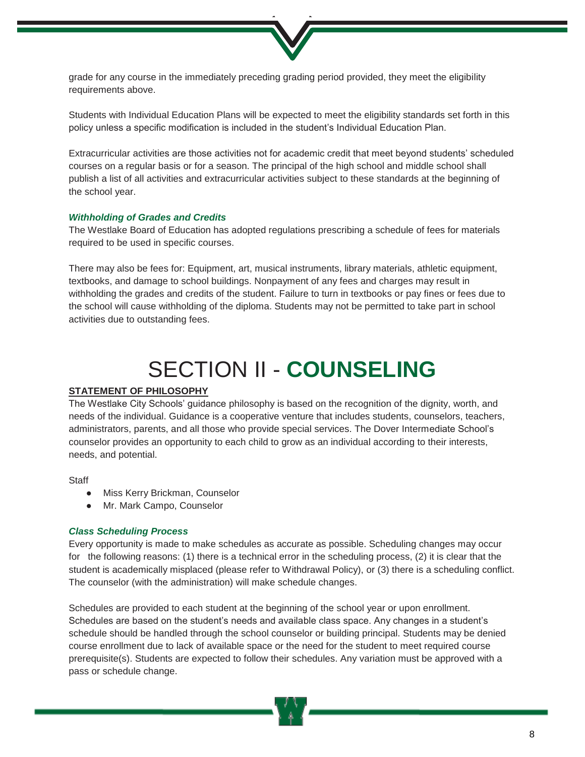grade for any course in the immediately preceding grading period provided, they meet the eligibility requirements above.

Students with Individual Education Plans will be expected to meet the eligibility standards set forth in this policy unless a specific modification is included in the student's Individual Education Plan.

Extracurricular activities are those activities not for academic credit that meet beyond students' scheduled courses on a regular basis or for a season. The principal of the high school and middle school shall publish a list of all activities and extracurricular activities subject to these standards at the beginning of the school year.

### *Withholding of Grades and Credits*

The Westlake Board of Education has adopted regulations prescribing a schedule of fees for materials required to be used in specific courses.

There may also be fees for: Equipment, art, musical instruments, library materials, athletic equipment, textbooks, and damage to school buildings. Nonpayment of any fees and charges may result in withholding the grades and credits of the student. Failure to turn in textbooks or pay fines or fees due to the school will cause withholding of the diploma. Students may not be permitted to take part in school activities due to outstanding fees.

# SECTION II - **COUNSELING**

## STATEMENT OF PHILOSOPHY

The Westlake City Schools' guidance philosophy is based on the recognition of the dignity, worth, and needs of the individual. Guidance is a cooperative venture that includes students, counselors, teachers, administrators, parents, and all those who provide special services. The Dover Intermediate School's counselor provides an opportunity to each child to grow as an individual according to their interests, needs, and potential.

Staff

- Miss Kerry Brickman, Counselor
- Mr. Mark Campo, Counselor

### *Class Scheduling Process*

Every opportunity is made to make schedules as accurate as possible. Scheduling changes may occur for the following reasons: (1) there is a technical error in the scheduling process, (2) it is clear that the student is academically misplaced (please refer to Withdrawal Policy), or (3) there is a scheduling conflict. The counselor (with the administration) will make schedule changes.

Schedules are provided to each student at the beginning of the school year or upon enrollment. Schedules are based on the student's needs and available class space. Any changes in a student's schedule should be handled through the school counselor or building principal. Students may be denied course enrollment due to lack of available space or the need for the student to meet required course prerequisite(s). Students are expected to follow their schedules. Any variation must be approved with a pass or schedule change.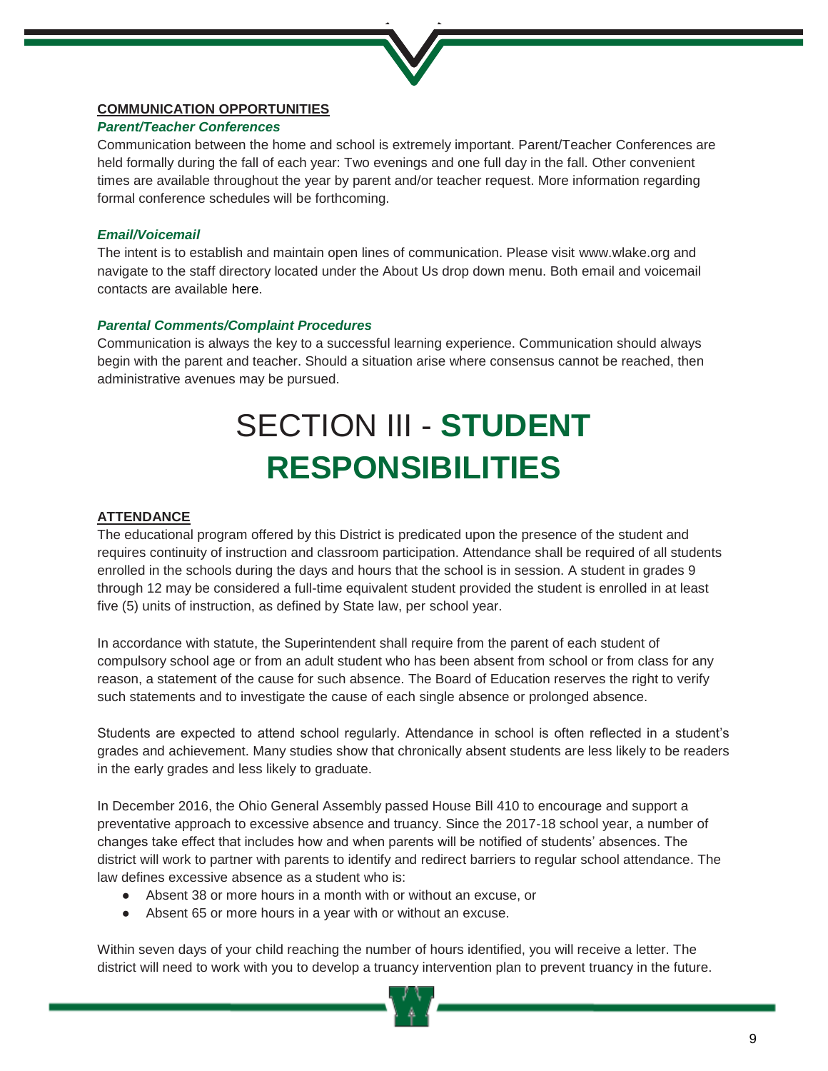**COMMUNICATION OPPORTUNITIES**

***Parent/Teacher Conferences***

Communication between the home and school is extremely important. Parent/Teacher Conferences are held formally during the fall of each year: Two evenings and one full day in the fall. Other convenient times are available throughout the year by parent and/or teacher request. More information regarding formal conference schedules will be forthcoming.

***Email/Voicemail***

The intent is to establish and maintain open lines of communication. Please visit www.wlake.org and navigate to the staff directory located under the About Us drop down menu. Both email and voicemail contacts are available here.

***Parental Comments/Complaint Procedures***

Communication is always the key to a successful learning experience. Communication should always begin with the parent and teacher. Should a situation arise where consensus cannot be reached, then administrative avenues may be pursued.

# SECTION III - **STUDENT RESPONSIBILITIES**

**ATTENDANCE**

The educational program offered by this District is predicated upon the presence of the student and requires continuity of instruction and classroom participation. Attendance shall be required of all students enrolled in the schools during the days and hours that the school is in session. A student in grades 9 through 12 may be considered a full-time equivalent student provided the student is enrolled in at least five (5) units of instruction, as defined by State law, per school year.

In accordance with statute, the Superintendent shall require from the parent of each student of compulsory school age or from an adult student who has been absent from school or from class for any reason, a statement of the cause for such absence. The Board of Education reserves the right to verify such statements and to investigate the cause of each single absence or prolonged absence.

Students are expected to attend school regularly. Attendance in school is often reflected in a student's grades and achievement. Many studies show that chronically absent students are less likely to be readers in the early grades and less likely to graduate.

In December 2016, the Ohio General Assembly passed House Bill 410 to encourage and support a preventative approach to excessive absence and truancy. Since the 2017-18 school year, a number of changes take effect that includes how and when parents will be notified of students' absences. The district will work to partner with parents to identify and redirect barriers to regular school attendance. The law defines excessive absence as a student who is:

- Absent 38 or more hours in a month with or without an excuse, or
- Absent 65 or more hours in a year with or without an excuse.

Within seven days of your child reaching the number of hours identified, you will receive a letter. The district will need to work with you to develop a truancy intervention plan to prevent truancy in the future.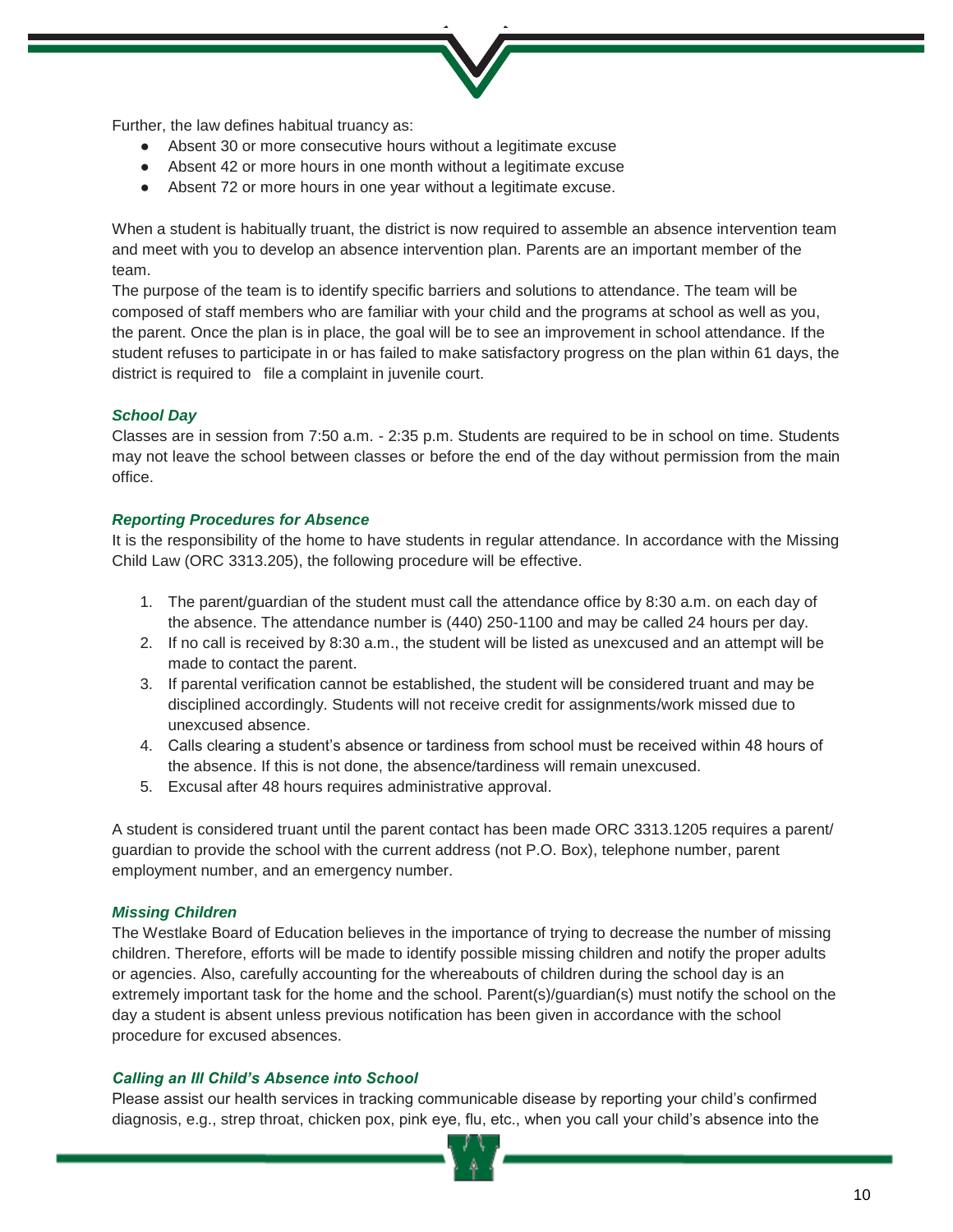Further, the law defines habitual truancy as:

- Absent 30 or more consecutive hours without a legitimate excuse
- Absent 42 or more hours in one month without a legitimate excuse
- Absent 72 or more hours in one year without a legitimate excuse.

When a student is habitually truant, the district is now required to assemble an absence intervention team and meet with you to develop an absence intervention plan. Parents are an important member of the team.

The purpose of the team is to identify specific barriers and solutions to attendance. The team will be composed of staff members who are familiar with your child and the programs at school as well as you, the parent. Once the plan is in place, the goal will be to see an improvement in school attendance. If the student refuses to participate in or has failed to make satisfactory progress on the plan within 61 days, the district is required to file a complaint in juvenile court.

### *School Day*

Classes are in session from 7:50 a.m. - 2:35 p.m. Students are required to be in school on time. Students may not leave the school between classes or before the end of the day without permission from the main office.

### *Reporting Procedures for Absence*

It is the responsibility of the home to have students in regular attendance. In accordance with the Missing Child Law (ORC 3313.205), the following procedure will be effective.

1. The parent/guardian of the student must call the attendance office by 8:30 a.m. on each day of the absence. The attendance number is (440) 250-1100 and may be called 24 hours per day.
2. If no call is received by 8:30 a.m., the student will be listed as unexcused and an attempt will be made to contact the parent.
3. If parental verification cannot be established, the student will be considered truant and may be disciplined accordingly. Students will not receive credit for assignments/work missed due to unexcused absence.
4. Calls clearing a student's absence or tardiness from school must be received within 48 hours of the absence. If this is not done, the absence/tardiness will remain unexcused.
5. Excusal after 48 hours requires administrative approval.

A student is considered truant until the parent contact has been made ORC 3313.1205 requires a parent/ guardian to provide the school with the current address (not P.O. Box), telephone number, parent employment number, and an emergency number.

### *Missing Children*

The Westlake Board of Education believes in the importance of trying to decrease the number of missing children. Therefore, efforts will be made to identify possible missing children and notify the proper adults or agencies. Also, carefully accounting for the whereabouts of children during the school day is an extremely important task for the home and the school. Parent(s)/guardian(s) must notify the school on the day a student is absent unless previous notification has been given in accordance with the school procedure for excused absences.

### *Calling an Ill Child's Absence into School*

Please assist our health services in tracking communicable disease by reporting your child's confirmed diagnosis, e.g., strep throat, chicken pox, pink eye, flu, etc., when you call your child's absence into the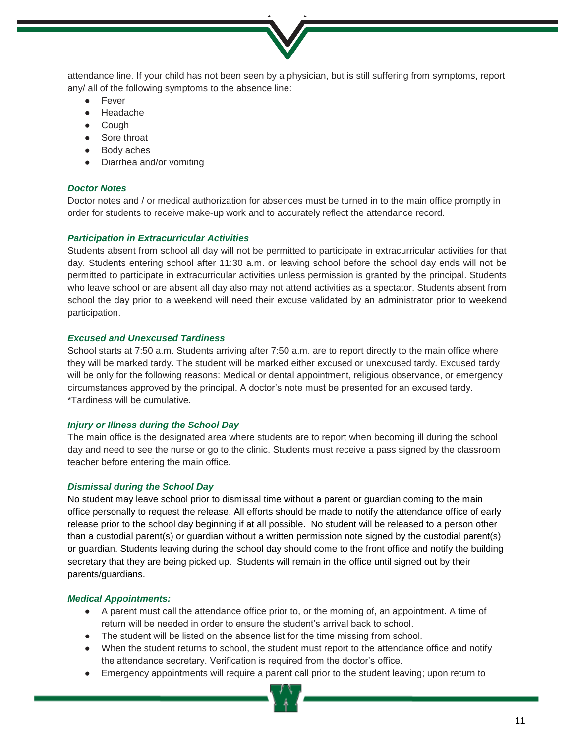attendance line. If your child has not been seen by a physician, but is still suffering from symptoms, report any/ all of the following symptoms to the absence line:

- Fever
- Headache
- Cough
- Sore throat
- Body aches
- Diarrhea and/or vomiting

### *Doctor Notes*

Doctor notes and / or medical authorization for absences must be turned in to the main office promptly in order for students to receive make-up work and to accurately reflect the attendance record.

### *Participation in Extracurricular Activities*

Students absent from school all day will not be permitted to participate in extracurricular activities for that day. Students entering school after 11:30 a.m. or leaving school before the school day ends will not be permitted to participate in extracurricular activities unless permission is granted by the principal. Students who leave school or are absent all day also may not attend activities as a spectator. Students absent from school the day prior to a weekend will need their excuse validated by an administrator prior to weekend participation.

### *Excused and Unexcused Tardiness*

School starts at 7:50 a.m. Students arriving after 7:50 a.m. are to report directly to the main office where they will be marked tardy. The student will be marked either excused or unexcused tardy. Excused tardy will be only for the following reasons: Medical or dental appointment, religious observance, or emergency circumstances approved by the principal. A doctor's note must be presented for an excused tardy. *Tardiness will be cumulative.

### *Injury or Illness during the School Day*

The main office is the designated area where students are to report when becoming ill during the school day and need to see the nurse or go to the clinic. Students must receive a pass signed by the classroom teacher before entering the main office.

### *Dismissal during the School Day*

No student may leave school prior to dismissal time without a parent or guardian coming to the main office personally to request the release. All efforts should be made to notify the attendance office of early release prior to the school day beginning if at all possible. No student will be released to a person other than a custodial parent(s) or guardian without a written permission note signed by the custodial parent(s) or guardian. Students leaving during the school day should come to the front office and notify the building secretary that they are being picked up. Students will remain in the office until signed out by their parents/guardians.

### *Medical Appointments:*

- A parent must call the attendance office prior to, or the morning of, an appointment. A time of return will be needed in order to ensure the student's arrival back to school.
- The student will be listed on the absence list for the time missing from school.
- When the student returns to school, the student must report to the attendance office and notify the attendance secretary. Verification is required from the doctor's office.
- Emergency appointments will require a parent call prior to the student leaving; upon return to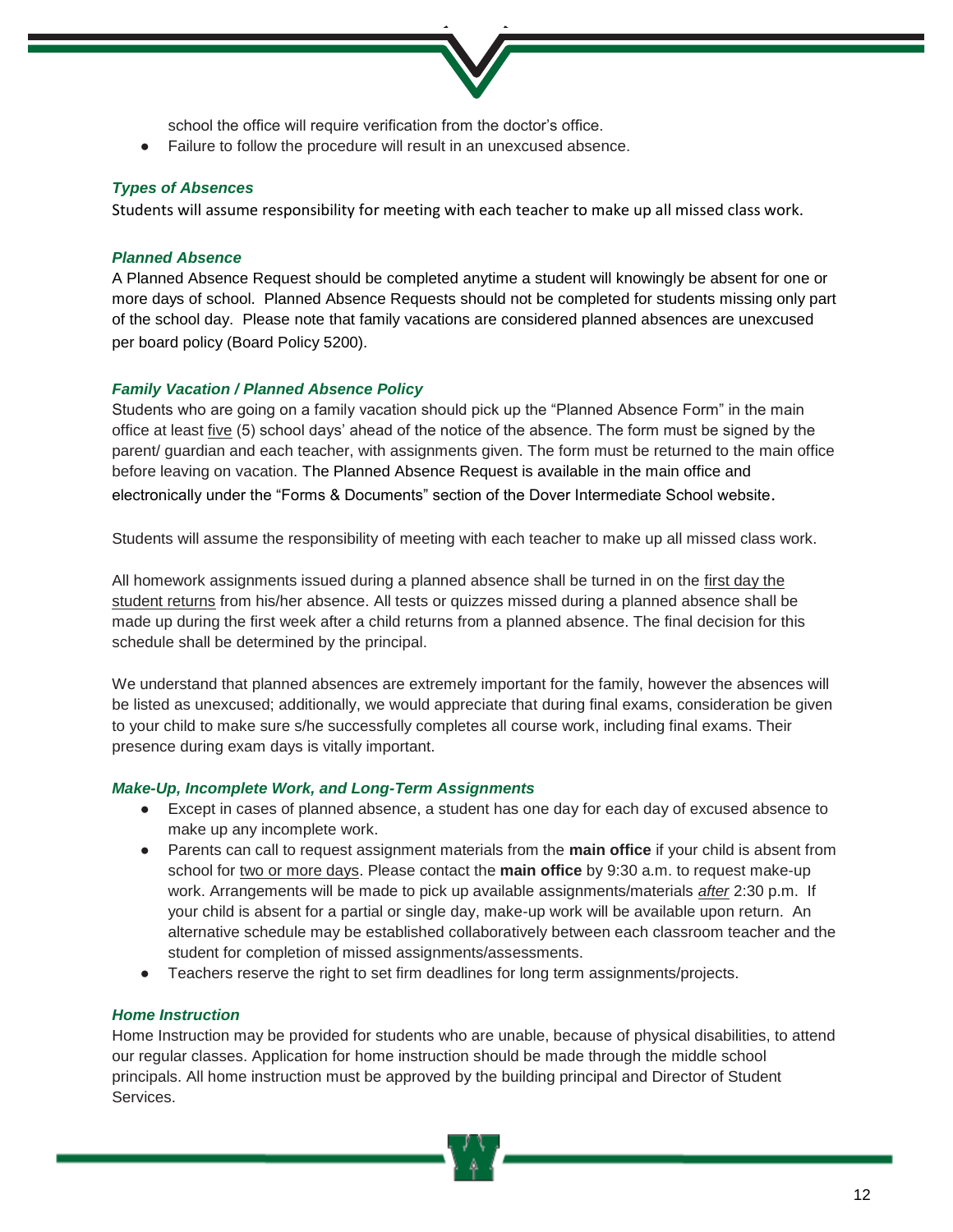school the office will require verification from the doctor's office.

- Failure to follow the procedure will result in an unexcused absence.

### *Types of Absences*

Students will assume responsibility for meeting with each teacher to make up all missed class work.

### *Planned Absence*

A Planned Absence Request should be completed anytime a student will knowingly be absent for one or more days of school. Planned Absence Requests should not be completed for students missing only part of the school day. Please note that family vacations are considered planned absences are unexcused per board policy (Board Policy 5200).

### *Family Vacation / Planned Absence Policy*

Students who are going on a family vacation should pick up the "Planned Absence Form" in the main office at least five (5) school days' ahead of the notice of the absence. The form must be signed by the parent/ guardian and each teacher, with assignments given. The form must be returned to the main office before leaving on vacation. The Planned Absence Request is available in the main office and electronically under the "Forms & Documents" section of the Dover Intermediate School website.

Students will assume the responsibility of meeting with each teacher to make up all missed class work.

All homework assignments issued during a planned absence shall be turned in on the first day the student returns from his/her absence. All tests or quizzes missed during a planned absence shall be made up during the first week after a child returns from a planned absence. The final decision for this schedule shall be determined by the principal.

We understand that planned absences are extremely important for the family, however the absences will be listed as unexcused; additionally, we would appreciate that during final exams, consideration be given to your child to make sure s/he successfully completes all course work, including final exams. Their presence during exam days is vitally important.

### *Make-Up, Incomplete Work, and Long-Term Assignments*

- Except in cases of planned absence, a student has one day for each day of excused absence to make up any incomplete work.
- Parents can call to request assignment materials from the **main office** if your child is absent from school for two or more days. Please contact the **main office** by 9:30 a.m. to request make-up work. Arrangements will be made to pick up available assignments/materials *after* 2:30 p.m. If your child is absent for a partial or single day, make-up work will be available upon return. An alternative schedule may be established collaboratively between each classroom teacher and the student for completion of missed assignments/assessments.
- Teachers reserve the right to set firm deadlines for long term assignments/projects.

### *Home Instruction*

Home Instruction may be provided for students who are unable, because of physical disabilities, to attend our regular classes. Application for home instruction should be made through the middle school principals. All home instruction must be approved by the building principal and Director of Student Services.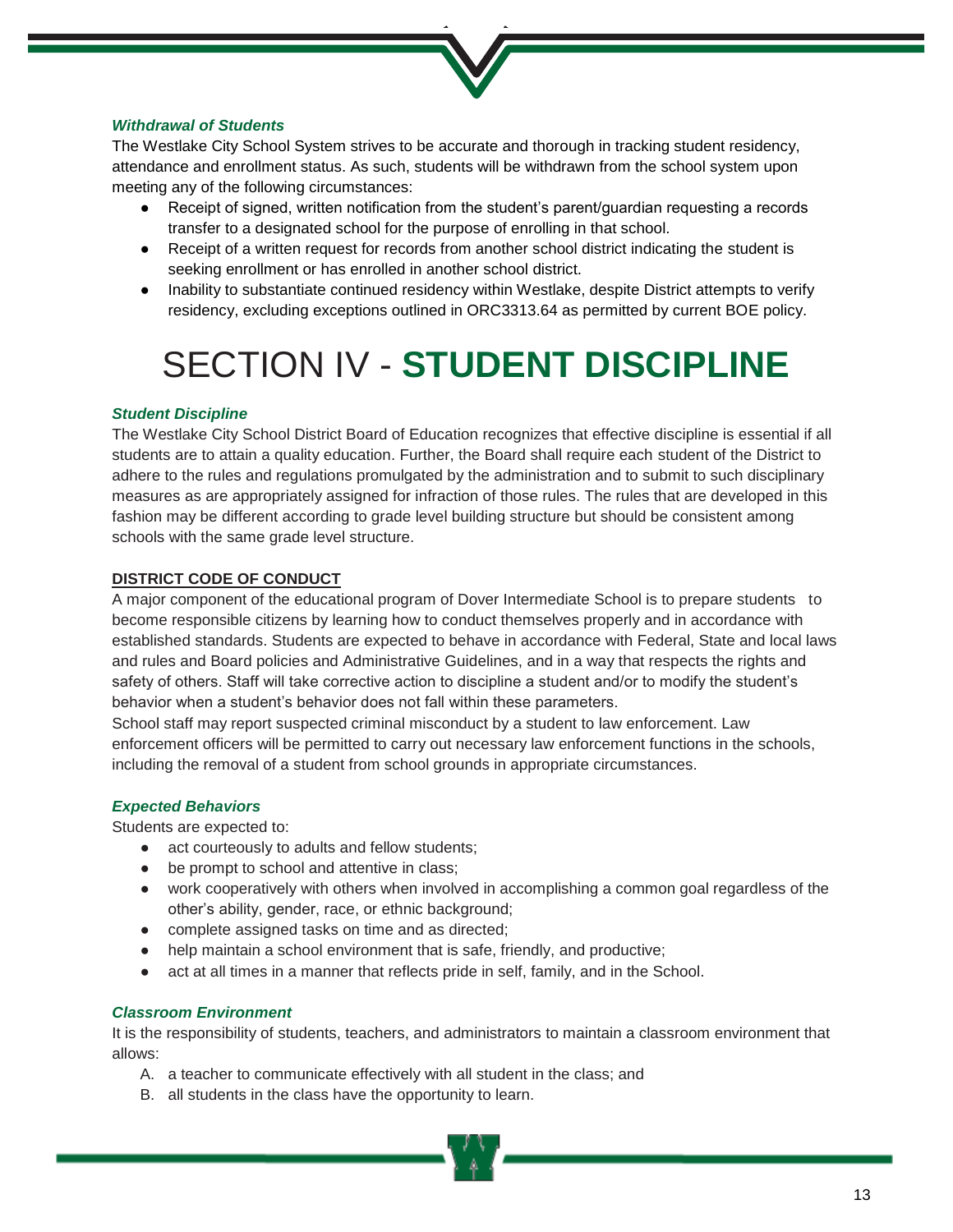### *Withdrawal of Students*

The Westlake City School System strives to be accurate and thorough in tracking student residency, attendance and enrollment status. As such, students will be withdrawn from the school system upon meeting any of the following circumstances:

- Receipt of signed, written notification from the student's parent/guardian requesting a records transfer to a designated school for the purpose of enrolling in that school.
- Receipt of a written request for records from another school district indicating the student is seeking enrollment or has enrolled in another school district.
- Inability to substantiate continued residency within Westlake, despite District attempts to verify residency, excluding exceptions outlined in ORC3313.64 as permitted by current BOE policy.

# SECTION IV - **STUDENT DISCIPLINE**

### *Student Discipline*

The Westlake City School District Board of Education recognizes that effective discipline is essential if all students are to attain a quality education. Further, the Board shall require each student of the District to adhere to the rules and regulations promulgated by the administration and to submit to such disciplinary measures as are appropriately assigned for infraction of those rules. The rules that are developed in this fashion may be different according to grade level building structure but should be consistent among schools with the same grade level structure.

## DISTRICT CODE OF CONDUCT

A major component of the educational program of Dover Intermediate School is to prepare students to become responsible citizens by learning how to conduct themselves properly and in accordance with established standards. Students are expected to behave in accordance with Federal, State and local laws and rules and Board policies and Administrative Guidelines, and in a way that respects the rights and safety of others. Staff will take corrective action to discipline a student and/or to modify the student's behavior when a student's behavior does not fall within these parameters.

School staff may report suspected criminal misconduct by a student to law enforcement. Law enforcement officers will be permitted to carry out necessary law enforcement functions in the schools, including the removal of a student from school grounds in appropriate circumstances.

### *Expected Behaviors*

Students are expected to:

- act courteously to adults and fellow students;
- be prompt to school and attentive in class;
- work cooperatively with others when involved in accomplishing a common goal regardless of the other's ability, gender, race, or ethnic background;
- complete assigned tasks on time and as directed;
- help maintain a school environment that is safe, friendly, and productive;
- act at all times in a manner that reflects pride in self, family, and in the School.

### *Classroom Environment*

It is the responsibility of students, teachers, and administrators to maintain a classroom environment that allows:

A. a teacher to communicate effectively with all student in the class; and
B. all students in the class have the opportunity to learn.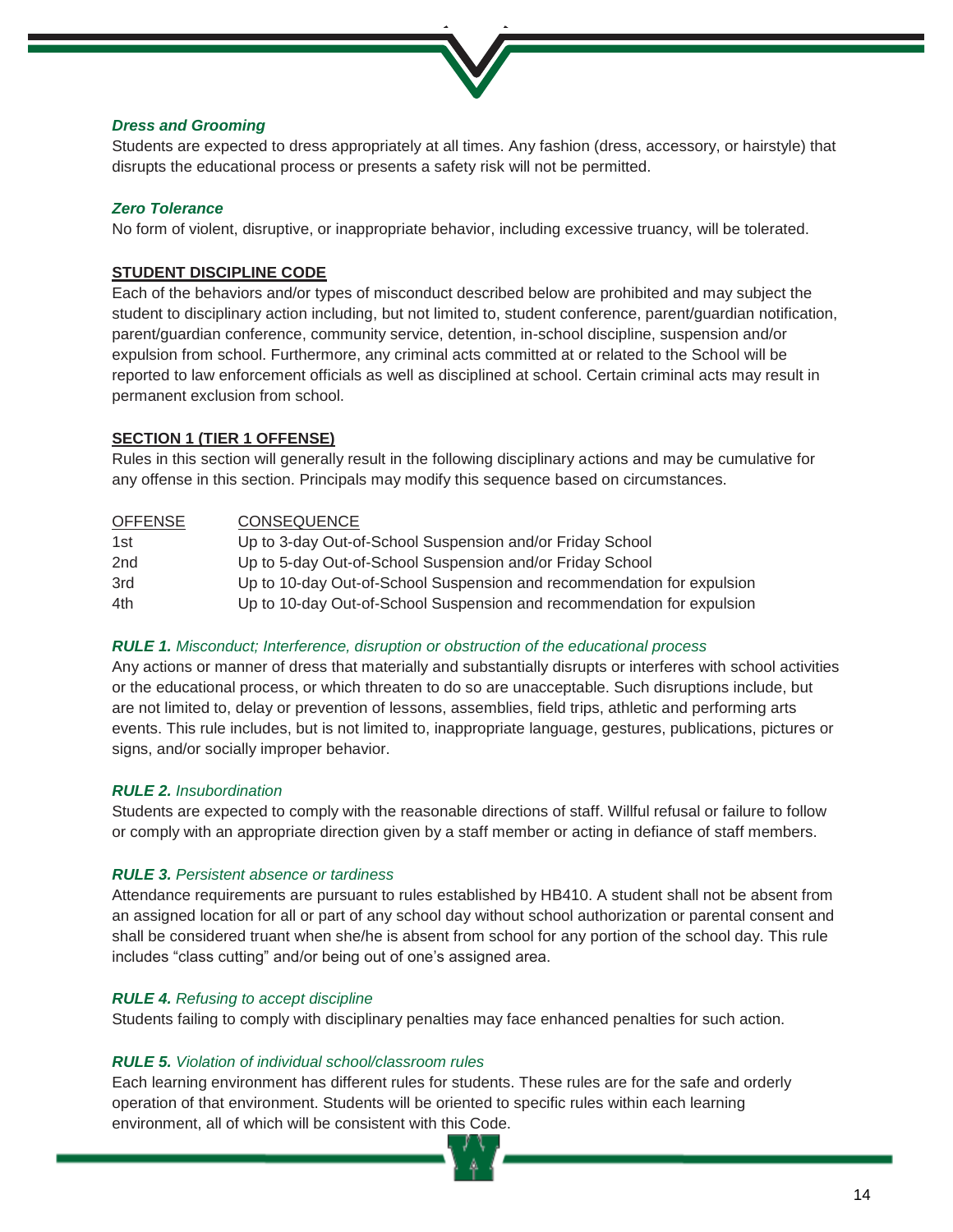### *Dress and Grooming*

Students are expected to dress appropriately at all times. Any fashion (dress, accessory, or hairstyle) that disrupts the educational process or presents a safety risk will not be permitted.

### *Zero Tolerance*

No form of violent, disruptive, or inappropriate behavior, including excessive truancy, will be tolerated.

## STUDENT DISCIPLINE CODE

Each of the behaviors and/or types of misconduct described below are prohibited and may subject the student to disciplinary action including, but not limited to, student conference, parent/guardian notification, parent/guardian conference, community service, detention, in-school discipline, suspension and/or expulsion from school. Furthermore, any criminal acts committed at or related to the School will be reported to law enforcement officials as well as disciplined at school. Certain criminal acts may result in permanent exclusion from school.

## SECTION 1 (TIER 1 OFFENSE)

Rules in this section will generally result in the following disciplinary actions and may be cumulative for any offense in this section. Principals may modify this sequence based on circumstances.

| OFFENSE | CONSEQUENCE |
|---|---|
| 1st | Up to 3-day Out-of-School Suspension and/or Friday School |
| 2nd | Up to 5-day Out-of-School Suspension and/or Friday School |
| 3rd | Up to 10-day Out-of-School Suspension and recommendation for expulsion |
| 4th | Up to 10-day Out-of-School Suspension and recommendation for expulsion |

### ***RULE 1.*** *Misconduct; Interference, disruption or obstruction of the educational process*

Any actions or manner of dress that materially and substantially disrupts or interferes with school activities or the educational process, or which threaten to do so are unacceptable. Such disruptions include, but are not limited to, delay or prevention of lessons, assemblies, field trips, athletic and performing arts events. This rule includes, but is not limited to, inappropriate language, gestures, publications, pictures or signs, and/or socially improper behavior.

### ***RULE 2.*** *Insubordination*

Students are expected to comply with the reasonable directions of staff. Willful refusal or failure to follow or comply with an appropriate direction given by a staff member or acting in defiance of staff members.

### ***RULE 3.*** *Persistent absence or tardiness*

Attendance requirements are pursuant to rules established by HB410. A student shall not be absent from an assigned location for all or part of any school day without school authorization or parental consent and shall be considered truant when she/he is absent from school for any portion of the school day. This rule includes "class cutting" and/or being out of one's assigned area.

### ***RULE 4.*** *Refusing to accept discipline*

Students failing to comply with disciplinary penalties may face enhanced penalties for such action.

### ***RULE 5.*** *Violation of individual school/classroom rules*

Each learning environment has different rules for students. These rules are for the safe and orderly operation of that environment. Students will be oriented to specific rules within each learning environment, all of which will be consistent with this Code.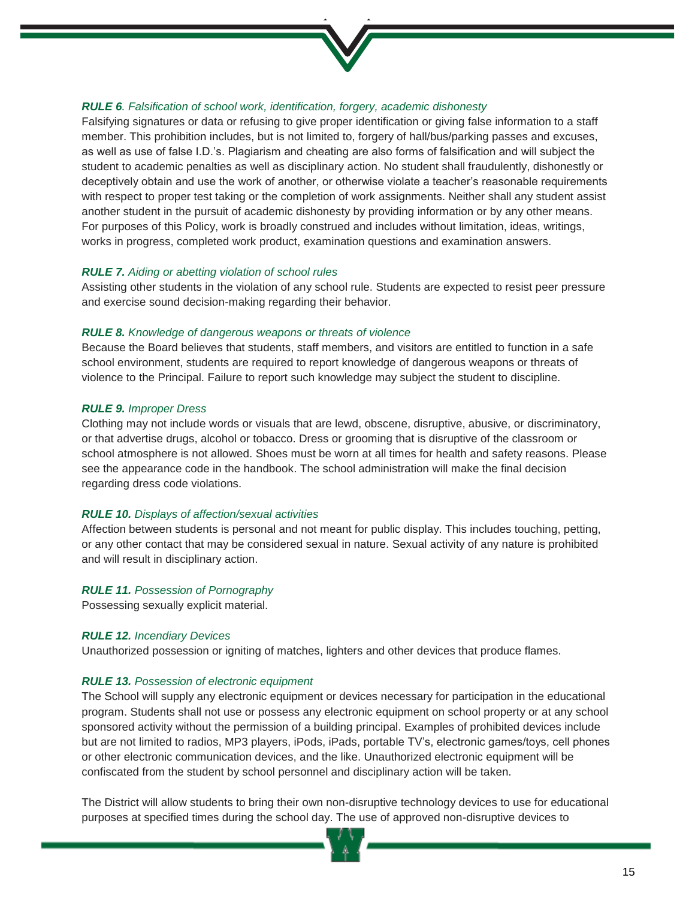***RULE 6**. Falsification of school work, identification, forgery, academic dishonesty*

Falsifying signatures or data or refusing to give proper identification or giving false information to a staff member. This prohibition includes, but is not limited to, forgery of hall/bus/parking passes and excuses, as well as use of false I.D.'s. Plagiarism and cheating are also forms of falsification and will subject the student to academic penalties as well as disciplinary action. No student shall fraudulently, dishonestly or deceptively obtain and use the work of another, or otherwise violate a teacher's reasonable requirements with respect to proper test taking or the completion of work assignments. Neither shall any student assist another student in the pursuit of academic dishonesty by providing information or by any other means. For purposes of this Policy, work is broadly construed and includes without limitation, ideas, writings, works in progress, completed work product, examination questions and examination answers.

***RULE 7.** Aiding or abetting violation of school rules*

Assisting other students in the violation of any school rule. Students are expected to resist peer pressure and exercise sound decision-making regarding their behavior.

***RULE 8.** Knowledge of dangerous weapons or threats of violence*

Because the Board believes that students, staff members, and visitors are entitled to function in a safe school environment, students are required to report knowledge of dangerous weapons or threats of violence to the Principal. Failure to report such knowledge may subject the student to discipline.

***RULE 9.** Improper Dress*

Clothing may not include words or visuals that are lewd, obscene, disruptive, abusive, or discriminatory, or that advertise drugs, alcohol or tobacco. Dress or grooming that is disruptive of the classroom or school atmosphere is not allowed. Shoes must be worn at all times for health and safety reasons. Please see the appearance code in the handbook. The school administration will make the final decision regarding dress code violations.

***RULE 10.** Displays of affection/sexual activities*

Affection between students is personal and not meant for public display. This includes touching, petting, or any other contact that may be considered sexual in nature. Sexual activity of any nature is prohibited and will result in disciplinary action.

***RULE 11.** Possession of Pornography*

Possessing sexually explicit material.

***RULE 12.** Incendiary Devices*

Unauthorized possession or igniting of matches, lighters and other devices that produce flames.

***RULE 13.** Possession of electronic equipment*

The School will supply any electronic equipment or devices necessary for participation in the educational program. Students shall not use or possess any electronic equipment on school property or at any school sponsored activity without the permission of a building principal. Examples of prohibited devices include but are not limited to radios, MP3 players, iPods, iPads, portable TV's, electronic games/toys, cell phones or other electronic communication devices, and the like. Unauthorized electronic equipment will be confiscated from the student by school personnel and disciplinary action will be taken.

The District will allow students to bring their own non-disruptive technology devices to use for educational purposes at specified times during the school day. The use of approved non-disruptive devices to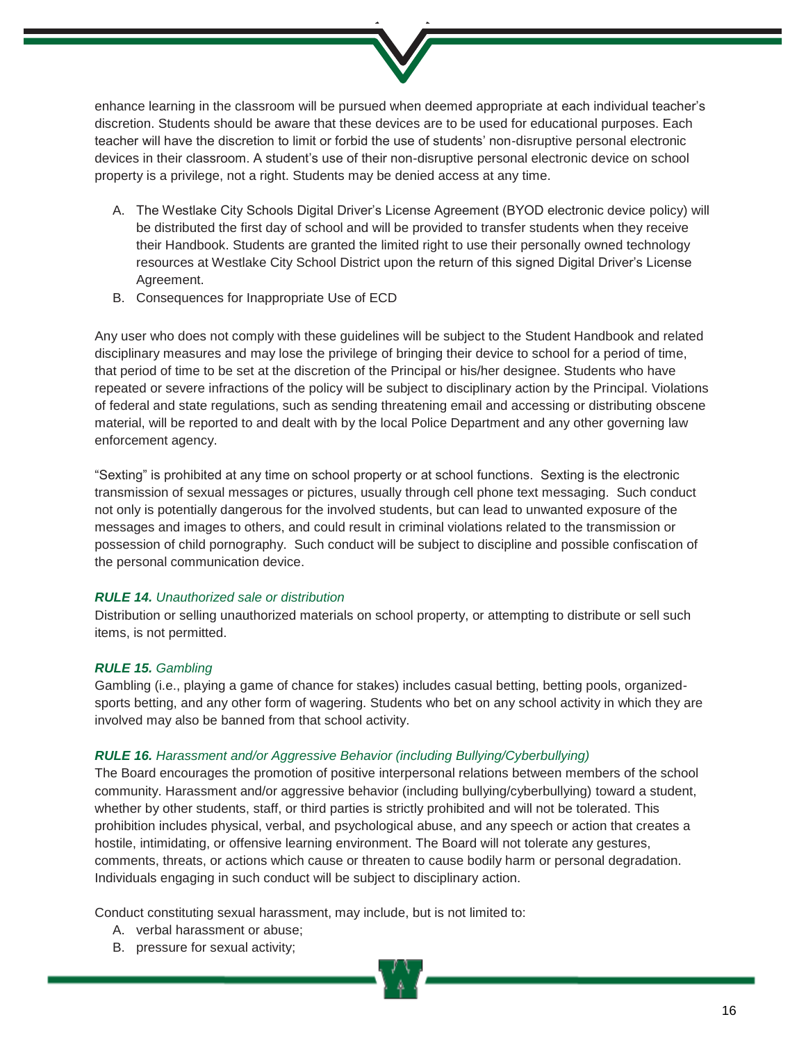enhance learning in the classroom will be pursued when deemed appropriate at each individual teacher's discretion. Students should be aware that these devices are to be used for educational purposes. Each teacher will have the discretion to limit or forbid the use of students' non-disruptive personal electronic devices in their classroom. A student's use of their non-disruptive personal electronic device on school property is a privilege, not a right. Students may be denied access at any time.

A. The Westlake City Schools Digital Driver's License Agreement (BYOD electronic device policy) will be distributed the first day of school and will be provided to transfer students when they receive their Handbook. Students are granted the limited right to use their personally owned technology resources at Westlake City School District upon the return of this signed Digital Driver's License Agreement.
B. Consequences for Inappropriate Use of ECD

Any user who does not comply with these guidelines will be subject to the Student Handbook and related disciplinary measures and may lose the privilege of bringing their device to school for a period of time, that period of time to be set at the discretion of the Principal or his/her designee. Students who have repeated or severe infractions of the policy will be subject to disciplinary action by the Principal. Violations of federal and state regulations, such as sending threatening email and accessing or distributing obscene material, will be reported to and dealt with by the local Police Department and any other governing law enforcement agency.

"Sexting" is prohibited at any time on school property or at school functions. Sexting is the electronic transmission of sexual messages or pictures, usually through cell phone text messaging. Such conduct not only is potentially dangerous for the involved students, but can lead to unwanted exposure of the messages and images to others, and could result in criminal violations related to the transmission or possession of child pornography. Such conduct will be subject to discipline and possible confiscation of the personal communication device.

***RULE 14.*** *Unauthorized sale or distribution*

Distribution or selling unauthorized materials on school property, or attempting to distribute or sell such items, is not permitted.

***RULE 15.*** *Gambling*

Gambling (i.e., playing a game of chance for stakes) includes casual betting, betting pools, organized-sports betting, and any other form of wagering. Students who bet on any school activity in which they are involved may also be banned from that school activity.

***RULE 16.*** *Harassment and/or Aggressive Behavior (including Bullying/Cyberbullying)*

The Board encourages the promotion of positive interpersonal relations between members of the school community. Harassment and/or aggressive behavior (including bullying/cyberbullying) toward a student, whether by other students, staff, or third parties is strictly prohibited and will not be tolerated. This prohibition includes physical, verbal, and psychological abuse, and any speech or action that creates a hostile, intimidating, or offensive learning environment. The Board will not tolerate any gestures, comments, threats, or actions which cause or threaten to cause bodily harm or personal degradation. Individuals engaging in such conduct will be subject to disciplinary action.

Conduct constituting sexual harassment, may include, but is not limited to:

A. verbal harassment or abuse;
B. pressure for sexual activity;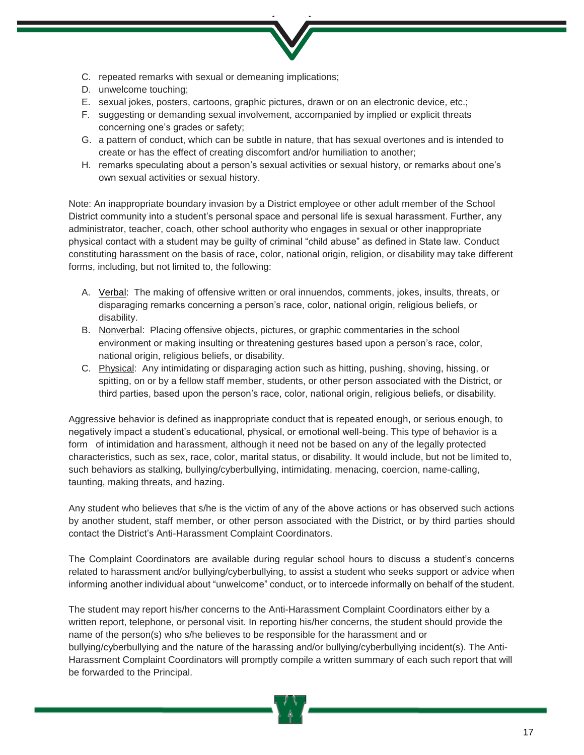C. repeated remarks with sexual or demeaning implications;
D. unwelcome touching;
E. sexual jokes, posters, cartoons, graphic pictures, drawn or on an electronic device, etc.;
F. suggesting or demanding sexual involvement, accompanied by implied or explicit threats concerning one's grades or safety;
G. a pattern of conduct, which can be subtle in nature, that has sexual overtones and is intended to create or has the effect of creating discomfort and/or humiliation to another;
H. remarks speculating about a person's sexual activities or sexual history, or remarks about one's own sexual activities or sexual history.

Note: An inappropriate boundary invasion by a District employee or other adult member of the School District community into a student's personal space and personal life is sexual harassment. Further, any administrator, teacher, coach, other school authority who engages in sexual or other inappropriate physical contact with a student may be guilty of criminal "child abuse" as defined in State law. Conduct constituting harassment on the basis of race, color, national origin, religion, or disability may take different forms, including, but not limited to, the following:

A. Verbal: The making of offensive written or oral innuendos, comments, jokes, insults, threats, or disparaging remarks concerning a person's race, color, national origin, religious beliefs, or disability.
B. Nonverbal: Placing offensive objects, pictures, or graphic commentaries in the school environment or making insulting or threatening gestures based upon a person's race, color, national origin, religious beliefs, or disability.
C. Physical: Any intimidating or disparaging action such as hitting, pushing, shoving, hissing, or spitting, on or by a fellow staff member, students, or other person associated with the District, or third parties, based upon the person's race, color, national origin, religious beliefs, or disability.

Aggressive behavior is defined as inappropriate conduct that is repeated enough, or serious enough, to negatively impact a student's educational, physical, or emotional well-being. This type of behavior is a form of intimidation and harassment, although it need not be based on any of the legally protected characteristics, such as sex, race, color, marital status, or disability. It would include, but not be limited to, such behaviors as stalking, bullying/cyberbullying, intimidating, menacing, coercion, name-calling, taunting, making threats, and hazing.

Any student who believes that s/he is the victim of any of the above actions or has observed such actions by another student, staff member, or other person associated with the District, or by third parties should contact the District's Anti-Harassment Complaint Coordinators.

The Complaint Coordinators are available during regular school hours to discuss a student's concerns related to harassment and/or bullying/cyberbullying, to assist a student who seeks support or advice when informing another individual about "unwelcome" conduct, or to intercede informally on behalf of the student.

The student may report his/her concerns to the Anti-Harassment Complaint Coordinators either by a written report, telephone, or personal visit. In reporting his/her concerns, the student should provide the name of the person(s) who s/he believes to be responsible for the harassment and or bullying/cyberbullying and the nature of the harassing and/or bullying/cyberbullying incident(s). The Anti-Harassment Complaint Coordinators will promptly compile a written summary of each such report that will be forwarded to the Principal.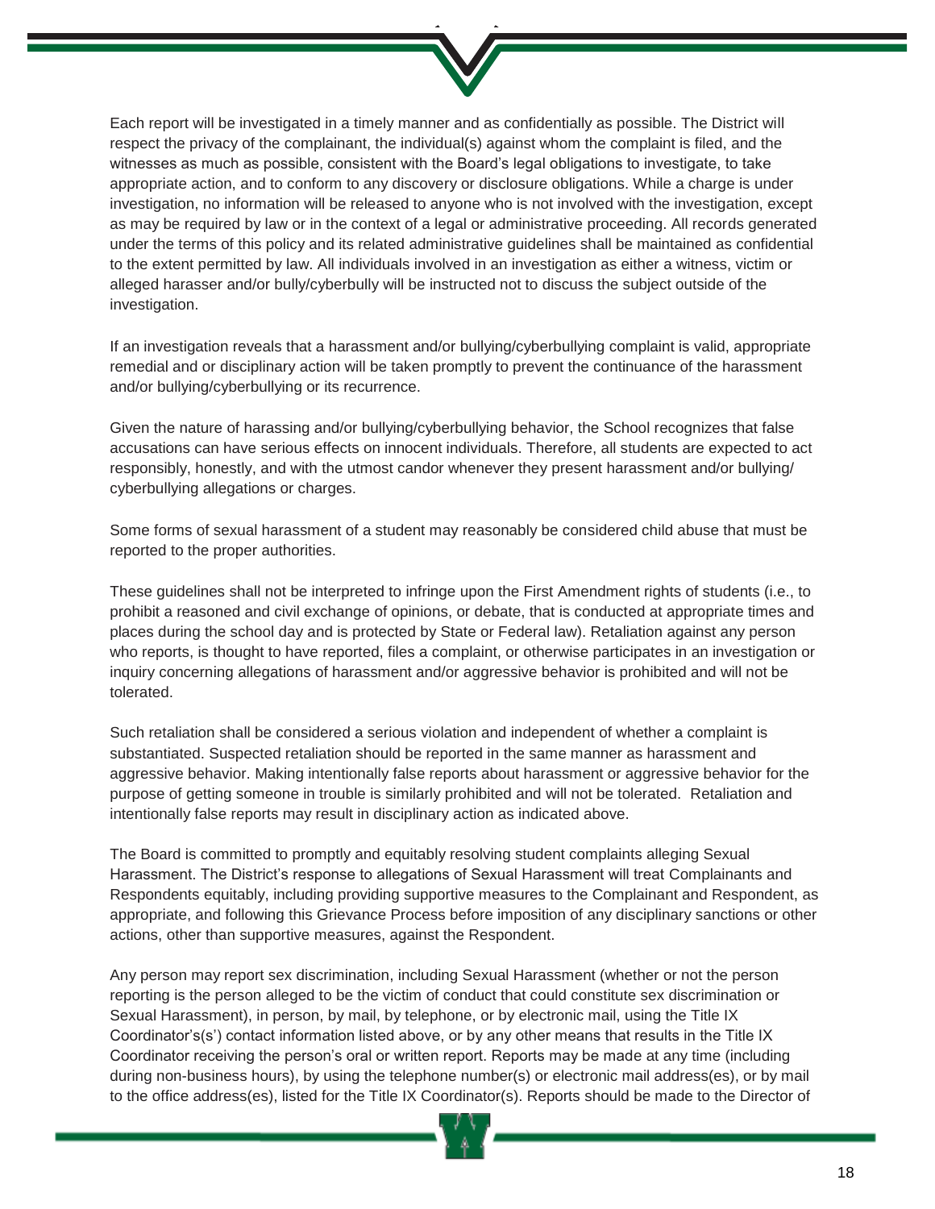Each report will be investigated in a timely manner and as confidentially as possible. The District will respect the privacy of the complainant, the individual(s) against whom the complaint is filed, and the witnesses as much as possible, consistent with the Board's legal obligations to investigate, to take appropriate action, and to conform to any discovery or disclosure obligations. While a charge is under investigation, no information will be released to anyone who is not involved with the investigation, except as may be required by law or in the context of a legal or administrative proceeding. All records generated under the terms of this policy and its related administrative guidelines shall be maintained as confidential to the extent permitted by law. All individuals involved in an investigation as either a witness, victim or alleged harasser and/or bully/cyberbully will be instructed not to discuss the subject outside of the investigation.

If an investigation reveals that a harassment and/or bullying/cyberbullying complaint is valid, appropriate remedial and or disciplinary action will be taken promptly to prevent the continuance of the harassment and/or bullying/cyberbullying or its recurrence.

Given the nature of harassing and/or bullying/cyberbullying behavior, the School recognizes that false accusations can have serious effects on innocent individuals. Therefore, all students are expected to act responsibly, honestly, and with the utmost candor whenever they present harassment and/or bullying/cyberbullying allegations or charges.

Some forms of sexual harassment of a student may reasonably be considered child abuse that must be reported to the proper authorities.

These guidelines shall not be interpreted to infringe upon the First Amendment rights of students (i.e., to prohibit a reasoned and civil exchange of opinions, or debate, that is conducted at appropriate times and places during the school day and is protected by State or Federal law). Retaliation against any person who reports, is thought to have reported, files a complaint, or otherwise participates in an investigation or inquiry concerning allegations of harassment and/or aggressive behavior is prohibited and will not be tolerated.

Such retaliation shall be considered a serious violation and independent of whether a complaint is substantiated. Suspected retaliation should be reported in the same manner as harassment and aggressive behavior. Making intentionally false reports about harassment or aggressive behavior for the purpose of getting someone in trouble is similarly prohibited and will not be tolerated. Retaliation and intentionally false reports may result in disciplinary action as indicated above.

The Board is committed to promptly and equitably resolving student complaints alleging Sexual Harassment. The District's response to allegations of Sexual Harassment will treat Complainants and Respondents equitably, including providing supportive measures to the Complainant and Respondent, as appropriate, and following this Grievance Process before imposition of any disciplinary sanctions or other actions, other than supportive measures, against the Respondent.

Any person may report sex discrimination, including Sexual Harassment (whether or not the person reporting is the person alleged to be the victim of conduct that could constitute sex discrimination or Sexual Harassment), in person, by mail, by telephone, or by electronic mail, using the Title IX Coordinator's(s') contact information listed above, or by any other means that results in the Title IX Coordinator receiving the person's oral or written report. Reports may be made at any time (including during non-business hours), by using the telephone number(s) or electronic mail address(es), or by mail to the office address(es), listed for the Title IX Coordinator(s). Reports should be made to the Director of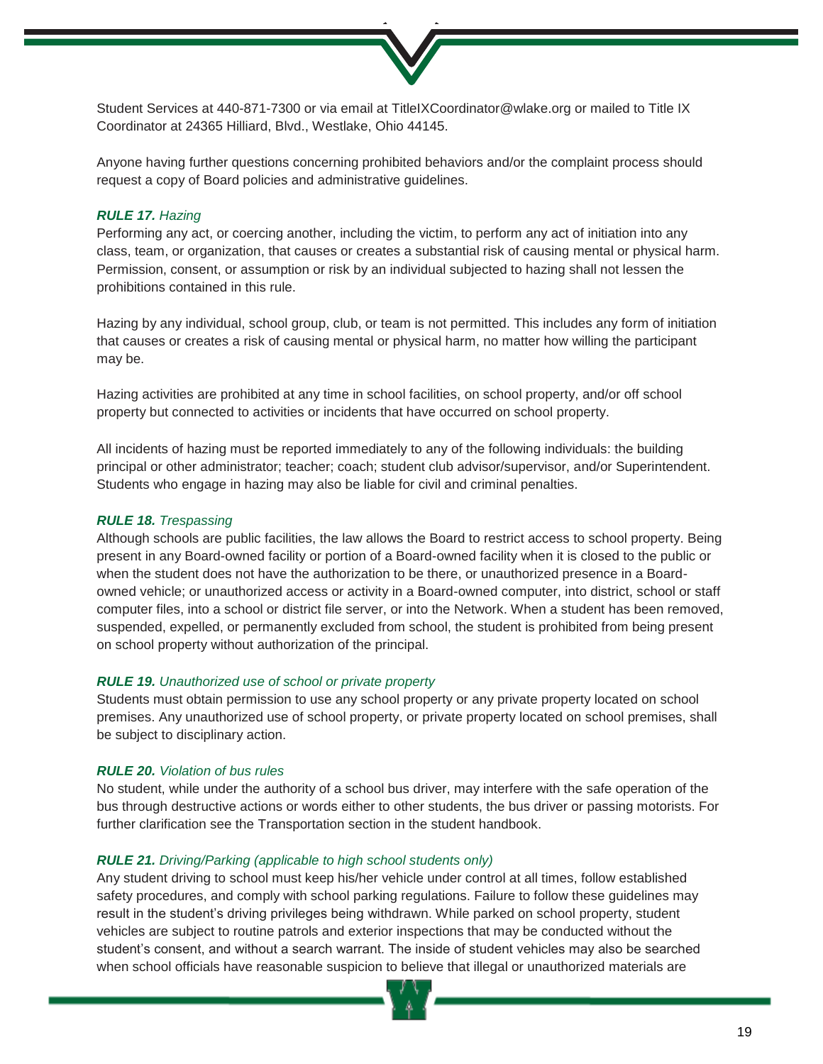Student Services at 440-871-7300 or via email at TitleIXCoordinator@wlake.org or mailed to Title IX Coordinator at 24365 Hilliard, Blvd., Westlake, Ohio 44145.

Anyone having further questions concerning prohibited behaviors and/or the complaint process should request a copy of Board policies and administrative guidelines.

***RULE 17.*** *Hazing*

Performing any act, or coercing another, including the victim, to perform any act of initiation into any class, team, or organization, that causes or creates a substantial risk of causing mental or physical harm. Permission, consent, or assumption or risk by an individual subjected to hazing shall not lessen the prohibitions contained in this rule.

Hazing by any individual, school group, club, or team is not permitted. This includes any form of initiation that causes or creates a risk of causing mental or physical harm, no matter how willing the participant may be.

Hazing activities are prohibited at any time in school facilities, on school property, and/or off school property but connected to activities or incidents that have occurred on school property.

All incidents of hazing must be reported immediately to any of the following individuals: the building principal or other administrator; teacher; coach; student club advisor/supervisor, and/or Superintendent. Students who engage in hazing may also be liable for civil and criminal penalties.

***RULE 18.*** *Trespassing*

Although schools are public facilities, the law allows the Board to restrict access to school property. Being present in any Board-owned facility or portion of a Board-owned facility when it is closed to the public or when the student does not have the authorization to be there, or unauthorized presence in a Board-owned vehicle; or unauthorized access or activity in a Board-owned computer, into district, school or staff computer files, into a school or district file server, or into the Network. When a student has been removed, suspended, expelled, or permanently excluded from school, the student is prohibited from being present on school property without authorization of the principal.

***RULE 19.*** *Unauthorized use of school or private property*

Students must obtain permission to use any school property or any private property located on school premises. Any unauthorized use of school property, or private property located on school premises, shall be subject to disciplinary action.

***RULE 20.*** *Violation of bus rules*

No student, while under the authority of a school bus driver, may interfere with the safe operation of the bus through destructive actions or words either to other students, the bus driver or passing motorists. For further clarification see the Transportation section in the student handbook.

***RULE 21.*** *Driving/Parking (applicable to high school students only)*

Any student driving to school must keep his/her vehicle under control at all times, follow established safety procedures, and comply with school parking regulations. Failure to follow these guidelines may result in the student's driving privileges being withdrawn. While parked on school property, student vehicles are subject to routine patrols and exterior inspections that may be conducted without the student's consent, and without a search warrant. The inside of student vehicles may also be searched when school officials have reasonable suspicion to believe that illegal or unauthorized materials are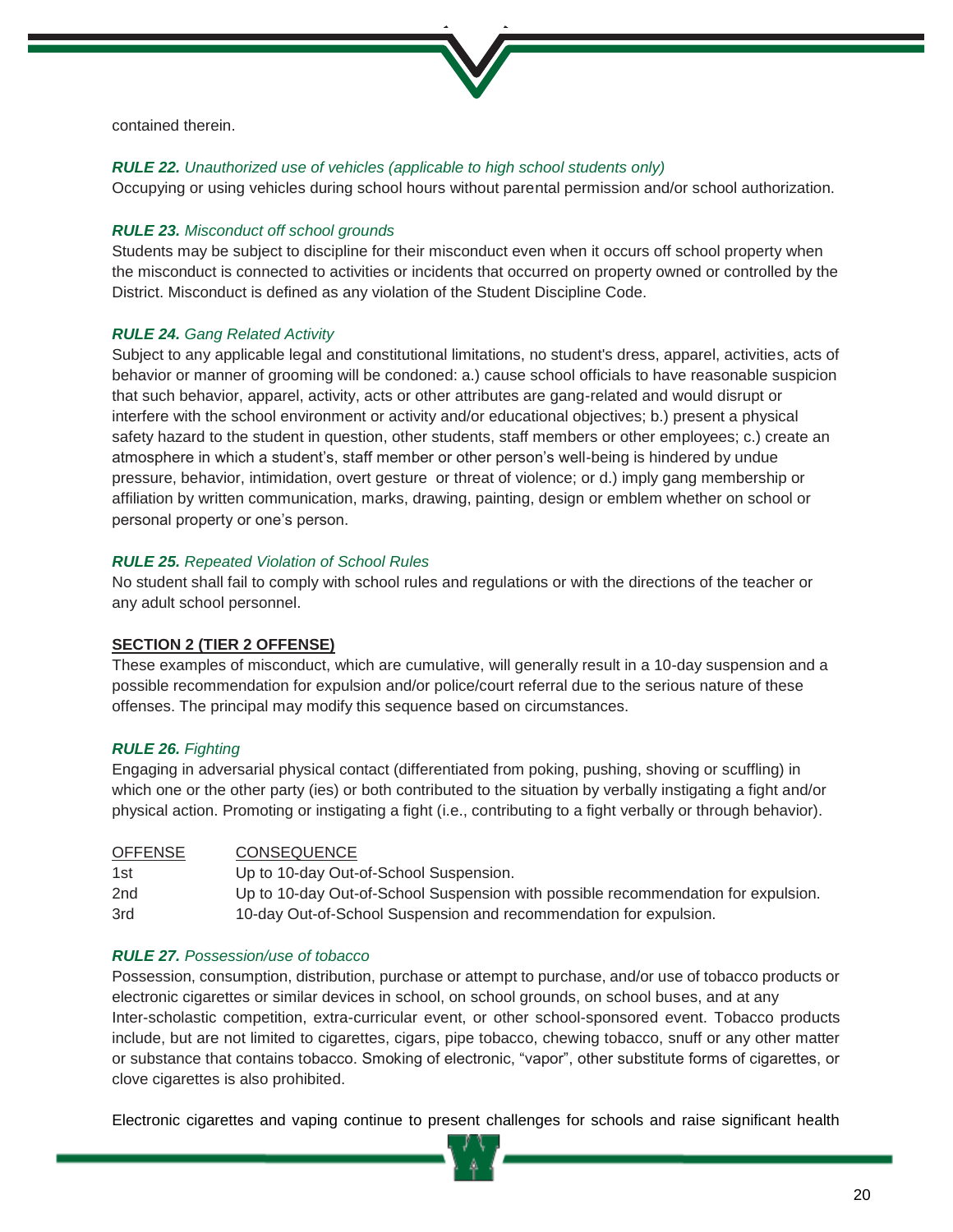contained therein.

***RULE 22.*** *Unauthorized use of vehicles (applicable to high school students only)*
Occupying or using vehicles during school hours without parental permission and/or school authorization.

***RULE 23.*** *Misconduct off school grounds*
Students may be subject to discipline for their misconduct even when it occurs off school property when the misconduct is connected to activities or incidents that occurred on property owned or controlled by the District. Misconduct is defined as any violation of the Student Discipline Code.

***RULE 24.*** *Gang Related Activity*
Subject to any applicable legal and constitutional limitations, no student's dress, apparel, activities, acts of behavior or manner of grooming will be condoned: a.) cause school officials to have reasonable suspicion that such behavior, apparel, activity, acts or other attributes are gang-related and would disrupt or interfere with the school environment or activity and/or educational objectives; b.) present a physical safety hazard to the student in question, other students, staff members or other employees; c.) create an atmosphere in which a student's, staff member or other person's well-being is hindered by undue pressure, behavior, intimidation, overt gesture or threat of violence; or d.) imply gang membership or affiliation by written communication, marks, drawing, painting, design or emblem whether on school or personal property or one's person.

***RULE 25.*** *Repeated Violation of School Rules*
No student shall fail to comply with school rules and regulations or with the directions of the teacher or any adult school personnel.

## SECTION 2 (TIER 2 OFFENSE)

These examples of misconduct, which are cumulative, will generally result in a 10-day suspension and a possible recommendation for expulsion and/or police/court referral due to the serious nature of these offenses. The principal may modify this sequence based on circumstances.

***RULE 26.*** *Fighting*
Engaging in adversarial physical contact (differentiated from poking, pushing, shoving or scuffling) in which one or the other party (ies) or both contributed to the situation by verbally instigating a fight and/or physical action. Promoting or instigating a fight (i.e., contributing to a fight verbally or through behavior).

| OFFENSE | CONSEQUENCE |
|---|---|
| 1st | Up to 10-day Out-of-School Suspension. |
| 2nd | Up to 10-day Out-of-School Suspension with possible recommendation for expulsion. |
| 3rd | 10-day Out-of-School Suspension and recommendation for expulsion. |

***RULE 27.*** *Possession/use of tobacco*
Possession, consumption, distribution, purchase or attempt to purchase, and/or use of tobacco products or electronic cigarettes or similar devices in school, on school grounds, on school buses, and at any Inter-scholastic competition, extra-curricular event, or other school-sponsored event. Tobacco products include, but are not limited to cigarettes, cigars, pipe tobacco, chewing tobacco, snuff or any other matter or substance that contains tobacco. Smoking of electronic, "vapor", other substitute forms of cigarettes, or clove cigarettes is also prohibited.

Electronic cigarettes and vaping continue to present challenges for schools and raise significant health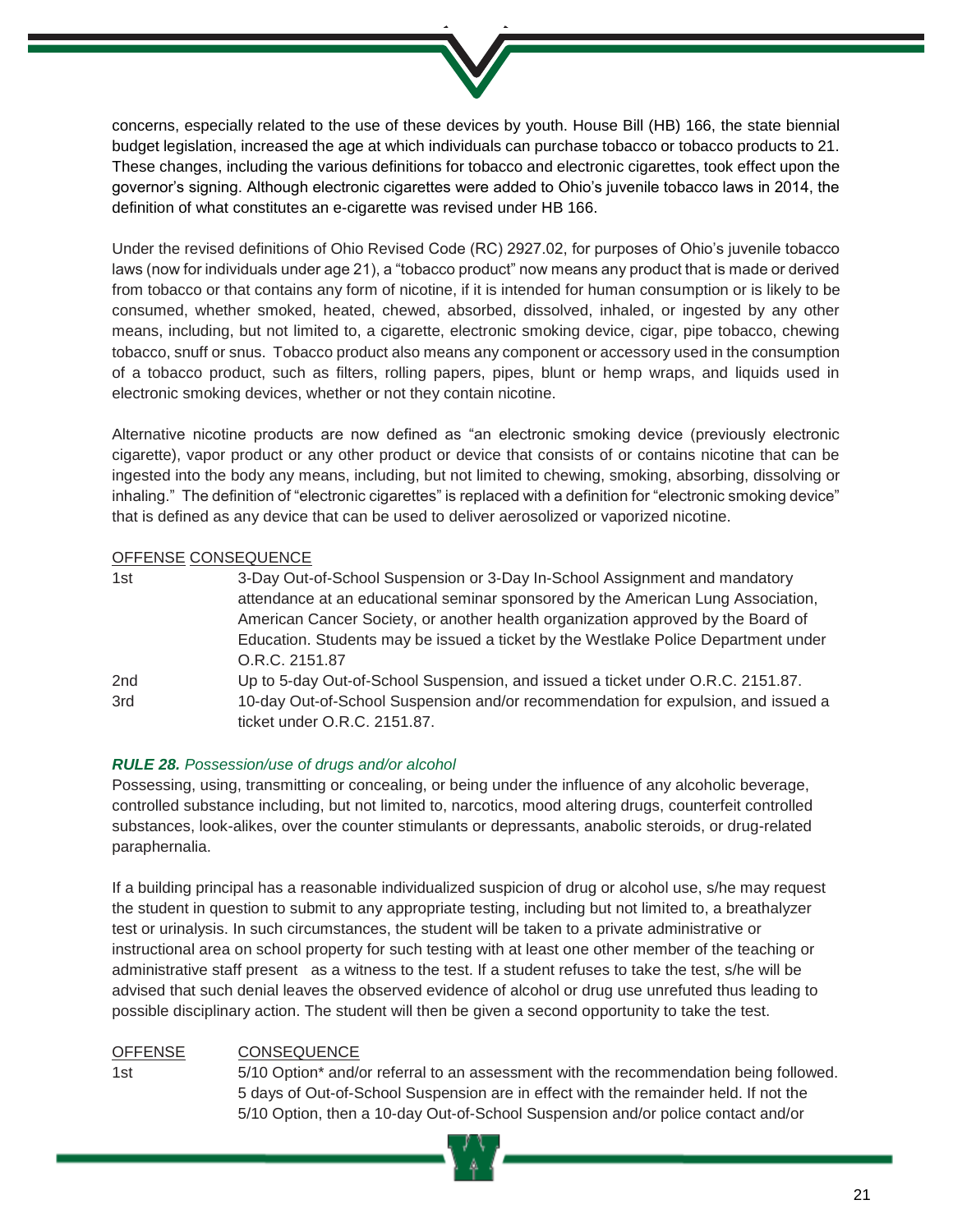concerns, especially related to the use of these devices by youth. House Bill (HB) 166, the state biennial budget legislation, increased the age at which individuals can purchase tobacco or tobacco products to 21. These changes, including the various definitions for tobacco and electronic cigarettes, took effect upon the governor's signing. Although electronic cigarettes were added to Ohio's juvenile tobacco laws in 2014, the definition of what constitutes an e-cigarette was revised under HB 166.

Under the revised definitions of Ohio Revised Code (RC) 2927.02, for purposes of Ohio's juvenile tobacco laws (now for individuals under age 21), a "tobacco product" now means any product that is made or derived from tobacco or that contains any form of nicotine, if it is intended for human consumption or is likely to be consumed, whether smoked, heated, chewed, absorbed, dissolved, inhaled, or ingested by any other means, including, but not limited to, a cigarette, electronic smoking device, cigar, pipe tobacco, chewing tobacco, snuff or snus. Tobacco product also means any component or accessory used in the consumption of a tobacco product, such as filters, rolling papers, pipes, blunt or hemp wraps, and liquids used in electronic smoking devices, whether or not they contain nicotine.

Alternative nicotine products are now defined as "an electronic smoking device (previously electronic cigarette), vapor product or any other product or device that consists of or contains nicotine that can be ingested into the body any means, including, but not limited to chewing, smoking, absorbing, dissolving or inhaling." The definition of "electronic cigarettes" is replaced with a definition for "electronic smoking device" that is defined as any device that can be used to deliver aerosolized or vaporized nicotine.

| OFFENSE | CONSEQUENCE |
|---|---|
| 1st | 3-Day Out-of-School Suspension or 3-Day In-School Assignment and mandatory attendance at an educational seminar sponsored by the American Lung Association, American Cancer Society, or another health organization approved by the Board of Education. Students may be issued a ticket by the Westlake Police Department under O.R.C. 2151.87 |
| 2nd | Up to 5-day Out-of-School Suspension, and issued a ticket under O.R.C. 2151.87. |
| 3rd | 10-day Out-of-School Suspension and/or recommendation for expulsion, and issued a ticket under O.R.C. 2151.87. |

***RULE 28.*** *Possession/use of drugs and/or alcohol*

Possessing, using, transmitting or concealing, or being under the influence of any alcoholic beverage, controlled substance including, but not limited to, narcotics, mood altering drugs, counterfeit controlled substances, look-alikes, over the counter stimulants or depressants, anabolic steroids, or drug-related paraphernalia.

If a building principal has a reasonable individualized suspicion of drug or alcohol use, s/he may request the student in question to submit to any appropriate testing, including but not limited to, a breathalyzer test or urinalysis. In such circumstances, the student will be taken to a private administrative or instructional area on school property for such testing with at least one other member of the teaching or administrative staff present as a witness to the test. If a student refuses to take the test, s/he will be advised that such denial leaves the observed evidence of alcohol or drug use unrefuted thus leading to possible disciplinary action. The student will then be given a second opportunity to take the test.

| OFFENSE | CONSEQUENCE |
|---|---|
| 1st | 5/10 Option* and/or referral to an assessment with the recommendation being followed. 5 days of Out-of-School Suspension are in effect with the remainder held. If not the 5/10 Option, then a 10-day Out-of-School Suspension and/or police contact and/or |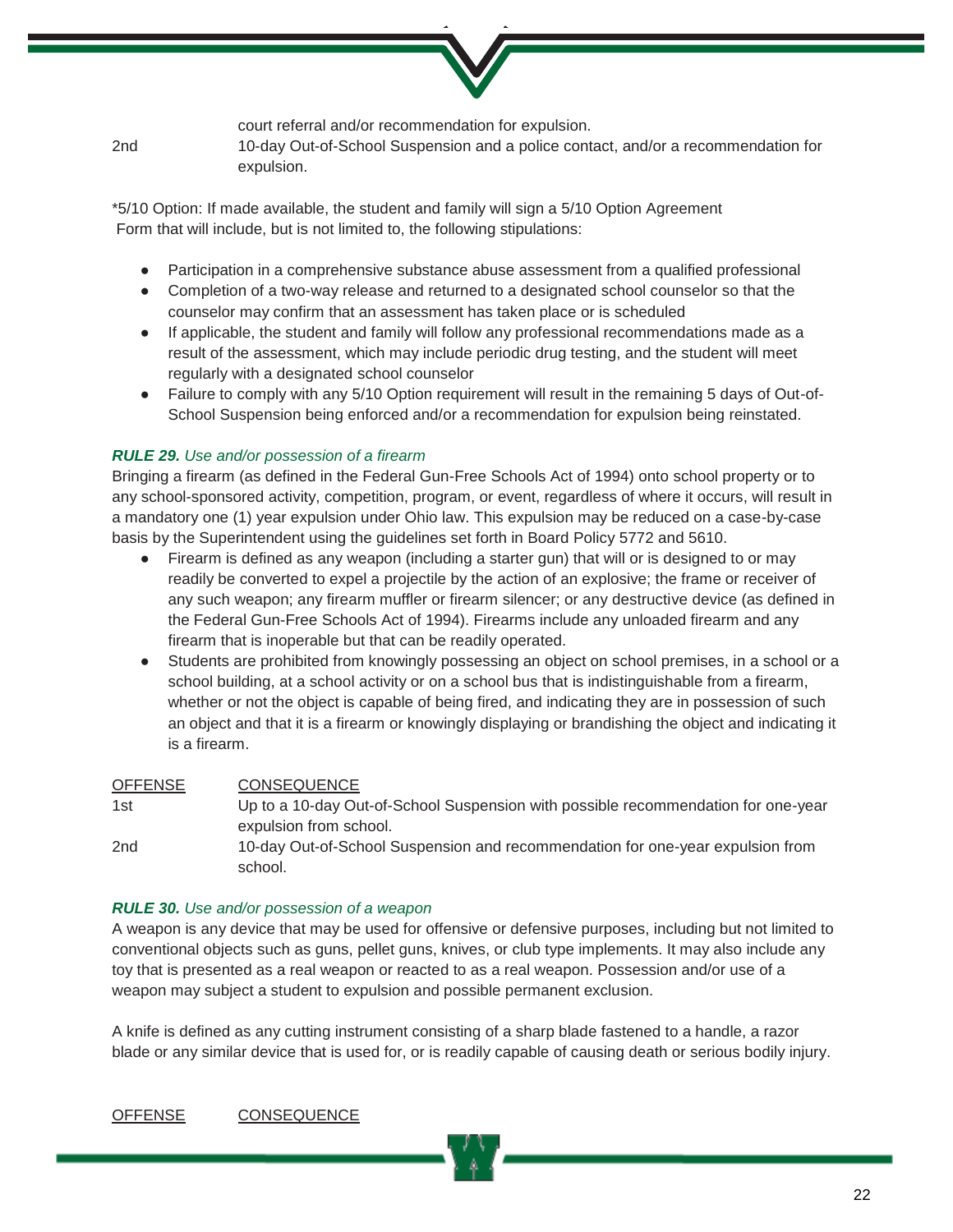| | |
|---|---|
| | court referral and/or recommendation for expulsion. |
| 2nd | 10-day Out-of-School Suspension and a police contact, and/or a recommendation for expulsion. |

*5/10 Option: If made available, the student and family will sign a 5/10 Option Agreement Form that will include, but is not limited to, the following stipulations:

- Participation in a comprehensive substance abuse assessment from a qualified professional
- Completion of a two-way release and returned to a designated school counselor so that the counselor may confirm that an assessment has taken place or is scheduled
- If applicable, the student and family will follow any professional recommendations made as a result of the assessment, which may include periodic drug testing, and the student will meet regularly with a designated school counselor
- Failure to comply with any 5/10 Option requirement will result in the remaining 5 days of Out-of-School Suspension being enforced and/or a recommendation for expulsion being reinstated.

***RULE 29.*** *Use and/or possession of a firearm*

Bringing a firearm (as defined in the Federal Gun-Free Schools Act of 1994) onto school property or to any school-sponsored activity, competition, program, or event, regardless of where it occurs, will result in a mandatory one (1) year expulsion under Ohio law. This expulsion may be reduced on a case-by-case basis by the Superintendent using the guidelines set forth in Board Policy 5772 and 5610.

- Firearm is defined as any weapon (including a starter gun) that will or is designed to or may readily be converted to expel a projectile by the action of an explosive; the frame or receiver of any such weapon; any firearm muffler or firearm silencer; or any destructive device (as defined in the Federal Gun-Free Schools Act of 1994). Firearms include any unloaded firearm and any firearm that is inoperable but that can be readily operated.
- Students are prohibited from knowingly possessing an object on school premises, in a school or a school building, at a school activity or on a school bus that is indistinguishable from a firearm, whether or not the object is capable of being fired, and indicating they are in possession of such an object and that it is a firearm or knowingly displaying or brandishing the object and indicating it is a firearm.

| OFFENSE | CONSEQUENCE |
|---|---|
| 1st | Up to a 10-day Out-of-School Suspension with possible recommendation for one-year expulsion from school. |
| 2nd | 10-day Out-of-School Suspension and recommendation for one-year expulsion from school. |

***RULE 30.*** *Use and/or possession of a weapon*

A weapon is any device that may be used for offensive or defensive purposes, including but not limited to conventional objects such as guns, pellet guns, knives, or club type implements. It may also include any toy that is presented as a real weapon or reacted to as a real weapon. Possession and/or use of a weapon may subject a student to expulsion and possible permanent exclusion.

A knife is defined as any cutting instrument consisting of a sharp blade fastened to a handle, a razor blade or any similar device that is used for, or is readily capable of causing death or serious bodily injury.

| OFFENSE | CONSEQUENCE |
|---|---|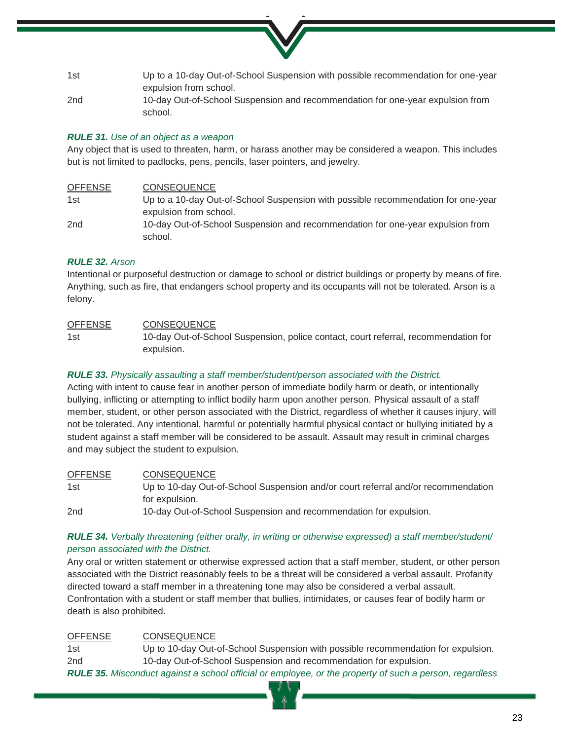| | |
|---|---|
| 1st | Up to a 10-day Out-of-School Suspension with possible recommendation for one-year expulsion from school. |
| 2nd | 10-day Out-of-School Suspension and recommendation for one-year expulsion from school. |

***RULE 31.*** *Use of an object as a weapon*

Any object that is used to threaten, harm, or harass another may be considered a weapon. This includes but is not limited to padlocks, pens, pencils, laser pointers, and jewelry.

| OFFENSE | CONSEQUENCE |
|---|---|
| 1st | Up to a 10-day Out-of-School Suspension with possible recommendation for one-year expulsion from school. |
| 2nd | 10-day Out-of-School Suspension and recommendation for one-year expulsion from school. |

***RULE 32.*** *Arson*

Intentional or purposeful destruction or damage to school or district buildings or property by means of fire. Anything, such as fire, that endangers school property and its occupants will not be tolerated. Arson is a felony.

| OFFENSE | CONSEQUENCE |
|---|---|
| 1st | 10-day Out-of-School Suspension, police contact, court referral, recommendation for expulsion. |

***RULE 33.*** *Physically assaulting a staff member/student/person associated with the District.*

Acting with intent to cause fear in another person of immediate bodily harm or death, or intentionally bullying, inflicting or attempting to inflict bodily harm upon another person. Physical assault of a staff member, student, or other person associated with the District, regardless of whether it causes injury, will not be tolerated. Any intentional, harmful or potentially harmful physical contact or bullying initiated by a student against a staff member will be considered to be assault. Assault may result in criminal charges and may subject the student to expulsion.

| OFFENSE | CONSEQUENCE |
|---|---|
| 1st | Up to 10-day Out-of-School Suspension and/or court referral and/or recommendation for expulsion. |
| 2nd | 10-day Out-of-School Suspension and recommendation for expulsion. |

***RULE 34.*** *Verbally threatening (either orally, in writing or otherwise expressed) a staff member/student/ person associated with the District.*

Any oral or written statement or otherwise expressed action that a staff member, student, or other person associated with the District reasonably feels to be a threat will be considered a verbal assault. Profanity directed toward a staff member in a threatening tone may also be considered a verbal assault. Confrontation with a student or staff member that bullies, intimidates, or causes fear of bodily harm or death is also prohibited.

| OFFENSE | CONSEQUENCE |
|---|---|
| 1st | Up to 10-day Out-of-School Suspension with possible recommendation for expulsion. |
| 2nd | 10-day Out-of-School Suspension and recommendation for expulsion. |

***RULE 35.*** *Misconduct against a school official or employee, or the property of such a person, regardless*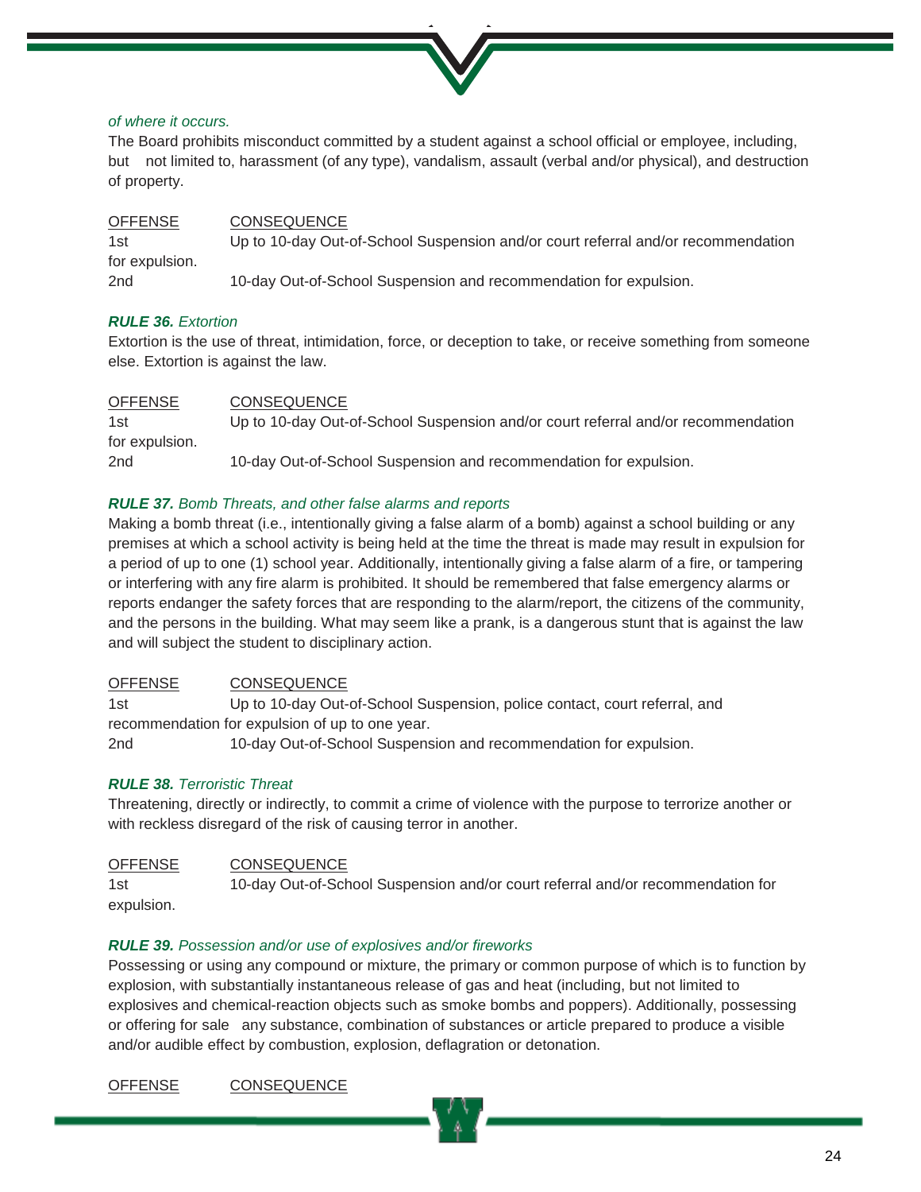*of where it occurs.*

The Board prohibits misconduct committed by a student against a school official or employee, including, but not limited to, harassment (of any type), vandalism, assault (verbal and/or physical), and destruction of property.

| OFFENSE | CONSEQUENCE |
|---|---|
| 1st | Up to 10-day Out-of-School Suspension and/or court referral and/or recommendation for expulsion. |
| 2nd | 10-day Out-of-School Suspension and recommendation for expulsion. |

***RULE 36.*** *Extortion*

Extortion is the use of threat, intimidation, force, or deception to take, or receive something from someone else. Extortion is against the law.

| OFFENSE | CONSEQUENCE |
|---|---|
| 1st | Up to 10-day Out-of-School Suspension and/or court referral and/or recommendation for expulsion. |
| 2nd | 10-day Out-of-School Suspension and recommendation for expulsion. |

***RULE 37.*** *Bomb Threats, and other false alarms and reports*

Making a bomb threat (i.e., intentionally giving a false alarm of a bomb) against a school building or any premises at which a school activity is being held at the time the threat is made may result in expulsion for a period of up to one (1) school year. Additionally, intentionally giving a false alarm of a fire, or tampering or interfering with any fire alarm is prohibited. It should be remembered that false emergency alarms or reports endanger the safety forces that are responding to the alarm/report, the citizens of the community, and the persons in the building. What may seem like a prank, is a dangerous stunt that is against the law and will subject the student to disciplinary action.

| OFFENSE | CONSEQUENCE |
|---|---|
| 1st | Up to 10-day Out-of-School Suspension, police contact, court referral, and recommendation for expulsion of up to one year. |
| 2nd | 10-day Out-of-School Suspension and recommendation for expulsion. |

***RULE 38.*** *Terroristic Threat*

Threatening, directly or indirectly, to commit a crime of violence with the purpose to terrorize another or with reckless disregard of the risk of causing terror in another.

| OFFENSE | CONSEQUENCE |
|---|---|
| 1st | 10-day Out-of-School Suspension and/or court referral and/or recommendation for expulsion. |

***RULE 39.*** *Possession and/or use of explosives and/or fireworks*

Possessing or using any compound or mixture, the primary or common purpose of which is to function by explosion, with substantially instantaneous release of gas and heat (including, but not limited to explosives and chemical-reaction objects such as smoke bombs and poppers). Additionally, possessing or offering for sale any substance, combination of substances or article prepared to produce a visible and/or audible effect by combustion, explosion, deflagration or detonation.

| OFFENSE | CONSEQUENCE |
|---|---|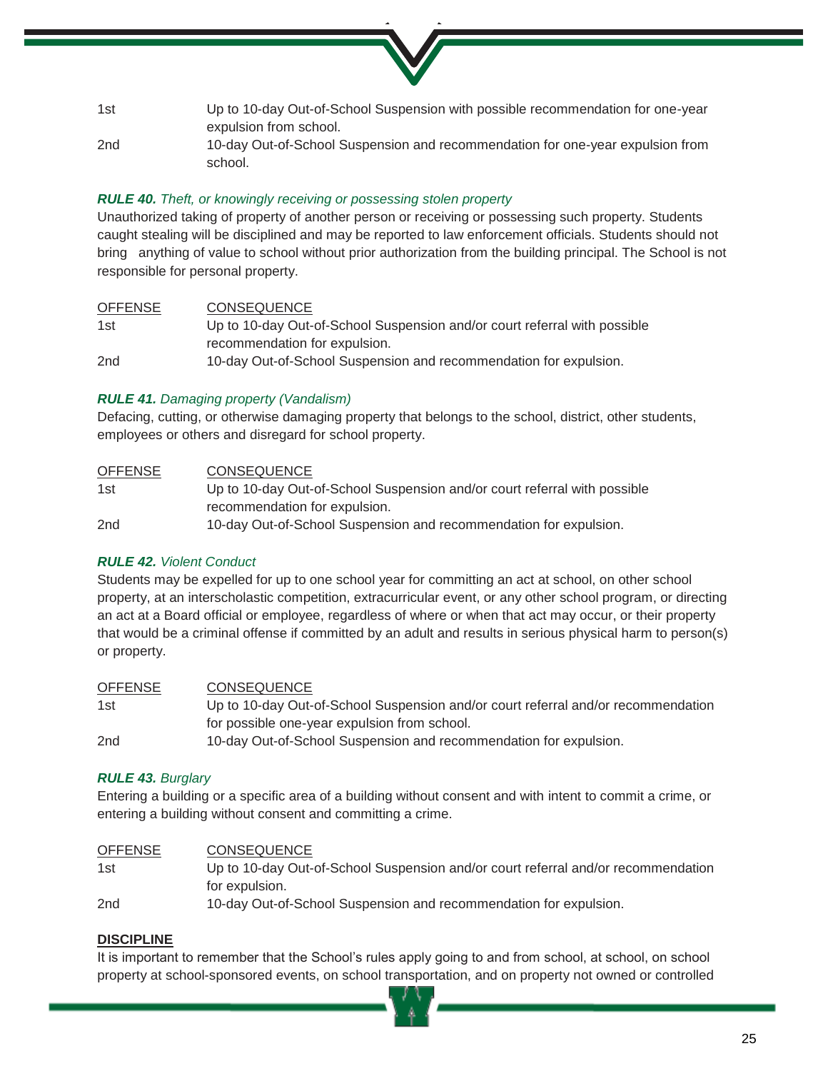| | |
|---|---|
| 1st | Up to 10-day Out-of-School Suspension with possible recommendation for one-year expulsion from school. |
| 2nd | 10-day Out-of-School Suspension and recommendation for one-year expulsion from school. |

***RULE 40.*** *Theft, or knowingly receiving or possessing stolen property*

Unauthorized taking of property of another person or receiving or possessing such property. Students caught stealing will be disciplined and may be reported to law enforcement officials. Students should not bring anything of value to school without prior authorization from the building principal. The School is not responsible for personal property.

| OFFENSE | CONSEQUENCE |
|---|---|
| 1st | Up to 10-day Out-of-School Suspension and/or court referral with possible recommendation for expulsion. |
| 2nd | 10-day Out-of-School Suspension and recommendation for expulsion. |

***RULE 41.*** *Damaging property (Vandalism)*

Defacing, cutting, or otherwise damaging property that belongs to the school, district, other students, employees or others and disregard for school property.

| OFFENSE | CONSEQUENCE |
|---|---|
| 1st | Up to 10-day Out-of-School Suspension and/or court referral with possible recommendation for expulsion. |
| 2nd | 10-day Out-of-School Suspension and recommendation for expulsion. |

***RULE 42.*** *Violent Conduct*

Students may be expelled for up to one school year for committing an act at school, on other school property, at an interscholastic competition, extracurricular event, or any other school program, or directing an act at a Board official or employee, regardless of where or when that act may occur, or their property that would be a criminal offense if committed by an adult and results in serious physical harm to person(s) or property.

| OFFENSE | CONSEQUENCE |
|---|---|
| 1st | Up to 10-day Out-of-School Suspension and/or court referral and/or recommendation for possible one-year expulsion from school. |
| 2nd | 10-day Out-of-School Suspension and recommendation for expulsion. |

***RULE 43.*** *Burglary*

Entering a building or a specific area of a building without consent and with intent to commit a crime, or entering a building without consent and committing a crime.

| OFFENSE | CONSEQUENCE |
|---|---|
| 1st | Up to 10-day Out-of-School Suspension and/or court referral and/or recommendation for expulsion. |
| 2nd | 10-day Out-of-School Suspension and recommendation for expulsion. |

**DISCIPLINE**

It is important to remember that the School's rules apply going to and from school, at school, on school property at school-sponsored events, on school transportation, and on property not owned or controlled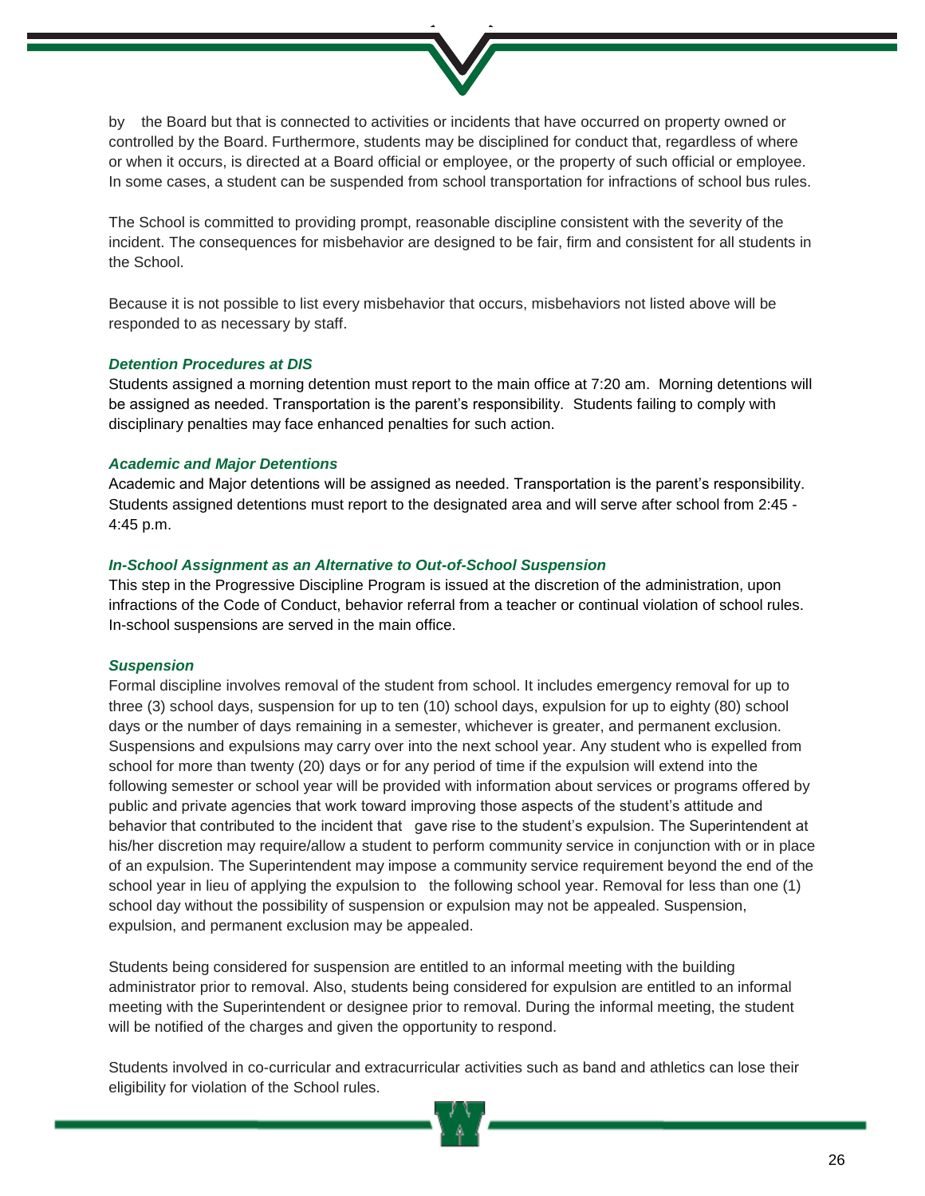by the Board but that is connected to activities or incidents that have occurred on property owned or controlled by the Board. Furthermore, students may be disciplined for conduct that, regardless of where or when it occurs, is directed at a Board official or employee, or the property of such official or employee. In some cases, a student can be suspended from school transportation for infractions of school bus rules.

The School is committed to providing prompt, reasonable discipline consistent with the severity of the incident. The consequences for misbehavior are designed to be fair, firm and consistent for all students in the School.

Because it is not possible to list every misbehavior that occurs, misbehaviors not listed above will be responded to as necessary by staff.

### *Detention Procedures at DIS*

Students assigned a morning detention must report to the main office at 7:20 am. Morning detentions will be assigned as needed. Transportation is the parent's responsibility. Students failing to comply with disciplinary penalties may face enhanced penalties for such action.

### *Academic and Major Detentions*

Academic and Major detentions will be assigned as needed. Transportation is the parent's responsibility. Students assigned detentions must report to the designated area and will serve after school from 2:45 - 4:45 p.m.

### *In-School Assignment as an Alternative to Out-of-School Suspension*

This step in the Progressive Discipline Program is issued at the discretion of the administration, upon infractions of the Code of Conduct, behavior referral from a teacher or continual violation of school rules. In-school suspensions are served in the main office.

### *Suspension*

Formal discipline involves removal of the student from school. It includes emergency removal for up to three (3) school days, suspension for up to ten (10) school days, expulsion for up to eighty (80) school days or the number of days remaining in a semester, whichever is greater, and permanent exclusion. Suspensions and expulsions may carry over into the next school year. Any student who is expelled from school for more than twenty (20) days or for any period of time if the expulsion will extend into the following semester or school year will be provided with information about services or programs offered by public and private agencies that work toward improving those aspects of the student's attitude and behavior that contributed to the incident that gave rise to the student's expulsion. The Superintendent at his/her discretion may require/allow a student to perform community service in conjunction with or in place of an expulsion. The Superintendent may impose a community service requirement beyond the end of the school year in lieu of applying the expulsion to the following school year. Removal for less than one (1) school day without the possibility of suspension or expulsion may not be appealed. Suspension, expulsion, and permanent exclusion may be appealed.

Students being considered for suspension are entitled to an informal meeting with the building administrator prior to removal. Also, students being considered for expulsion are entitled to an informal meeting with the Superintendent or designee prior to removal. During the informal meeting, the student will be notified of the charges and given the opportunity to respond.

Students involved in co-curricular and extracurricular activities such as band and athletics can lose their eligibility for violation of the School rules.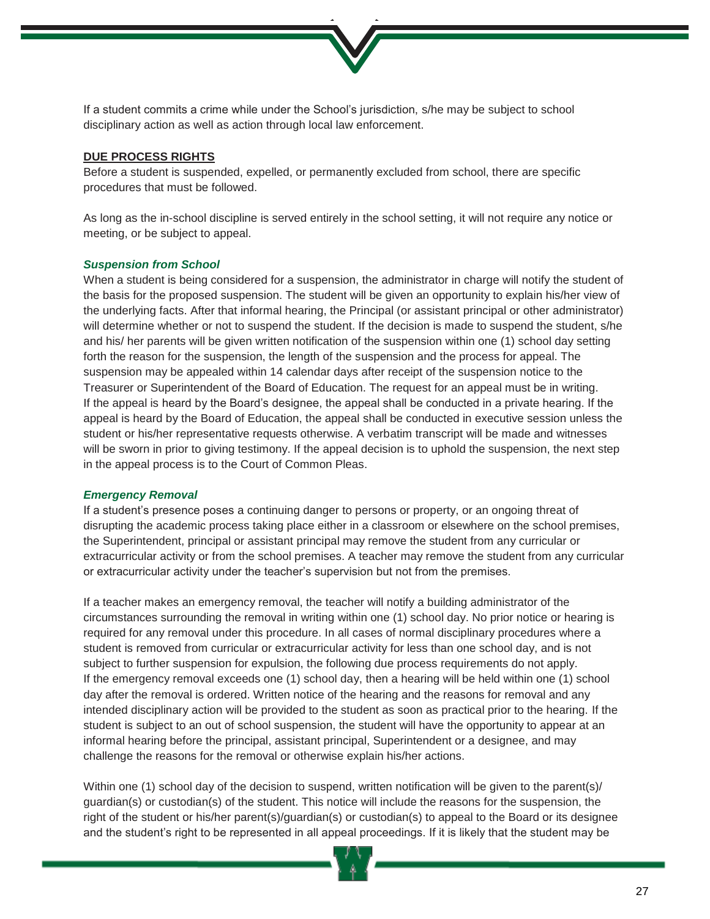If a student commits a crime while under the School's jurisdiction, s/he may be subject to school disciplinary action as well as action through local law enforcement.

**DUE PROCESS RIGHTS**

Before a student is suspended, expelled, or permanently excluded from school, there are specific procedures that must be followed.

As long as the in-school discipline is served entirely in the school setting, it will not require any notice or meeting, or be subject to appeal.

***Suspension from School***

When a student is being considered for a suspension, the administrator in charge will notify the student of the basis for the proposed suspension. The student will be given an opportunity to explain his/her view of the underlying facts. After that informal hearing, the Principal (or assistant principal or other administrator) will determine whether or not to suspend the student. If the decision is made to suspend the student, s/he and his/ her parents will be given written notification of the suspension within one (1) school day setting forth the reason for the suspension, the length of the suspension and the process for appeal. The suspension may be appealed within 14 calendar days after receipt of the suspension notice to the Treasurer or Superintendent of the Board of Education. The request for an appeal must be in writing. If the appeal is heard by the Board's designee, the appeal shall be conducted in a private hearing. If the appeal is heard by the Board of Education, the appeal shall be conducted in executive session unless the student or his/her representative requests otherwise. A verbatim transcript will be made and witnesses will be sworn in prior to giving testimony. If the appeal decision is to uphold the suspension, the next step in the appeal process is to the Court of Common Pleas.

***Emergency Removal***

If a student's presence poses a continuing danger to persons or property, or an ongoing threat of disrupting the academic process taking place either in a classroom or elsewhere on the school premises, the Superintendent, principal or assistant principal may remove the student from any curricular or extracurricular activity or from the school premises. A teacher may remove the student from any curricular or extracurricular activity under the teacher's supervision but not from the premises.

If a teacher makes an emergency removal, the teacher will notify a building administrator of the circumstances surrounding the removal in writing within one (1) school day. No prior notice or hearing is required for any removal under this procedure. In all cases of normal disciplinary procedures where a student is removed from curricular or extracurricular activity for less than one school day, and is not subject to further suspension for expulsion, the following due process requirements do not apply. If the emergency removal exceeds one (1) school day, then a hearing will be held within one (1) school day after the removal is ordered. Written notice of the hearing and the reasons for removal and any intended disciplinary action will be provided to the student as soon as practical prior to the hearing. If the student is subject to an out of school suspension, the student will have the opportunity to appear at an informal hearing before the principal, assistant principal, Superintendent or a designee, and may challenge the reasons for the removal or otherwise explain his/her actions.

Within one (1) school day of the decision to suspend, written notification will be given to the parent(s)/ guardian(s) or custodian(s) of the student. This notice will include the reasons for the suspension, the right of the student or his/her parent(s)/guardian(s) or custodian(s) to appeal to the Board or its designee and the student's right to be represented in all appeal proceedings. If it is likely that the student may be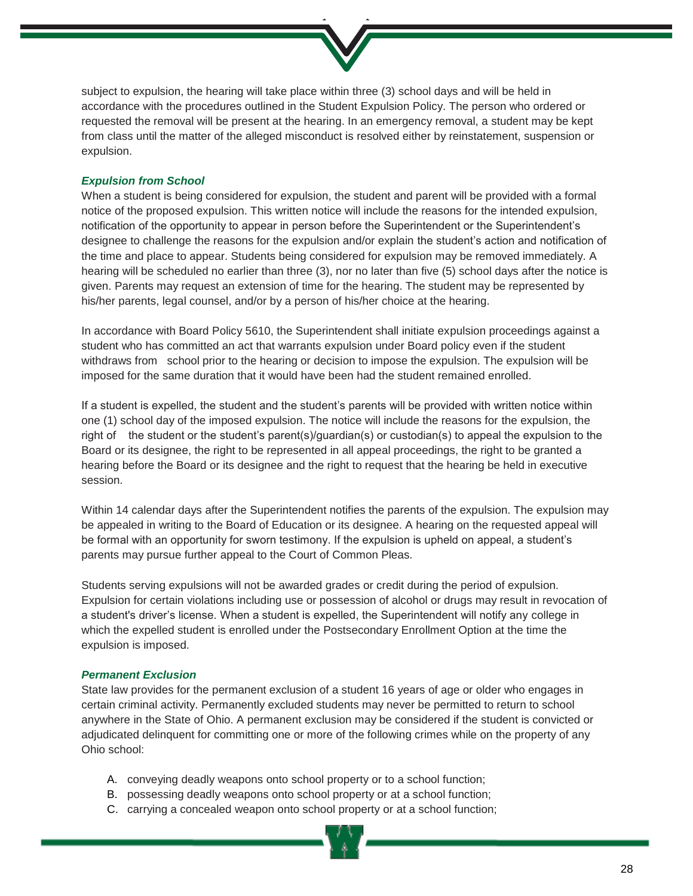subject to expulsion, the hearing will take place within three (3) school days and will be held in accordance with the procedures outlined in the Student Expulsion Policy. The person who ordered or requested the removal will be present at the hearing. In an emergency removal, a student may be kept from class until the matter of the alleged misconduct is resolved either by reinstatement, suspension or expulsion.

### *Expulsion from School*

When a student is being considered for expulsion, the student and parent will be provided with a formal notice of the proposed expulsion. This written notice will include the reasons for the intended expulsion, notification of the opportunity to appear in person before the Superintendent or the Superintendent's designee to challenge the reasons for the expulsion and/or explain the student's action and notification of the time and place to appear. Students being considered for expulsion may be removed immediately. A hearing will be scheduled no earlier than three (3), nor no later than five (5) school days after the notice is given. Parents may request an extension of time for the hearing. The student may be represented by his/her parents, legal counsel, and/or by a person of his/her choice at the hearing.

In accordance with Board Policy 5610, the Superintendent shall initiate expulsion proceedings against a student who has committed an act that warrants expulsion under Board policy even if the student withdraws from school prior to the hearing or decision to impose the expulsion. The expulsion will be imposed for the same duration that it would have been had the student remained enrolled.

If a student is expelled, the student and the student's parents will be provided with written notice within one (1) school day of the imposed expulsion. The notice will include the reasons for the expulsion, the right of the student or the student's parent(s)/guardian(s) or custodian(s) to appeal the expulsion to the Board or its designee, the right to be represented in all appeal proceedings, the right to be granted a hearing before the Board or its designee and the right to request that the hearing be held in executive session.

Within 14 calendar days after the Superintendent notifies the parents of the expulsion. The expulsion may be appealed in writing to the Board of Education or its designee. A hearing on the requested appeal will be formal with an opportunity for sworn testimony. If the expulsion is upheld on appeal, a student's parents may pursue further appeal to the Court of Common Pleas.

Students serving expulsions will not be awarded grades or credit during the period of expulsion. Expulsion for certain violations including use or possession of alcohol or drugs may result in revocation of a student's driver's license. When a student is expelled, the Superintendent will notify any college in which the expelled student is enrolled under the Postsecondary Enrollment Option at the time the expulsion is imposed.

### *Permanent Exclusion*

State law provides for the permanent exclusion of a student 16 years of age or older who engages in certain criminal activity. Permanently excluded students may never be permitted to return to school anywhere in the State of Ohio. A permanent exclusion may be considered if the student is convicted or adjudicated delinquent for committing one or more of the following crimes while on the property of any Ohio school:

A. conveying deadly weapons onto school property or to a school function;
B. possessing deadly weapons onto school property or at a school function;
C. carrying a concealed weapon onto school property or at a school function;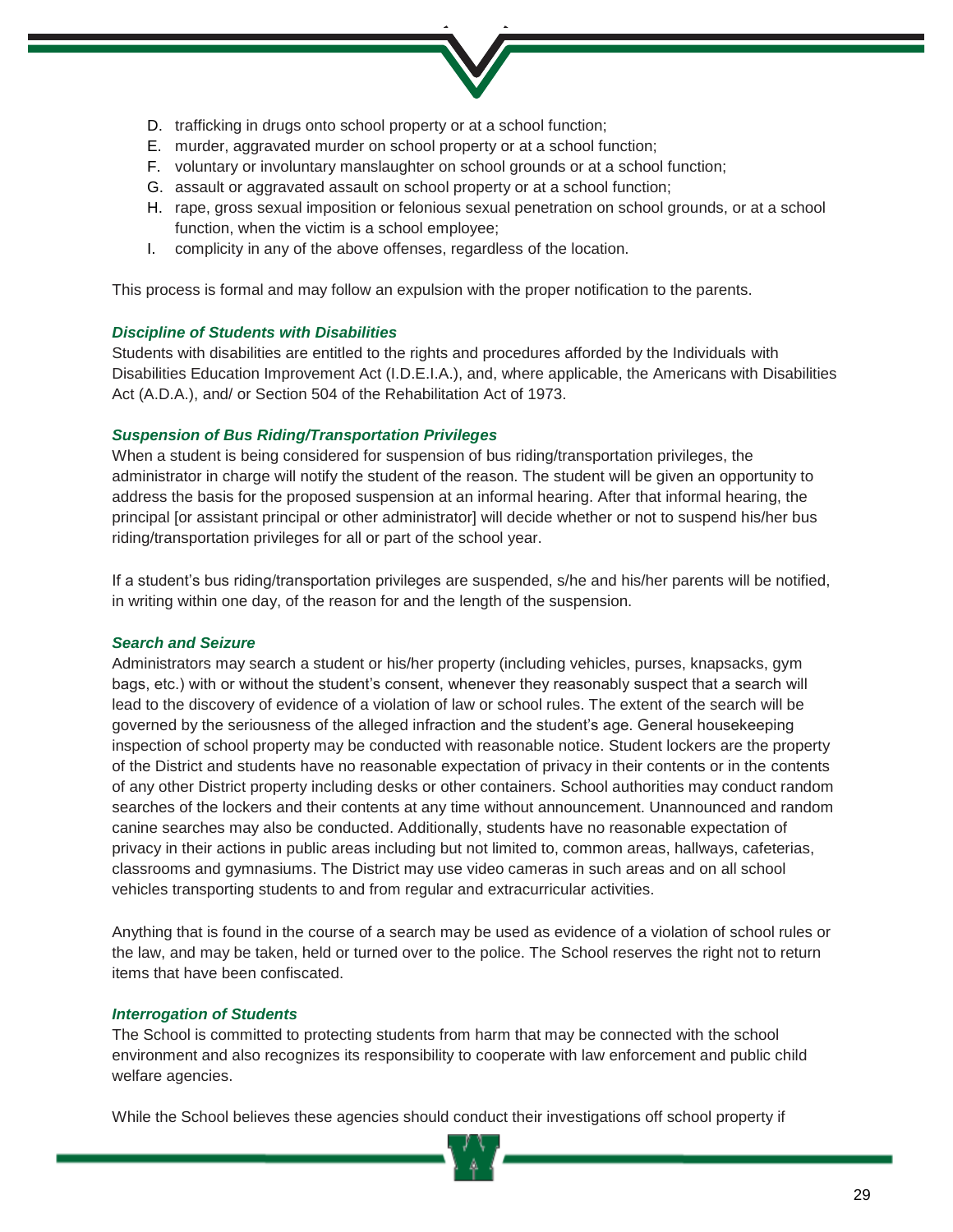D. trafficking in drugs onto school property or at a school function;
E. murder, aggravated murder on school property or at a school function;
F. voluntary or involuntary manslaughter on school grounds or at a school function;
G. assault or aggravated assault on school property or at a school function;
H. rape, gross sexual imposition or felonious sexual penetration on school grounds, or at a school function, when the victim is a school employee;
I. complicity in any of the above offenses, regardless of the location.

This process is formal and may follow an expulsion with the proper notification to the parents.

### *Discipline of Students with Disabilities*

Students with disabilities are entitled to the rights and procedures afforded by the Individuals with Disabilities Education Improvement Act (I.D.E.I.A.), and, where applicable, the Americans with Disabilities Act (A.D.A.), and/ or Section 504 of the Rehabilitation Act of 1973.

### *Suspension of Bus Riding/Transportation Privileges*

When a student is being considered for suspension of bus riding/transportation privileges, the administrator in charge will notify the student of the reason. The student will be given an opportunity to address the basis for the proposed suspension at an informal hearing. After that informal hearing, the principal [or assistant principal or other administrator] will decide whether or not to suspend his/her bus riding/transportation privileges for all or part of the school year.

If a student's bus riding/transportation privileges are suspended, s/he and his/her parents will be notified, in writing within one day, of the reason for and the length of the suspension.

### *Search and Seizure*

Administrators may search a student or his/her property (including vehicles, purses, knapsacks, gym bags, etc.) with or without the student's consent, whenever they reasonably suspect that a search will lead to the discovery of evidence of a violation of law or school rules. The extent of the search will be governed by the seriousness of the alleged infraction and the student's age. General housekeeping inspection of school property may be conducted with reasonable notice. Student lockers are the property of the District and students have no reasonable expectation of privacy in their contents or in the contents of any other District property including desks or other containers. School authorities may conduct random searches of the lockers and their contents at any time without announcement. Unannounced and random canine searches may also be conducted. Additionally, students have no reasonable expectation of privacy in their actions in public areas including but not limited to, common areas, hallways, cafeterias, classrooms and gymnasiums. The District may use video cameras in such areas and on all school vehicles transporting students to and from regular and extracurricular activities.

Anything that is found in the course of a search may be used as evidence of a violation of school rules or the law, and may be taken, held or turned over to the police. The School reserves the right not to return items that have been confiscated.

### *Interrogation of Students*

The School is committed to protecting students from harm that may be connected with the school environment and also recognizes its responsibility to cooperate with law enforcement and public child welfare agencies.

While the School believes these agencies should conduct their investigations off school property if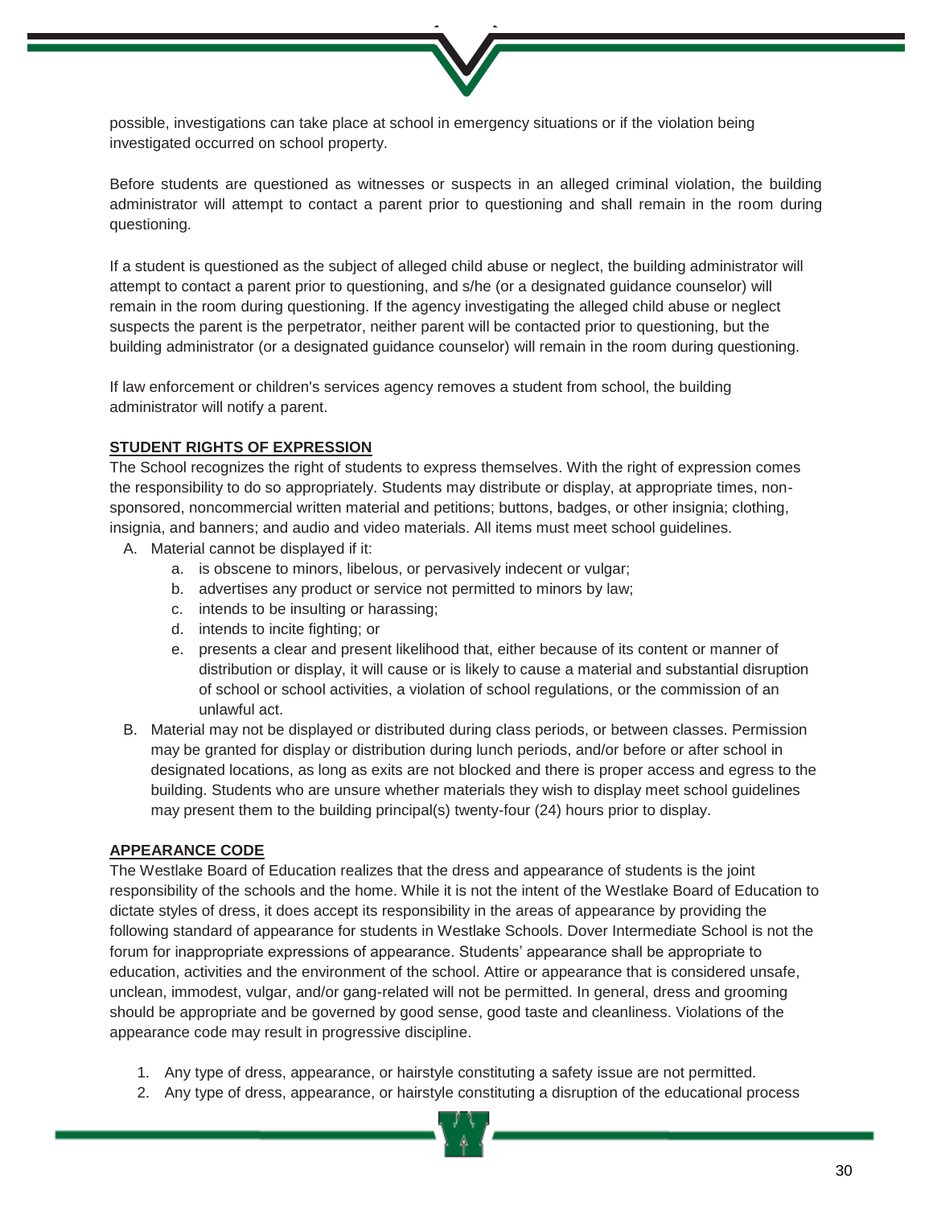possible, investigations can take place at school in emergency situations or if the violation being investigated occurred on school property.

Before students are questioned as witnesses or suspects in an alleged criminal violation, the building administrator will attempt to contact a parent prior to questioning and shall remain in the room during questioning.

If a student is questioned as the subject of alleged child abuse or neglect, the building administrator will attempt to contact a parent prior to questioning, and s/he (or a designated guidance counselor) will remain in the room during questioning. If the agency investigating the alleged child abuse or neglect suspects the parent is the perpetrator, neither parent will be contacted prior to questioning, but the building administrator (or a designated guidance counselor) will remain in the room during questioning.

If law enforcement or children's services agency removes a student from school, the building administrator will notify a parent.

**STUDENT RIGHTS OF EXPRESSION**

The School recognizes the right of students to express themselves. With the right of expression comes the responsibility to do so appropriately. Students may distribute or display, at appropriate times, non-sponsored, noncommercial written material and petitions; buttons, badges, or other insignia; clothing, insignia, and banners; and audio and video materials. All items must meet school guidelines.

A. Material cannot be displayed if it:
    a. is obscene to minors, libelous, or pervasively indecent or vulgar;
    b. advertises any product or service not permitted to minors by law;
    c. intends to be insulting or harassing;
    d. intends to incite fighting; or
    e. presents a clear and present likelihood that, either because of its content or manner of distribution or display, it will cause or is likely to cause a material and substantial disruption of school or school activities, a violation of school regulations, or the commission of an unlawful act.

B. Material may not be displayed or distributed during class periods, or between classes. Permission may be granted for display or distribution during lunch periods, and/or before or after school in designated locations, as long as exits are not blocked and there is proper access and egress to the building. Students who are unsure whether materials they wish to display meet school guidelines may present them to the building principal(s) twenty-four (24) hours prior to display.

**APPEARANCE CODE**

The Westlake Board of Education realizes that the dress and appearance of students is the joint responsibility of the schools and the home. While it is not the intent of the Westlake Board of Education to dictate styles of dress, it does accept its responsibility in the areas of appearance by providing the following standard of appearance for students in Westlake Schools. Dover Intermediate School is not the forum for inappropriate expressions of appearance. Students' appearance shall be appropriate to education, activities and the environment of the school. Attire or appearance that is considered unsafe, unclean, immodest, vulgar, and/or gang-related will not be permitted. In general, dress and grooming should be appropriate and be governed by good sense, good taste and cleanliness. Violations of the appearance code may result in progressive discipline.

1. Any type of dress, appearance, or hairstyle constituting a safety issue are not permitted.
2. Any type of dress, appearance, or hairstyle constituting a disruption of the educational process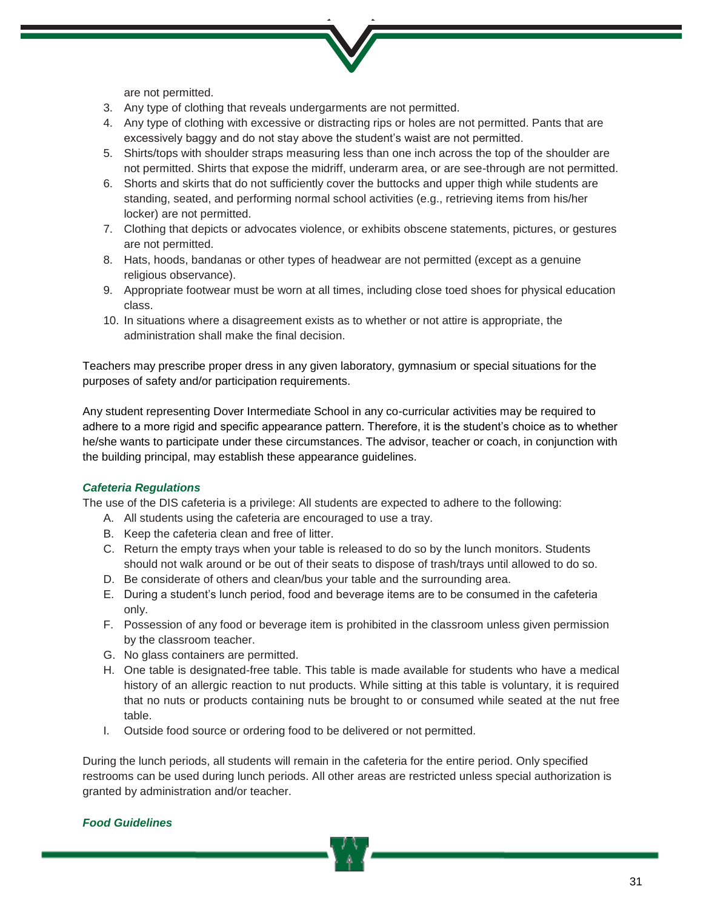are not permitted.

3. Any type of clothing that reveals undergarments are not permitted.
4. Any type of clothing with excessive or distracting rips or holes are not permitted. Pants that are excessively baggy and do not stay above the student's waist are not permitted.
5. Shirts/tops with shoulder straps measuring less than one inch across the top of the shoulder are not permitted. Shirts that expose the midriff, underarm area, or are see-through are not permitted.
6. Shorts and skirts that do not sufficiently cover the buttocks and upper thigh while students are standing, seated, and performing normal school activities (e.g., retrieving items from his/her locker) are not permitted.
7. Clothing that depicts or advocates violence, or exhibits obscene statements, pictures, or gestures are not permitted.
8. Hats, hoods, bandanas or other types of headwear are not permitted (except as a genuine religious observance).
9. Appropriate footwear must be worn at all times, including close toed shoes for physical education class.
10. In situations where a disagreement exists as to whether or not attire is appropriate, the administration shall make the final decision.

Teachers may prescribe proper dress in any given laboratory, gymnasium or special situations for the purposes of safety and/or participation requirements.

Any student representing Dover Intermediate School in any co-curricular activities may be required to adhere to a more rigid and specific appearance pattern. Therefore, it is the student's choice as to whether he/she wants to participate under these circumstances. The advisor, teacher or coach, in conjunction with the building principal, may establish these appearance guidelines.

### *Cafeteria Regulations*

The use of the DIS cafeteria is a privilege: All students are expected to adhere to the following:

A. All students using the cafeteria are encouraged to use a tray.
B. Keep the cafeteria clean and free of litter.
C. Return the empty trays when your table is released to do so by the lunch monitors. Students should not walk around or be out of their seats to dispose of trash/trays until allowed to do so.
D. Be considerate of others and clean/bus your table and the surrounding area.
E. During a student's lunch period, food and beverage items are to be consumed in the cafeteria only.
F. Possession of any food or beverage item is prohibited in the classroom unless given permission by the classroom teacher.
G. No glass containers are permitted.
H. One table is designated-free table. This table is made available for students who have a medical history of an allergic reaction to nut products. While sitting at this table is voluntary, it is required that no nuts or products containing nuts be brought to or consumed while seated at the nut free table.
I. Outside food source or ordering food to be delivered or not permitted.

During the lunch periods, all students will remain in the cafeteria for the entire period. Only specified restrooms can be used during lunch periods. All other areas are restricted unless special authorization is granted by administration and/or teacher.

### *Food Guidelines*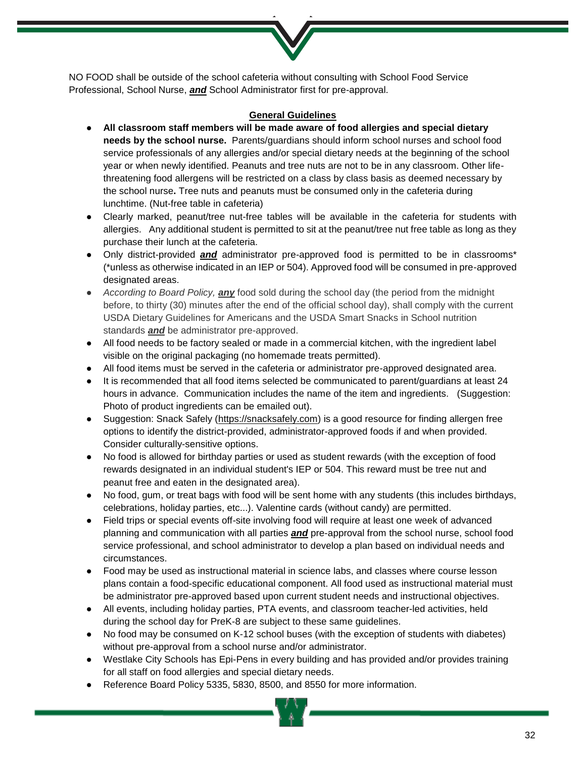NO FOOD shall be outside of the school cafeteria without consulting with School Food Service Professional, School Nurse, ***and*** School Administrator first for pre-approval.

## General Guidelines

- **All classroom staff members will be made aware of food allergies and special dietary needs by the school nurse.** Parents/guardians should inform school nurses and school food service professionals of any allergies and/or special dietary needs at the beginning of the school year or when newly identified. Peanuts and tree nuts are not to be in any classroom. Other life-threatening food allergens will be restricted on a class by class basis as deemed necessary by the school nurse**.** Tree nuts and peanuts must be consumed only in the cafeteria during lunchtime. (Nut-free table in cafeteria)
- Clearly marked, peanut/tree nut-free tables will be available in the cafeteria for students with allergies. Any additional student is permitted to sit at the peanut/tree nut free table as long as they purchase their lunch at the cafeteria.
- Only district-provided ***and*** administrator pre-approved food is permitted to be in classrooms* (*unless as otherwise indicated in an IEP or 504). Approved food will be consumed in pre-approved designated areas.
- *According to Board Policy,* ***any*** food sold during the school day (the period from the midnight before, to thirty (30) minutes after the end of the official school day), shall comply with the current USDA Dietary Guidelines for Americans and the USDA Smart Snacks in School nutrition standards ***and*** be administrator pre-approved.
- All food needs to be factory sealed or made in a commercial kitchen, with the ingredient label visible on the original packaging (no homemade treats permitted).
- All food items must be served in the cafeteria or administrator pre-approved designated area.
- It is recommended that all food items selected be communicated to parent/guardians at least 24 hours in advance. Communication includes the name of the item and ingredients. (Suggestion: Photo of product ingredients can be emailed out).
- Suggestion: Snack Safely (https://snacksafely.com) is a good resource for finding allergen free options to identify the district-provided, administrator-approved foods if and when provided. Consider culturally-sensitive options.
- No food is allowed for birthday parties or used as student rewards (with the exception of food rewards designated in an individual student's IEP or 504. This reward must be tree nut and peanut free and eaten in the designated area).
- No food, gum, or treat bags with food will be sent home with any students (this includes birthdays, celebrations, holiday parties, etc...). Valentine cards (without candy) are permitted.
- Field trips or special events off-site involving food will require at least one week of advanced planning and communication with all parties ***and*** pre-approval from the school nurse, school food service professional, and school administrator to develop a plan based on individual needs and circumstances.
- Food may be used as instructional material in science labs, and classes where course lesson plans contain a food-specific educational component. All food used as instructional material must be administrator pre-approved based upon current student needs and instructional objectives.
- All events, including holiday parties, PTA events, and classroom teacher-led activities, held during the school day for PreK-8 are subject to these same guidelines.
- No food may be consumed on K-12 school buses (with the exception of students with diabetes) without pre-approval from a school nurse and/or administrator.
- Westlake City Schools has Epi-Pens in every building and has provided and/or provides training for all staff on food allergies and special dietary needs.
- Reference Board Policy 5335, 5830, 8500, and 8550 for more information.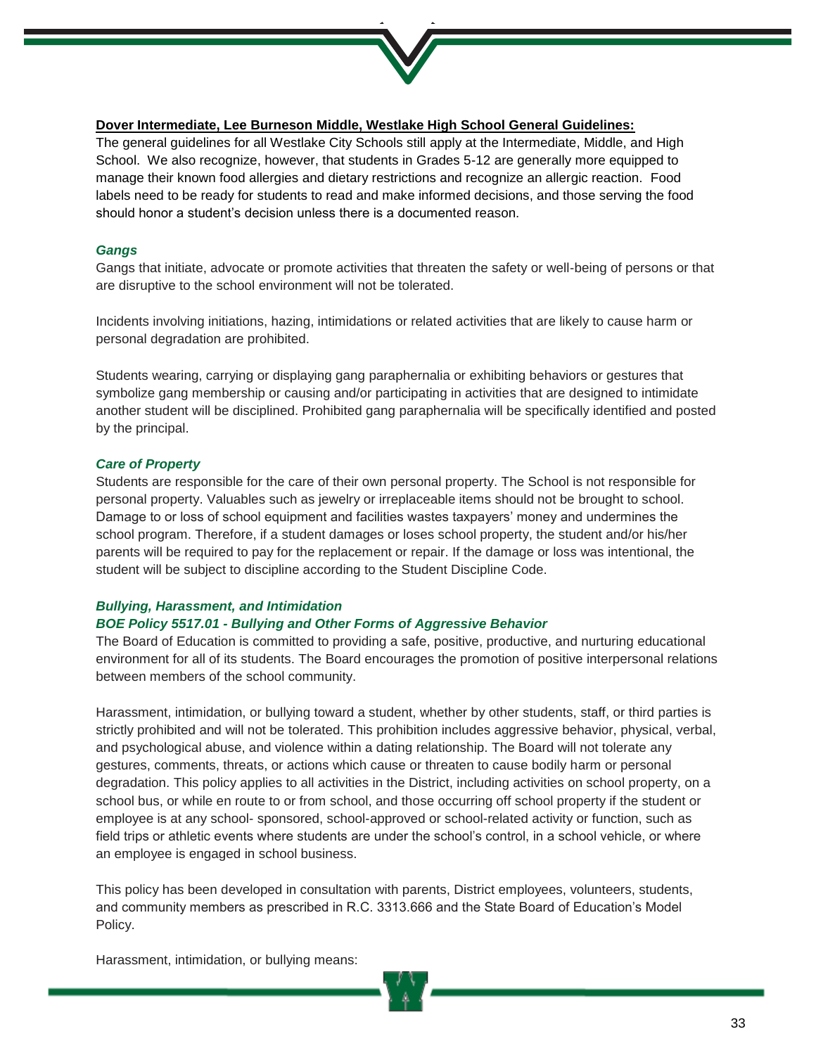**Dover Intermediate, Lee Burneson Middle, Westlake High School General Guidelines:**

The general guidelines for all Westlake City Schools still apply at the Intermediate, Middle, and High School. We also recognize, however, that students in Grades 5-12 are generally more equipped to manage their known food allergies and dietary restrictions and recognize an allergic reaction. Food labels need to be ready for students to read and make informed decisions, and those serving the food should honor a student's decision unless there is a documented reason.

### *Gangs*

Gangs that initiate, advocate or promote activities that threaten the safety or well-being of persons or that are disruptive to the school environment will not be tolerated.

Incidents involving initiations, hazing, intimidations or related activities that are likely to cause harm or personal degradation are prohibited.

Students wearing, carrying or displaying gang paraphernalia or exhibiting behaviors or gestures that symbolize gang membership or causing and/or participating in activities that are designed to intimidate another student will be disciplined. Prohibited gang paraphernalia will be specifically identified and posted by the principal.

### *Care of Property*

Students are responsible for the care of their own personal property. The School is not responsible for personal property. Valuables such as jewelry or irreplaceable items should not be brought to school. Damage to or loss of school equipment and facilities wastes taxpayers' money and undermines the school program. Therefore, if a student damages or loses school property, the student and/or his/her parents will be required to pay for the replacement or repair. If the damage or loss was intentional, the student will be subject to discipline according to the Student Discipline Code.

### *Bullying, Harassment, and Intimidation*

#### *BOE Policy 5517.01 - Bullying and Other Forms of Aggressive Behavior*

The Board of Education is committed to providing a safe, positive, productive, and nurturing educational environment for all of its students. The Board encourages the promotion of positive interpersonal relations between members of the school community.

Harassment, intimidation, or bullying toward a student, whether by other students, staff, or third parties is strictly prohibited and will not be tolerated. This prohibition includes aggressive behavior, physical, verbal, and psychological abuse, and violence within a dating relationship. The Board will not tolerate any gestures, comments, threats, or actions which cause or threaten to cause bodily harm or personal degradation. This policy applies to all activities in the District, including activities on school property, on a school bus, or while en route to or from school, and those occurring off school property if the student or employee is at any school- sponsored, school-approved or school-related activity or function, such as field trips or athletic events where students are under the school's control, in a school vehicle, or where an employee is engaged in school business.

This policy has been developed in consultation with parents, District employees, volunteers, students, and community members as prescribed in R.C. 3313.666 and the State Board of Education's Model Policy.

Harassment, intimidation, or bullying means: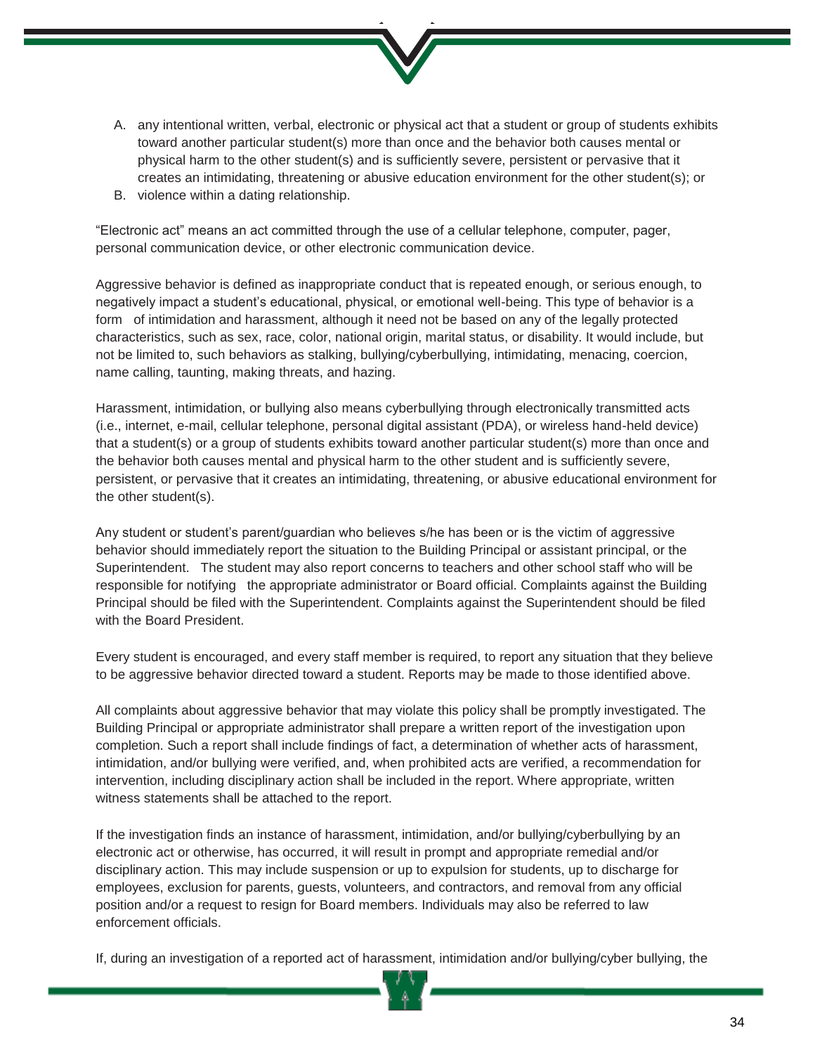A. any intentional written, verbal, electronic or physical act that a student or group of students exhibits toward another particular student(s) more than once and the behavior both causes mental or physical harm to the other student(s) and is sufficiently severe, persistent or pervasive that it creates an intimidating, threatening or abusive education environment for the other student(s); or
B. violence within a dating relationship.

“Electronic act” means an act committed through the use of a cellular telephone, computer, pager, personal communication device, or other electronic communication device.

Aggressive behavior is defined as inappropriate conduct that is repeated enough, or serious enough, to negatively impact a student’s educational, physical, or emotional well-being. This type of behavior is a form of intimidation and harassment, although it need not be based on any of the legally protected characteristics, such as sex, race, color, national origin, marital status, or disability. It would include, but not be limited to, such behaviors as stalking, bullying/cyberbullying, intimidating, menacing, coercion, name calling, taunting, making threats, and hazing.

Harassment, intimidation, or bullying also means cyberbullying through electronically transmitted acts (i.e., internet, e-mail, cellular telephone, personal digital assistant (PDA), or wireless hand-held device) that a student(s) or a group of students exhibits toward another particular student(s) more than once and the behavior both causes mental and physical harm to the other student and is sufficiently severe, persistent, or pervasive that it creates an intimidating, threatening, or abusive educational environment for the other student(s).

Any student or student’s parent/guardian who believes s/he has been or is the victim of aggressive behavior should immediately report the situation to the Building Principal or assistant principal, or the Superintendent. The student may also report concerns to teachers and other school staff who will be responsible for notifying the appropriate administrator or Board official. Complaints against the Building Principal should be filed with the Superintendent. Complaints against the Superintendent should be filed with the Board President.

Every student is encouraged, and every staff member is required, to report any situation that they believe to be aggressive behavior directed toward a student. Reports may be made to those identified above.

All complaints about aggressive behavior that may violate this policy shall be promptly investigated. The Building Principal or appropriate administrator shall prepare a written report of the investigation upon completion. Such a report shall include findings of fact, a determination of whether acts of harassment, intimidation, and/or bullying were verified, and, when prohibited acts are verified, a recommendation for intervention, including disciplinary action shall be included in the report. Where appropriate, written witness statements shall be attached to the report.

If the investigation finds an instance of harassment, intimidation, and/or bullying/cyberbullying by an electronic act or otherwise, has occurred, it will result in prompt and appropriate remedial and/or disciplinary action. This may include suspension or up to expulsion for students, up to discharge for employees, exclusion for parents, guests, volunteers, and contractors, and removal from any official position and/or a request to resign for Board members. Individuals may also be referred to law enforcement officials.

If, during an investigation of a reported act of harassment, intimidation and/or bullying/cyber bullying, the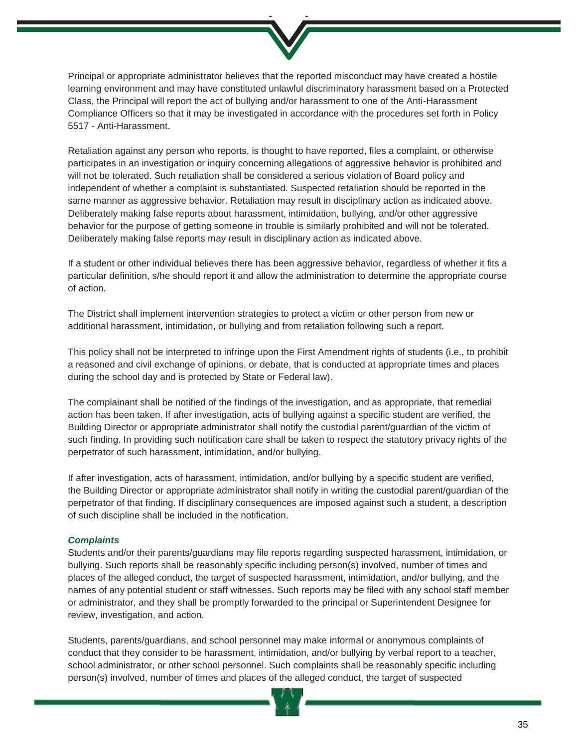Principal or appropriate administrator believes that the reported misconduct may have created a hostile learning environment and may have constituted unlawful discriminatory harassment based on a Protected Class, the Principal will report the act of bullying and/or harassment to one of the Anti-Harassment Compliance Officers so that it may be investigated in accordance with the procedures set forth in Policy 5517 - Anti-Harassment.

Retaliation against any person who reports, is thought to have reported, files a complaint, or otherwise participates in an investigation or inquiry concerning allegations of aggressive behavior is prohibited and will not be tolerated. Such retaliation shall be considered a serious violation of Board policy and independent of whether a complaint is substantiated. Suspected retaliation should be reported in the same manner as aggressive behavior. Retaliation may result in disciplinary action as indicated above. Deliberately making false reports about harassment, intimidation, bullying, and/or other aggressive behavior for the purpose of getting someone in trouble is similarly prohibited and will not be tolerated. Deliberately making false reports may result in disciplinary action as indicated above.

If a student or other individual believes there has been aggressive behavior, regardless of whether it fits a particular definition, s/he should report it and allow the administration to determine the appropriate course of action.

The District shall implement intervention strategies to protect a victim or other person from new or additional harassment, intimidation, or bullying and from retaliation following such a report.

This policy shall not be interpreted to infringe upon the First Amendment rights of students (i.e., to prohibit a reasoned and civil exchange of opinions, or debate, that is conducted at appropriate times and places during the school day and is protected by State or Federal law).

The complainant shall be notified of the findings of the investigation, and as appropriate, that remedial action has been taken. If after investigation, acts of bullying against a specific student are verified, the Building Director or appropriate administrator shall notify the custodial parent/guardian of the victim of such finding. In providing such notification care shall be taken to respect the statutory privacy rights of the perpetrator of such harassment, intimidation, and/or bullying.

If after investigation, acts of harassment, intimidation, and/or bullying by a specific student are verified, the Building Director or appropriate administrator shall notify in writing the custodial parent/guardian of the perpetrator of that finding. If disciplinary consequences are imposed against such a student, a description of such discipline shall be included in the notification.

***Complaints***

Students and/or their parents/guardians may file reports regarding suspected harassment, intimidation, or bullying. Such reports shall be reasonably specific including person(s) involved, number of times and places of the alleged conduct, the target of suspected harassment, intimidation, and/or bullying, and the names of any potential student or staff witnesses. Such reports may be filed with any school staff member or administrator, and they shall be promptly forwarded to the principal or Superintendent Designee for review, investigation, and action.

Students, parents/guardians, and school personnel may make informal or anonymous complaints of conduct that they consider to be harassment, intimidation, and/or bullying by verbal report to a teacher, school administrator, or other school personnel. Such complaints shall be reasonably specific including person(s) involved, number of times and places of the alleged conduct, the target of suspected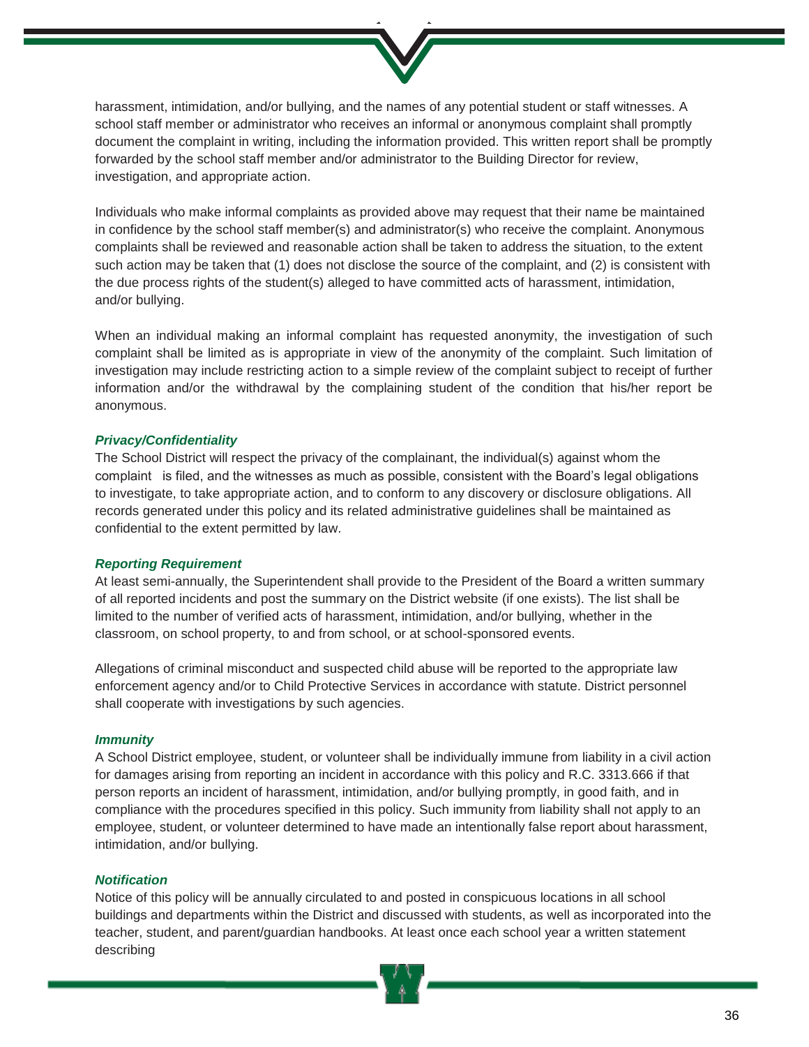harassment, intimidation, and/or bullying, and the names of any potential student or staff witnesses. A school staff member or administrator who receives an informal or anonymous complaint shall promptly document the complaint in writing, including the information provided. This written report shall be promptly forwarded by the school staff member and/or administrator to the Building Director for review, investigation, and appropriate action.

Individuals who make informal complaints as provided above may request that their name be maintained in confidence by the school staff member(s) and administrator(s) who receive the complaint. Anonymous complaints shall be reviewed and reasonable action shall be taken to address the situation, to the extent such action may be taken that (1) does not disclose the source of the complaint, and (2) is consistent with the due process rights of the student(s) alleged to have committed acts of harassment, intimidation, and/or bullying.

When an individual making an informal complaint has requested anonymity, the investigation of such complaint shall be limited as is appropriate in view of the anonymity of the complaint. Such limitation of investigation may include restricting action to a simple review of the complaint subject to receipt of further information and/or the withdrawal by the complaining student of the condition that his/her report be anonymous.

***Privacy/Confidentiality***

The School District will respect the privacy of the complainant, the individual(s) against whom the complaint is filed, and the witnesses as much as possible, consistent with the Board's legal obligations to investigate, to take appropriate action, and to conform to any discovery or disclosure obligations. All records generated under this policy and its related administrative guidelines shall be maintained as confidential to the extent permitted by law.

***Reporting Requirement***

At least semi-annually, the Superintendent shall provide to the President of the Board a written summary of all reported incidents and post the summary on the District website (if one exists). The list shall be limited to the number of verified acts of harassment, intimidation, and/or bullying, whether in the classroom, on school property, to and from school, or at school-sponsored events.

Allegations of criminal misconduct and suspected child abuse will be reported to the appropriate law enforcement agency and/or to Child Protective Services in accordance with statute. District personnel shall cooperate with investigations by such agencies.

***Immunity***

A School District employee, student, or volunteer shall be individually immune from liability in a civil action for damages arising from reporting an incident in accordance with this policy and R.C. 3313.666 if that person reports an incident of harassment, intimidation, and/or bullying promptly, in good faith, and in compliance with the procedures specified in this policy. Such immunity from liability shall not apply to an employee, student, or volunteer determined to have made an intentionally false report about harassment, intimidation, and/or bullying.

***Notification***

Notice of this policy will be annually circulated to and posted in conspicuous locations in all school buildings and departments within the District and discussed with students, as well as incorporated into the teacher, student, and parent/guardian handbooks. At least once each school year a written statement describing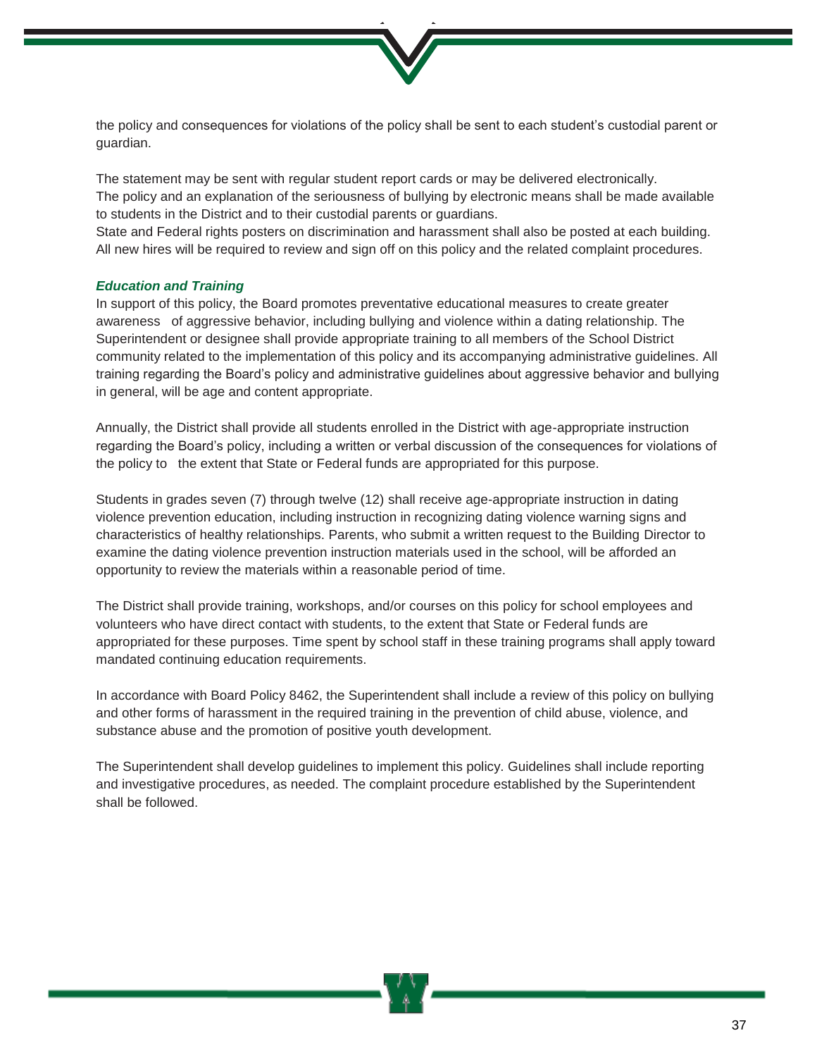the policy and consequences for violations of the policy shall be sent to each student's custodial parent or guardian.

The statement may be sent with regular student report cards or may be delivered electronically.
The policy and an explanation of the seriousness of bullying by electronic means shall be made available to students in the District and to their custodial parents or guardians.
State and Federal rights posters on discrimination and harassment shall also be posted at each building.
All new hires will be required to review and sign off on this policy and the related complaint procedures.

### *Education and Training*

In support of this policy, the Board promotes preventative educational measures to create greater awareness of aggressive behavior, including bullying and violence within a dating relationship. The Superintendent or designee shall provide appropriate training to all members of the School District community related to the implementation of this policy and its accompanying administrative guidelines. All training regarding the Board's policy and administrative guidelines about aggressive behavior and bullying in general, will be age and content appropriate.

Annually, the District shall provide all students enrolled in the District with age-appropriate instruction regarding the Board's policy, including a written or verbal discussion of the consequences for violations of the policy to the extent that State or Federal funds are appropriated for this purpose.

Students in grades seven (7) through twelve (12) shall receive age-appropriate instruction in dating violence prevention education, including instruction in recognizing dating violence warning signs and characteristics of healthy relationships. Parents, who submit a written request to the Building Director to examine the dating violence prevention instruction materials used in the school, will be afforded an opportunity to review the materials within a reasonable period of time.

The District shall provide training, workshops, and/or courses on this policy for school employees and volunteers who have direct contact with students, to the extent that State or Federal funds are appropriated for these purposes. Time spent by school staff in these training programs shall apply toward mandated continuing education requirements.

In accordance with Board Policy 8462, the Superintendent shall include a review of this policy on bullying and other forms of harassment in the required training in the prevention of child abuse, violence, and substance abuse and the promotion of positive youth development.

The Superintendent shall develop guidelines to implement this policy. Guidelines shall include reporting and investigative procedures, as needed. The complaint procedure established by the Superintendent shall be followed.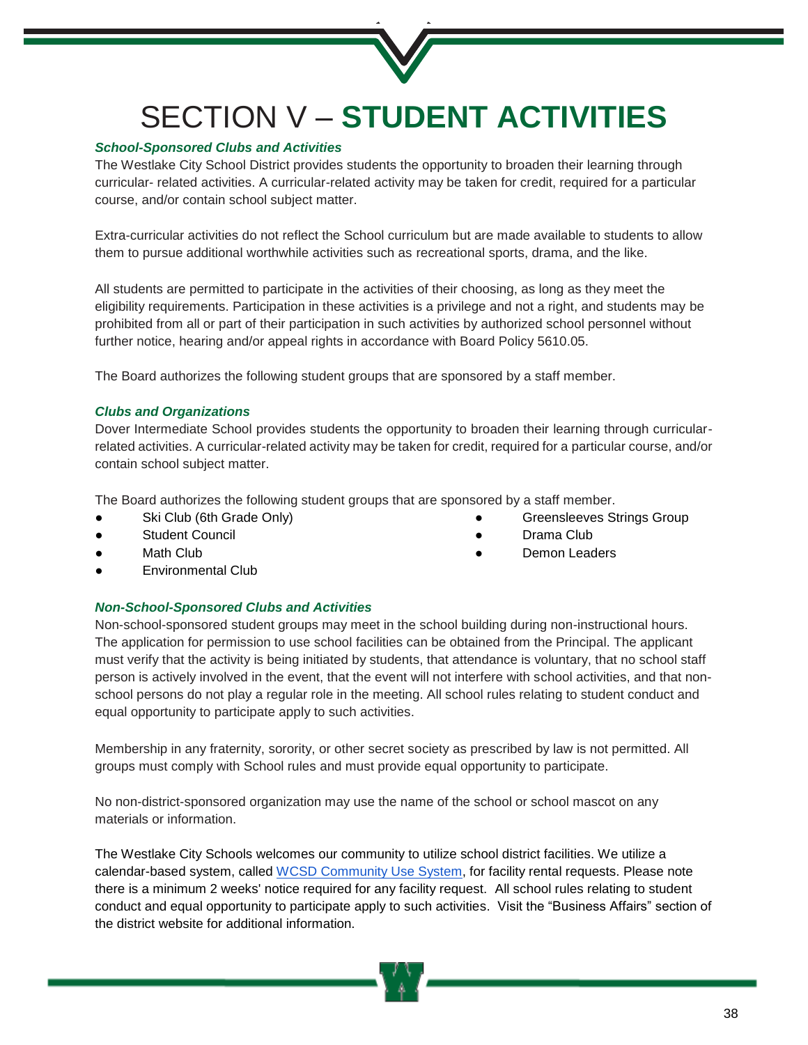# SECTION V – STUDENT ACTIVITIES

### *School-Sponsored Clubs and Activities*

The Westlake City School District provides students the opportunity to broaden their learning through curricular- related activities. A curricular-related activity may be taken for credit, required for a particular course, and/or contain school subject matter.

Extra-curricular activities do not reflect the School curriculum but are made available to students to allow them to pursue additional worthwhile activities such as recreational sports, drama, and the like.

All students are permitted to participate in the activities of their choosing, as long as they meet the eligibility requirements. Participation in these activities is a privilege and not a right, and students may be prohibited from all or part of their participation in such activities by authorized school personnel without further notice, hearing and/or appeal rights in accordance with Board Policy 5610.05.

The Board authorizes the following student groups that are sponsored by a staff member.

### *Clubs and Organizations*

Dover Intermediate School provides students the opportunity to broaden their learning through curricular-related activities. A curricular-related activity may be taken for credit, required for a particular course, and/or contain school subject matter.

The Board authorizes the following student groups that are sponsored by a staff member.

- Ski Club (6th Grade Only)
- Student Council
- Math Club
- Environmental Club
- Greensleeves Strings Group
- Drama Club
- Demon Leaders

### *Non-School-Sponsored Clubs and Activities*

Non-school-sponsored student groups may meet in the school building during non-instructional hours. The application for permission to use school facilities can be obtained from the Principal. The applicant must verify that the activity is being initiated by students, that attendance is voluntary, that no school staff person is actively involved in the event, that the event will not interfere with school activities, and that non-school persons do not play a regular role in the meeting. All school rules relating to student conduct and equal opportunity to participate apply to such activities.

Membership in any fraternity, sorority, or other secret society as prescribed by law is not permitted. All groups must comply with School rules and must provide equal opportunity to participate.

No non-district-sponsored organization may use the name of the school or school mascot on any materials or information.

The Westlake City Schools welcomes our community to utilize school district facilities. We utilize a calendar-based system, called WCSD Community Use System, for facility rental requests. Please note there is a minimum 2 weeks' notice required for any facility request. All school rules relating to student conduct and equal opportunity to participate apply to such activities. Visit the “Business Affairs” section of the district website for additional information.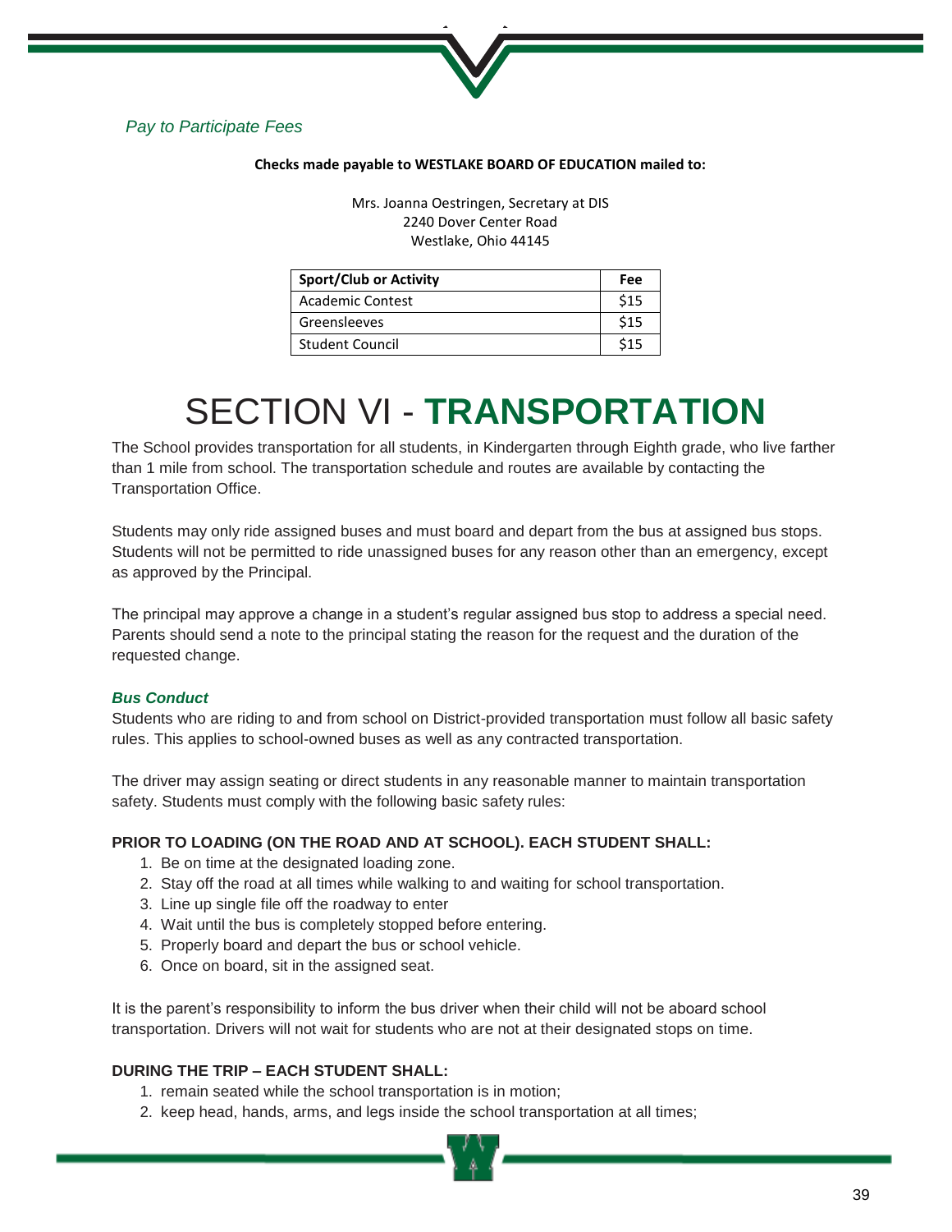*Pay to Participate Fees*

**Checks made payable to WESTLAKE BOARD OF EDUCATION mailed to:**

Mrs. Joanna Oestringen, Secretary at DIS
2240 Dover Center Road
Westlake, Ohio 44145

| Sport/Club or Activity | Fee |
|---|---|
| Academic Contest | $15 |
| Greensleeves | $15 |
| Student Council | $15 |

# SECTION VI - TRANSPORTATION

The School provides transportation for all students, in Kindergarten through Eighth grade, who live farther than 1 mile from school. The transportation schedule and routes are available by contacting the Transportation Office.

Students may only ride assigned buses and must board and depart from the bus at assigned bus stops. Students will not be permitted to ride unassigned buses for any reason other than an emergency, except as approved by the Principal.

The principal may approve a change in a student's regular assigned bus stop to address a special need. Parents should send a note to the principal stating the reason for the request and the duration of the requested change.

### *Bus Conduct*

Students who are riding to and from school on District-provided transportation must follow all basic safety rules. This applies to school-owned buses as well as any contracted transportation.

The driver may assign seating or direct students in any reasonable manner to maintain transportation safety. Students must comply with the following basic safety rules:

**PRIOR TO LOADING (ON THE ROAD AND AT SCHOOL). EACH STUDENT SHALL:**

1. Be on time at the designated loading zone.
2. Stay off the road at all times while walking to and waiting for school transportation.
3. Line up single file off the roadway to enter
4. Wait until the bus is completely stopped before entering.
5. Properly board and depart the bus or school vehicle.
6. Once on board, sit in the assigned seat.

It is the parent's responsibility to inform the bus driver when their child will not be aboard school transportation. Drivers will not wait for students who are not at their designated stops on time.

**DURING THE TRIP – EACH STUDENT SHALL:**

1. remain seated while the school transportation is in motion;
2. keep head, hands, arms, and legs inside the school transportation at all times;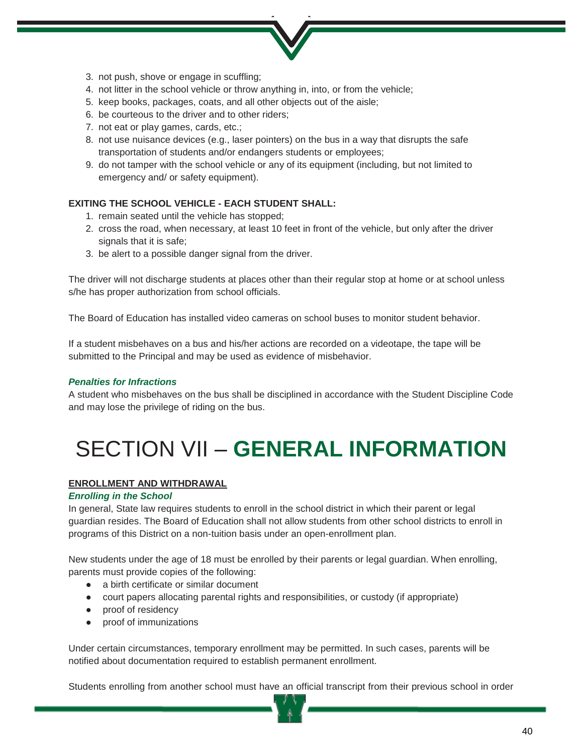3. not push, shove or engage in scuffling;
4. not litter in the school vehicle or throw anything in, into, or from the vehicle;
5. keep books, packages, coats, and all other objects out of the aisle;
6. be courteous to the driver and to other riders;
7. not eat or play games, cards, etc.;
8. not use nuisance devices (e.g., laser pointers) on the bus in a way that disrupts the safe transportation of students and/or endangers students or employees;
9. do not tamper with the school vehicle or any of its equipment (including, but not limited to emergency and/ or safety equipment).

**EXITING THE SCHOOL VEHICLE - EACH STUDENT SHALL:**

1. remain seated until the vehicle has stopped;
2. cross the road, when necessary, at least 10 feet in front of the vehicle, but only after the driver signals that it is safe;
3. be alert to a possible danger signal from the driver.

The driver will not discharge students at places other than their regular stop at home or at school unless s/he has proper authorization from school officials.

The Board of Education has installed video cameras on school buses to monitor student behavior.

If a student misbehaves on a bus and his/her actions are recorded on a videotape, the tape will be submitted to the Principal and may be used as evidence of misbehavior.

***Penalties for Infractions***

A student who misbehaves on the bus shall be disciplined in accordance with the Student Discipline Code and may lose the privilege of riding on the bus.

# SECTION VII – **GENERAL INFORMATION**

**ENROLLMENT AND WITHDRAWAL**

***Enrolling in the School***

In general, State law requires students to enroll in the school district in which their parent or legal guardian resides. The Board of Education shall not allow students from other school districts to enroll in programs of this District on a non-tuition basis under an open-enrollment plan.

New students under the age of 18 must be enrolled by their parents or legal guardian. When enrolling, parents must provide copies of the following:

- a birth certificate or similar document
- court papers allocating parental rights and responsibilities, or custody (if appropriate)
- proof of residency
- proof of immunizations

Under certain circumstances, temporary enrollment may be permitted. In such cases, parents will be notified about documentation required to establish permanent enrollment.

Students enrolling from another school must have an official transcript from their previous school in order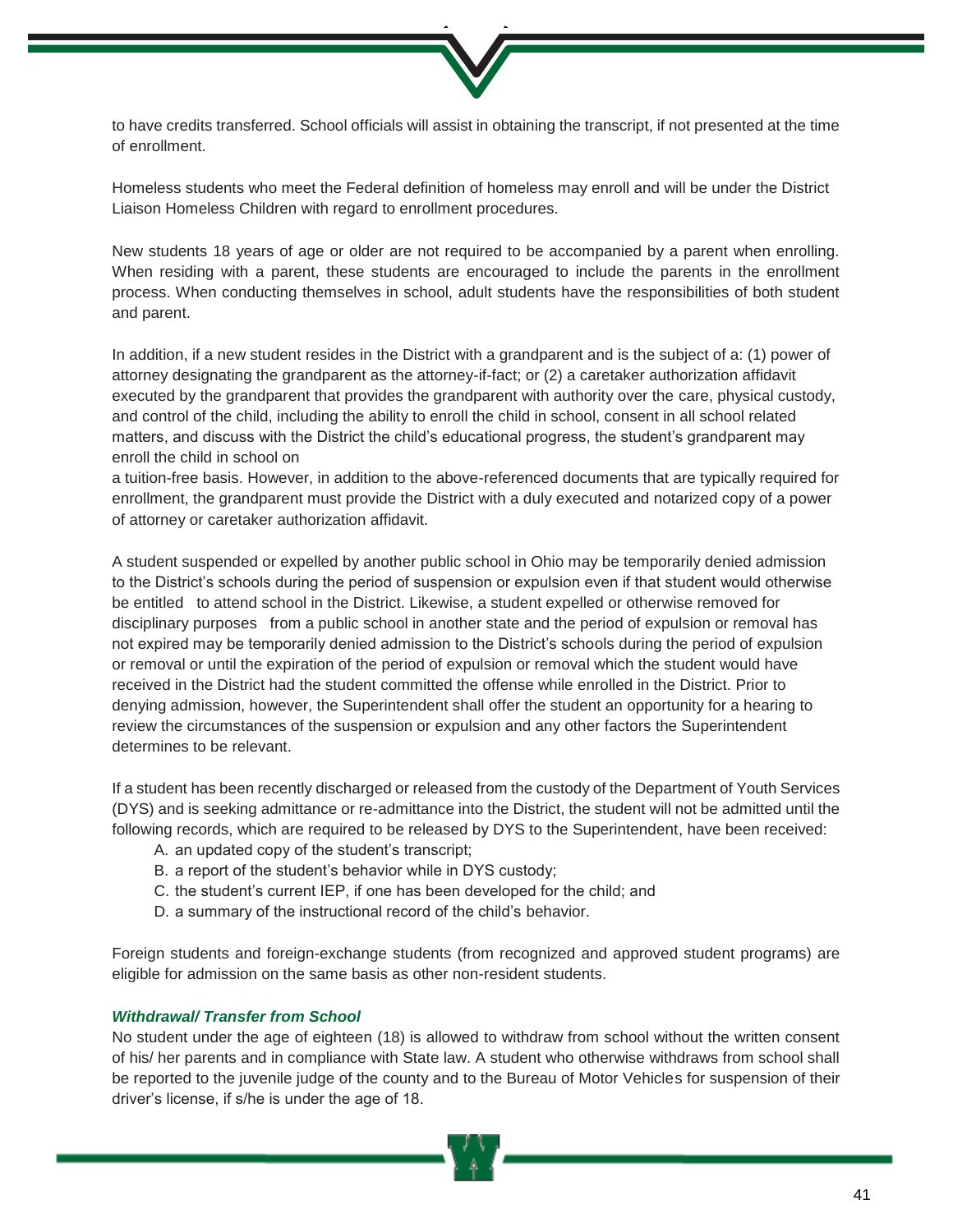to have credits transferred. School officials will assist in obtaining the transcript, if not presented at the time of enrollment.

Homeless students who meet the Federal definition of homeless may enroll and will be under the District Liaison Homeless Children with regard to enrollment procedures.

New students 18 years of age or older are not required to be accompanied by a parent when enrolling. When residing with a parent, these students are encouraged to include the parents in the enrollment process. When conducting themselves in school, adult students have the responsibilities of both student and parent.

In addition, if a new student resides in the District with a grandparent and is the subject of a: (1) power of attorney designating the grandparent as the attorney-if-fact; or (2) a caretaker authorization affidavit executed by the grandparent that provides the grandparent with authority over the care, physical custody, and control of the child, including the ability to enroll the child in school, consent in all school related matters, and discuss with the District the child's educational progress, the student's grandparent may enroll the child in school on a tuition-free basis. However, in addition to the above-referenced documents that are typically required for enrollment, the grandparent must provide the District with a duly executed and notarized copy of a power of attorney or caretaker authorization affidavit.

A student suspended or expelled by another public school in Ohio may be temporarily denied admission to the District's schools during the period of suspension or expulsion even if that student would otherwise be entitled to attend school in the District. Likewise, a student expelled or otherwise removed for disciplinary purposes from a public school in another state and the period of expulsion or removal has not expired may be temporarily denied admission to the District's schools during the period of expulsion or removal or until the expiration of the period of expulsion or removal which the student would have received in the District had the student committed the offense while enrolled in the District. Prior to denying admission, however, the Superintendent shall offer the student an opportunity for a hearing to review the circumstances of the suspension or expulsion and any other factors the Superintendent determines to be relevant.

If a student has been recently discharged or released from the custody of the Department of Youth Services (DYS) and is seeking admittance or re-admittance into the District, the student will not be admitted until the following records, which are required to be released by DYS to the Superintendent, have been received:

A. an updated copy of the student's transcript;
B. a report of the student's behavior while in DYS custody;
C. the student's current IEP, if one has been developed for the child; and
D. a summary of the instructional record of the child's behavior.

Foreign students and foreign-exchange students (from recognized and approved student programs) are eligible for admission on the same basis as other non-resident students.

### *Withdrawal/ Transfer from School*

No student under the age of eighteen (18) is allowed to withdraw from school without the written consent of his/ her parents and in compliance with State law. A student who otherwise withdraws from school shall be reported to the juvenile judge of the county and to the Bureau of Motor Vehicles for suspension of their driver's license, if s/he is under the age of 18.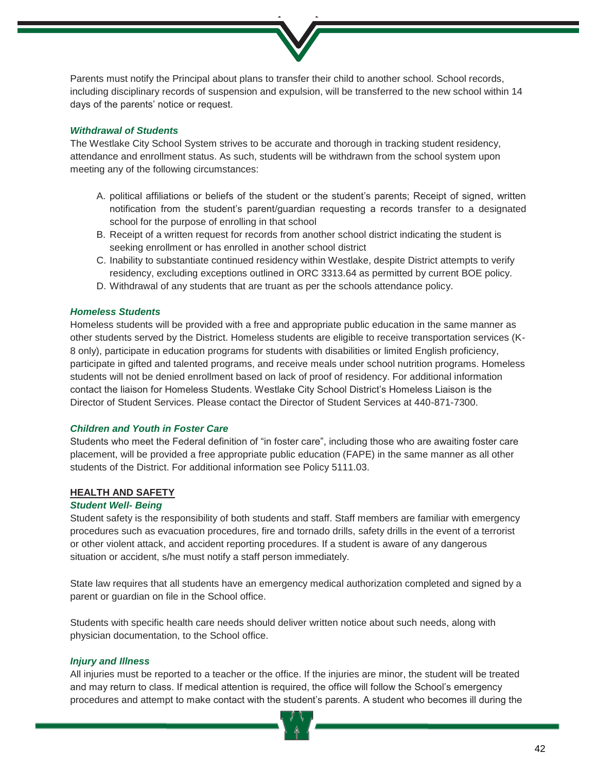Parents must notify the Principal about plans to transfer their child to another school. School records, including disciplinary records of suspension and expulsion, will be transferred to the new school within 14 days of the parents' notice or request.

### *Withdrawal of Students*

The Westlake City School System strives to be accurate and thorough in tracking student residency, attendance and enrollment status. As such, students will be withdrawn from the school system upon meeting any of the following circumstances:

A. political affiliations or beliefs of the student or the student's parents; Receipt of signed, written notification from the student's parent/guardian requesting a records transfer to a designated school for the purpose of enrolling in that school
B. Receipt of a written request for records from another school district indicating the student is seeking enrollment or has enrolled in another school district
C. Inability to substantiate continued residency within Westlake, despite District attempts to verify residency, excluding exceptions outlined in ORC 3313.64 as permitted by current BOE policy.
D. Withdrawal of any students that are truant as per the schools attendance policy.

### *Homeless Students*

Homeless students will be provided with a free and appropriate public education in the same manner as other students served by the District. Homeless students are eligible to receive transportation services (K-8 only), participate in education programs for students with disabilities or limited English proficiency, participate in gifted and talented programs, and receive meals under school nutrition programs. Homeless students will not be denied enrollment based on lack of proof of residency. For additional information contact the liaison for Homeless Students. Westlake City School District's Homeless Liaison is the Director of Student Services. Please contact the Director of Student Services at 440-871-7300.

### *Children and Youth in Foster Care*

Students who meet the Federal definition of "in foster care", including those who are awaiting foster care placement, will be provided a free appropriate public education (FAPE) in the same manner as all other students of the District. For additional information see Policy 5111.03.

## HEALTH AND SAFETY

### *Student Well- Being*

Student safety is the responsibility of both students and staff. Staff members are familiar with emergency procedures such as evacuation procedures, fire and tornado drills, safety drills in the event of a terrorist or other violent attack, and accident reporting procedures. If a student is aware of any dangerous situation or accident, s/he must notify a staff person immediately.

State law requires that all students have an emergency medical authorization completed and signed by a parent or guardian on file in the School office.

Students with specific health care needs should deliver written notice about such needs, along with physician documentation, to the School office.

### *Injury and Illness*

All injuries must be reported to a teacher or the office. If the injuries are minor, the student will be treated and may return to class. If medical attention is required, the office will follow the School's emergency procedures and attempt to make contact with the student's parents. A student who becomes ill during the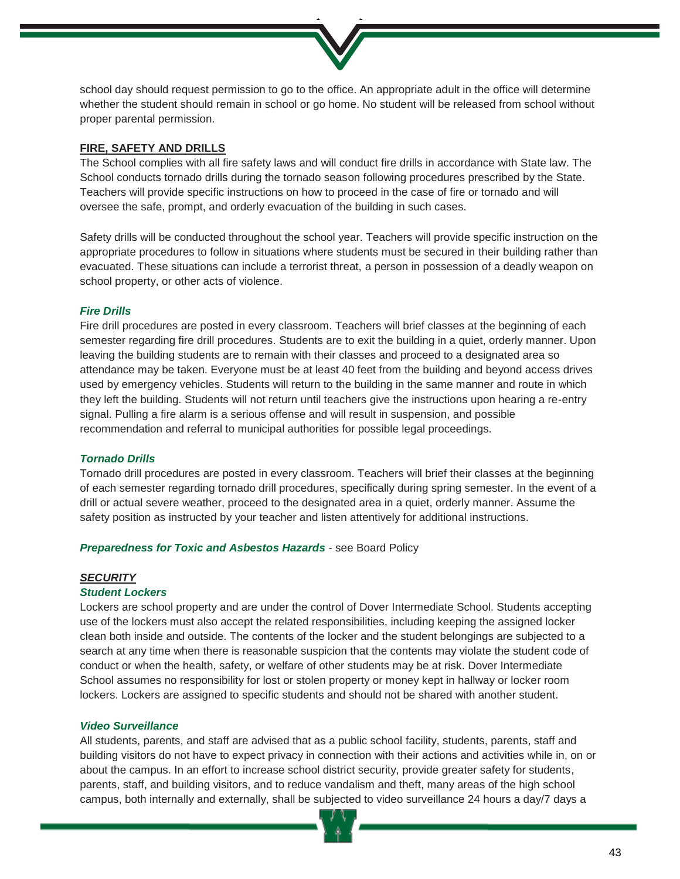school day should request permission to go to the office. An appropriate adult in the office will determine whether the student should remain in school or go home. No student will be released from school without proper parental permission.

## FIRE, SAFETY AND DRILLS

The School complies with all fire safety laws and will conduct fire drills in accordance with State law. The School conducts tornado drills during the tornado season following procedures prescribed by the State. Teachers will provide specific instructions on how to proceed in the case of fire or tornado and will oversee the safe, prompt, and orderly evacuation of the building in such cases.

Safety drills will be conducted throughout the school year. Teachers will provide specific instruction on the appropriate procedures to follow in situations where students must be secured in their building rather than evacuated. These situations can include a terrorist threat, a person in possession of a deadly weapon on school property, or other acts of violence.

### *Fire Drills*

Fire drill procedures are posted in every classroom. Teachers will brief classes at the beginning of each semester regarding fire drill procedures. Students are to exit the building in a quiet, orderly manner. Upon leaving the building students are to remain with their classes and proceed to a designated area so attendance may be taken. Everyone must be at least 40 feet from the building and beyond access drives used by emergency vehicles. Students will return to the building in the same manner and route in which they left the building. Students will not return until teachers give the instructions upon hearing a re-entry signal. Pulling a fire alarm is a serious offense and will result in suspension, and possible recommendation and referral to municipal authorities for possible legal proceedings.

### *Tornado Drills*

Tornado drill procedures are posted in every classroom. Teachers will brief their classes at the beginning of each semester regarding tornado drill procedures, specifically during spring semester. In the event of a drill or actual severe weather, proceed to the designated area in a quiet, orderly manner. Assume the safety position as instructed by your teacher and listen attentively for additional instructions.

***Preparedness for Toxic and Asbestos Hazards*** - see Board Policy

## *SECURITY*

### *Student Lockers*

Lockers are school property and are under the control of Dover Intermediate School. Students accepting use of the lockers must also accept the related responsibilities, including keeping the assigned locker clean both inside and outside. The contents of the locker and the student belongings are subjected to a search at any time when there is reasonable suspicion that the contents may violate the student code of conduct or when the health, safety, or welfare of other students may be at risk. Dover Intermediate School assumes no responsibility for lost or stolen property or money kept in hallway or locker room lockers. Lockers are assigned to specific students and should not be shared with another student.

### *Video Surveillance*

All students, parents, and staff are advised that as a public school facility, students, parents, staff and building visitors do not have to expect privacy in connection with their actions and activities while in, on or about the campus. In an effort to increase school district security, provide greater safety for students, parents, staff, and building visitors, and to reduce vandalism and theft, many areas of the high school campus, both internally and externally, shall be subjected to video surveillance 24 hours a day/7 days a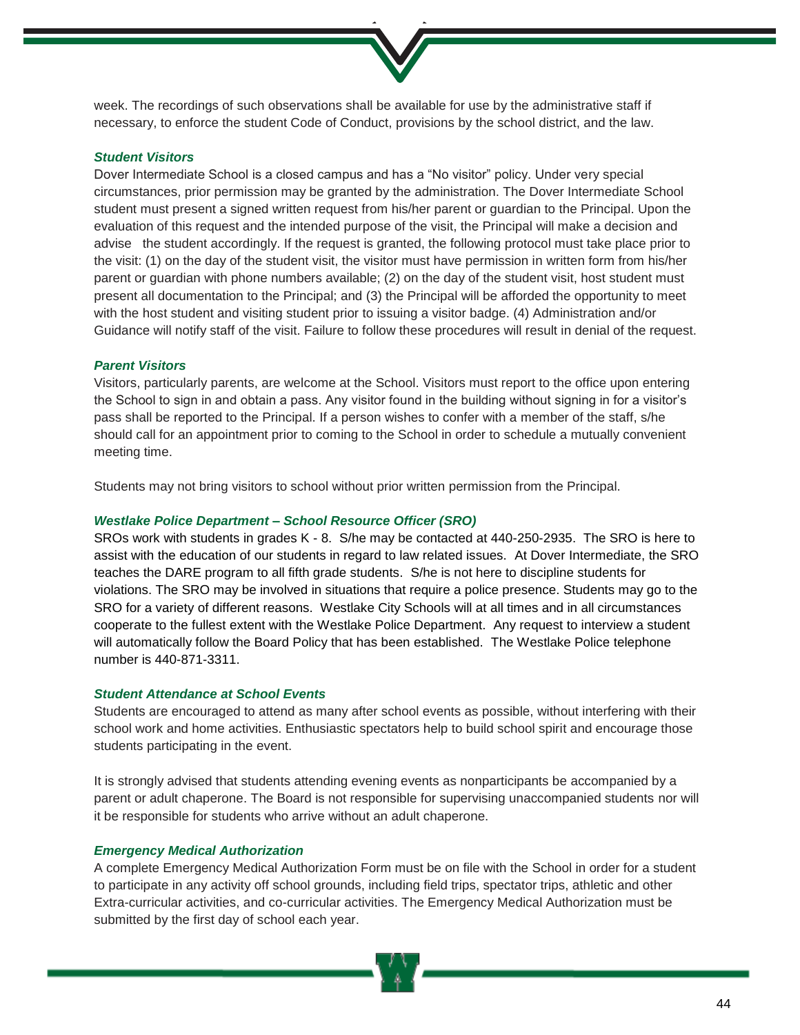week. The recordings of such observations shall be available for use by the administrative staff if necessary, to enforce the student Code of Conduct, provisions by the school district, and the law.

### *Student Visitors*

Dover Intermediate School is a closed campus and has a “No visitor” policy. Under very special circumstances, prior permission may be granted by the administration. The Dover Intermediate School student must present a signed written request from his/her parent or guardian to the Principal. Upon the evaluation of this request and the intended purpose of the visit, the Principal will make a decision and advise the student accordingly. If the request is granted, the following protocol must take place prior to the visit: (1) on the day of the student visit, the visitor must have permission in written form from his/her parent or guardian with phone numbers available; (2) on the day of the student visit, host student must present all documentation to the Principal; and (3) the Principal will be afforded the opportunity to meet with the host student and visiting student prior to issuing a visitor badge. (4) Administration and/or Guidance will notify staff of the visit. Failure to follow these procedures will result in denial of the request.

### *Parent Visitors*

Visitors, particularly parents, are welcome at the School. Visitors must report to the office upon entering the School to sign in and obtain a pass. Any visitor found in the building without signing in for a visitor's pass shall be reported to the Principal. If a person wishes to confer with a member of the staff, s/he should call for an appointment prior to coming to the School in order to schedule a mutually convenient meeting time.

Students may not bring visitors to school without prior written permission from the Principal.

### *Westlake Police Department – School Resource Officer (SRO)*

SROs work with students in grades K - 8. S/he may be contacted at 440-250-2935. The SRO is here to assist with the education of our students in regard to law related issues. At Dover Intermediate, the SRO teaches the DARE program to all fifth grade students. S/he is not here to discipline students for violations. The SRO may be involved in situations that require a police presence. Students may go to the SRO for a variety of different reasons. Westlake City Schools will at all times and in all circumstances cooperate to the fullest extent with the Westlake Police Department. Any request to interview a student will automatically follow the Board Policy that has been established. The Westlake Police telephone number is 440-871-3311.

### *Student Attendance at School Events*

Students are encouraged to attend as many after school events as possible, without interfering with their school work and home activities. Enthusiastic spectators help to build school spirit and encourage those students participating in the event.

It is strongly advised that students attending evening events as nonparticipants be accompanied by a parent or adult chaperone. The Board is not responsible for supervising unaccompanied students nor will it be responsible for students who arrive without an adult chaperone.

### *Emergency Medical Authorization*

A complete Emergency Medical Authorization Form must be on file with the School in order for a student to participate in any activity off school grounds, including field trips, spectator trips, athletic and other Extra-curricular activities, and co-curricular activities. The Emergency Medical Authorization must be submitted by the first day of school each year.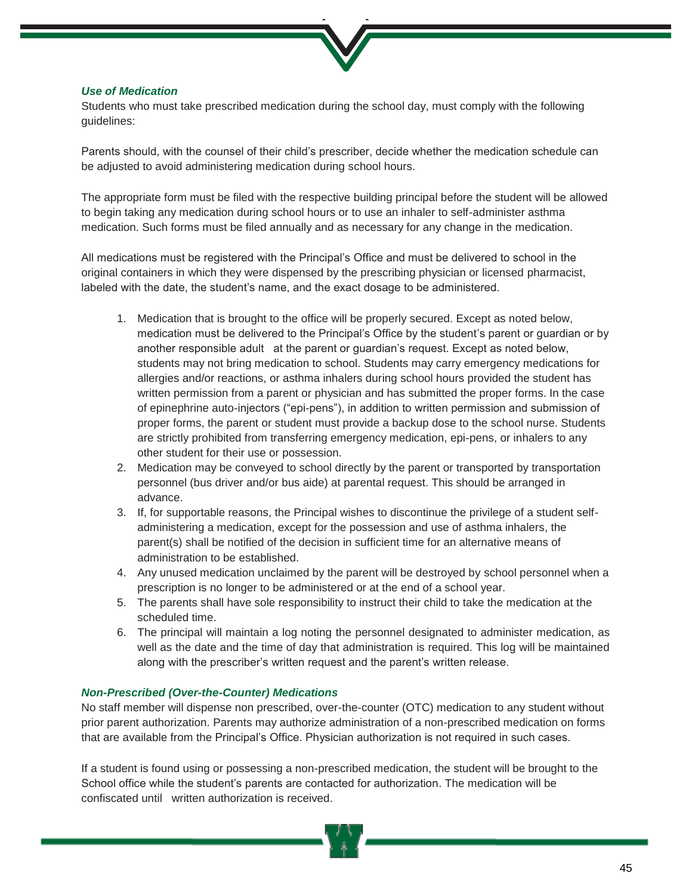### *Use of Medication*

Students who must take prescribed medication during the school day, must comply with the following guidelines:

Parents should, with the counsel of their child's prescriber, decide whether the medication schedule can be adjusted to avoid administering medication during school hours.

The appropriate form must be filed with the respective building principal before the student will be allowed to begin taking any medication during school hours or to use an inhaler to self-administer asthma medication. Such forms must be filed annually and as necessary for any change in the medication.

All medications must be registered with the Principal's Office and must be delivered to school in the original containers in which they were dispensed by the prescribing physician or licensed pharmacist, labeled with the date, the student's name, and the exact dosage to be administered.

1. Medication that is brought to the office will be properly secured. Except as noted below, medication must be delivered to the Principal's Office by the student's parent or guardian or by another responsible adult at the parent or guardian's request. Except as noted below, students may not bring medication to school. Students may carry emergency medications for allergies and/or reactions, or asthma inhalers during school hours provided the student has written permission from a parent or physician and has submitted the proper forms. In the case of epinephrine auto-injectors ("epi-pens"), in addition to written permission and submission of proper forms, the parent or student must provide a backup dose to the school nurse. Students are strictly prohibited from transferring emergency medication, epi-pens, or inhalers to any other student for their use or possession.
2. Medication may be conveyed to school directly by the parent or transported by transportation personnel (bus driver and/or bus aide) at parental request. This should be arranged in advance.
3. If, for supportable reasons, the Principal wishes to discontinue the privilege of a student self-administering a medication, except for the possession and use of asthma inhalers, the parent(s) shall be notified of the decision in sufficient time for an alternative means of administration to be established.
4. Any unused medication unclaimed by the parent will be destroyed by school personnel when a prescription is no longer to be administered or at the end of a school year.
5. The parents shall have sole responsibility to instruct their child to take the medication at the scheduled time.
6. The principal will maintain a log noting the personnel designated to administer medication, as well as the date and the time of day that administration is required. This log will be maintained along with the prescriber's written request and the parent's written release.

### *Non-Prescribed (Over-the-Counter) Medications*

No staff member will dispense non prescribed, over-the-counter (OTC) medication to any student without prior parent authorization. Parents may authorize administration of a non-prescribed medication on forms that are available from the Principal's Office. Physician authorization is not required in such cases.

If a student is found using or possessing a non-prescribed medication, the student will be brought to the School office while the student's parents are contacted for authorization. The medication will be confiscated until written authorization is received.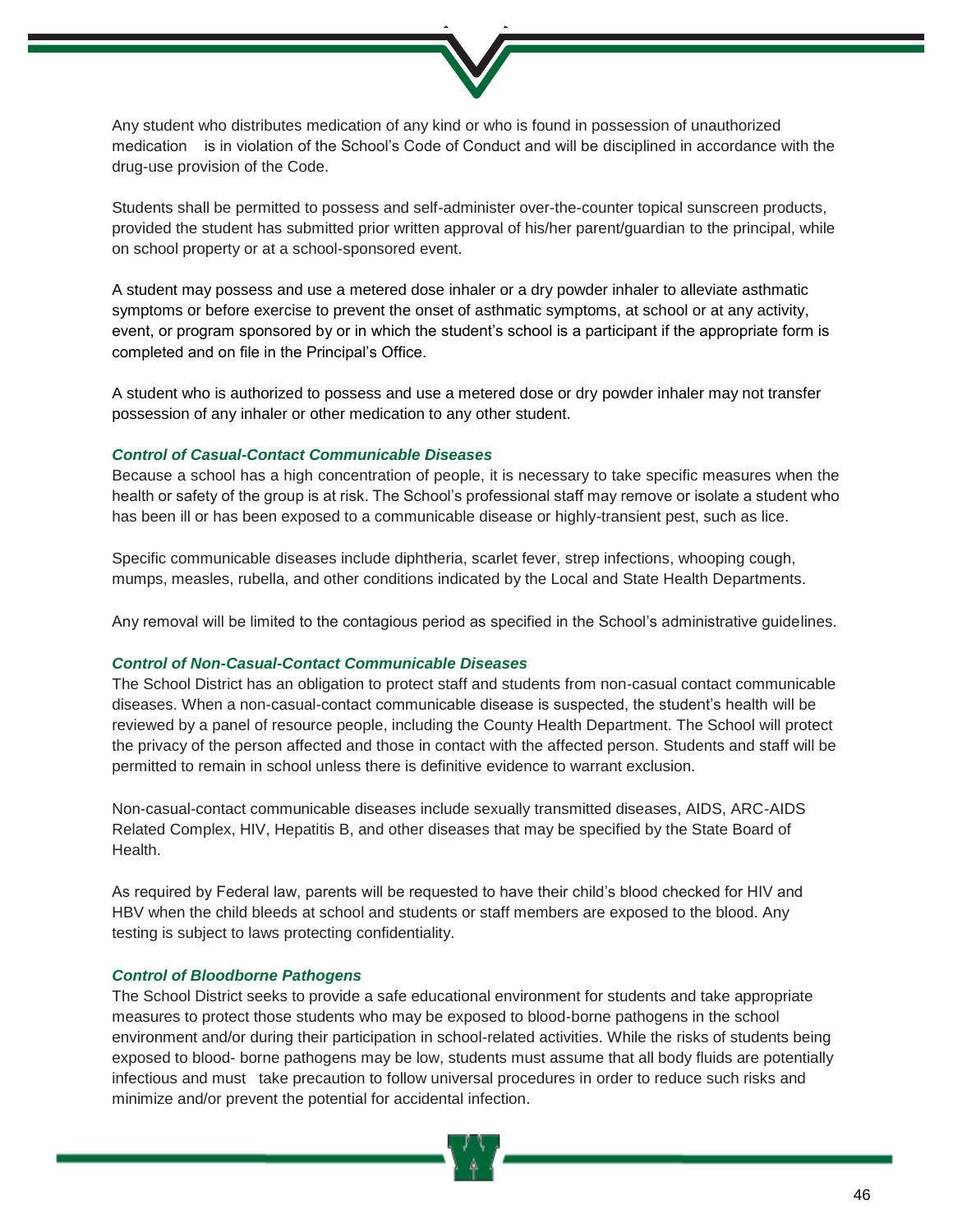Any student who distributes medication of any kind or who is found in possession of unauthorized medication is in violation of the School's Code of Conduct and will be disciplined in accordance with the drug-use provision of the Code.

Students shall be permitted to possess and self-administer over-the-counter topical sunscreen products, provided the student has submitted prior written approval of his/her parent/guardian to the principal, while on school property or at a school-sponsored event.

A student may possess and use a metered dose inhaler or a dry powder inhaler to alleviate asthmatic symptoms or before exercise to prevent the onset of asthmatic symptoms, at school or at any activity, event, or program sponsored by or in which the student's school is a participant if the appropriate form is completed and on file in the Principal's Office.

A student who is authorized to possess and use a metered dose or dry powder inhaler may not transfer possession of any inhaler or other medication to any other student.

### *Control of Casual-Contact Communicable Diseases*

Because a school has a high concentration of people, it is necessary to take specific measures when the health or safety of the group is at risk. The School's professional staff may remove or isolate a student who has been ill or has been exposed to a communicable disease or highly-transient pest, such as lice.

Specific communicable diseases include diphtheria, scarlet fever, strep infections, whooping cough, mumps, measles, rubella, and other conditions indicated by the Local and State Health Departments.

Any removal will be limited to the contagious period as specified in the School's administrative guidelines.

### *Control of Non-Casual-Contact Communicable Diseases*

The School District has an obligation to protect staff and students from non-casual contact communicable diseases. When a non-casual-contact communicable disease is suspected, the student's health will be reviewed by a panel of resource people, including the County Health Department. The School will protect the privacy of the person affected and those in contact with the affected person. Students and staff will be permitted to remain in school unless there is definitive evidence to warrant exclusion.

Non-casual-contact communicable diseases include sexually transmitted diseases, AIDS, ARC-AIDS Related Complex, HIV, Hepatitis B, and other diseases that may be specified by the State Board of Health.

As required by Federal law, parents will be requested to have their child's blood checked for HIV and HBV when the child bleeds at school and students or staff members are exposed to the blood. Any testing is subject to laws protecting confidentiality.

### *Control of Bloodborne Pathogens*

The School District seeks to provide a safe educational environment for students and take appropriate measures to protect those students who may be exposed to blood-borne pathogens in the school environment and/or during their participation in school-related activities. While the risks of students being exposed to blood- borne pathogens may be low, students must assume that all body fluids are potentially infectious and must take precaution to follow universal procedures in order to reduce such risks and minimize and/or prevent the potential for accidental infection.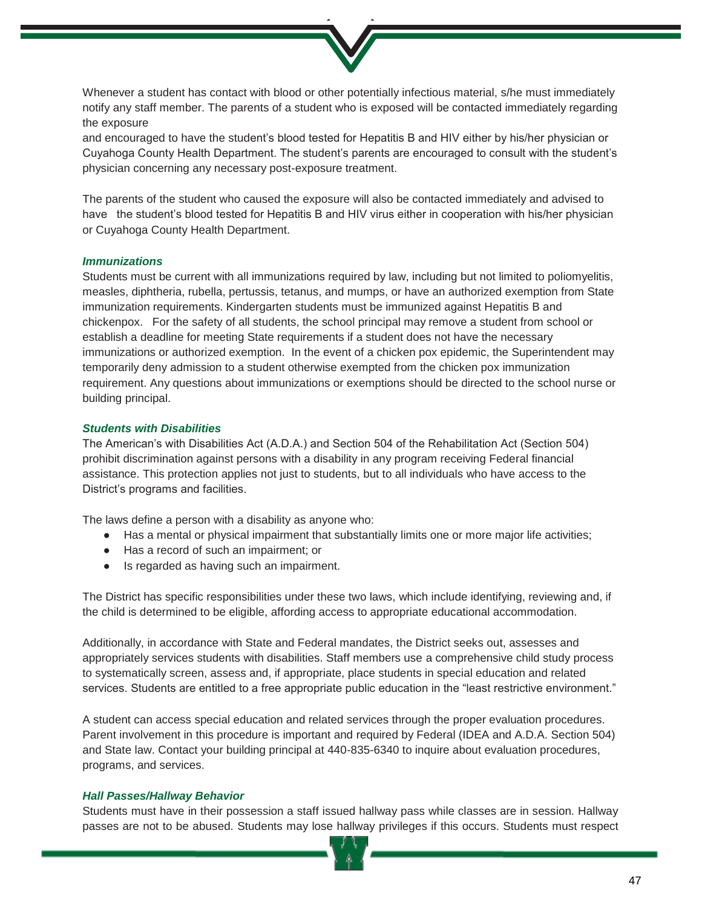Whenever a student has contact with blood or other potentially infectious material, s/he must immediately notify any staff member. The parents of a student who is exposed will be contacted immediately regarding the exposure
and encouraged to have the student's blood tested for Hepatitis B and HIV either by his/her physician or Cuyahoga County Health Department. The student's parents are encouraged to consult with the student's physician concerning any necessary post-exposure treatment.

The parents of the student who caused the exposure will also be contacted immediately and advised to have the student's blood tested for Hepatitis B and HIV virus either in cooperation with his/her physician or Cuyahoga County Health Department.

### *Immunizations*

Students must be current with all immunizations required by law, including but not limited to poliomyelitis, measles, diphtheria, rubella, pertussis, tetanus, and mumps, or have an authorized exemption from State immunization requirements. Kindergarten students must be immunized against Hepatitis B and chickenpox. For the safety of all students, the school principal may remove a student from school or establish a deadline for meeting State requirements if a student does not have the necessary immunizations or authorized exemption. In the event of a chicken pox epidemic, the Superintendent may temporarily deny admission to a student otherwise exempted from the chicken pox immunization requirement. Any questions about immunizations or exemptions should be directed to the school nurse or building principal.

### *Students with Disabilities*

The American's with Disabilities Act (A.D.A.) and Section 504 of the Rehabilitation Act (Section 504) prohibit discrimination against persons with a disability in any program receiving Federal financial assistance. This protection applies not just to students, but to all individuals who have access to the District's programs and facilities.

The laws define a person with a disability as anyone who:

- Has a mental or physical impairment that substantially limits one or more major life activities;
- Has a record of such an impairment; or
- Is regarded as having such an impairment.

The District has specific responsibilities under these two laws, which include identifying, reviewing and, if the child is determined to be eligible, affording access to appropriate educational accommodation.

Additionally, in accordance with State and Federal mandates, the District seeks out, assesses and appropriately services students with disabilities. Staff members use a comprehensive child study process to systematically screen, assess and, if appropriate, place students in special education and related services. Students are entitled to a free appropriate public education in the "least restrictive environment."

A student can access special education and related services through the proper evaluation procedures. Parent involvement in this procedure is important and required by Federal (IDEA and A.D.A. Section 504) and State law. Contact your building principal at 440-835-6340 to inquire about evaluation procedures, programs, and services.

### *Hall Passes/Hallway Behavior*

Students must have in their possession a staff issued hallway pass while classes are in session. Hallway passes are not to be abused. Students may lose hallway privileges if this occurs. Students must respect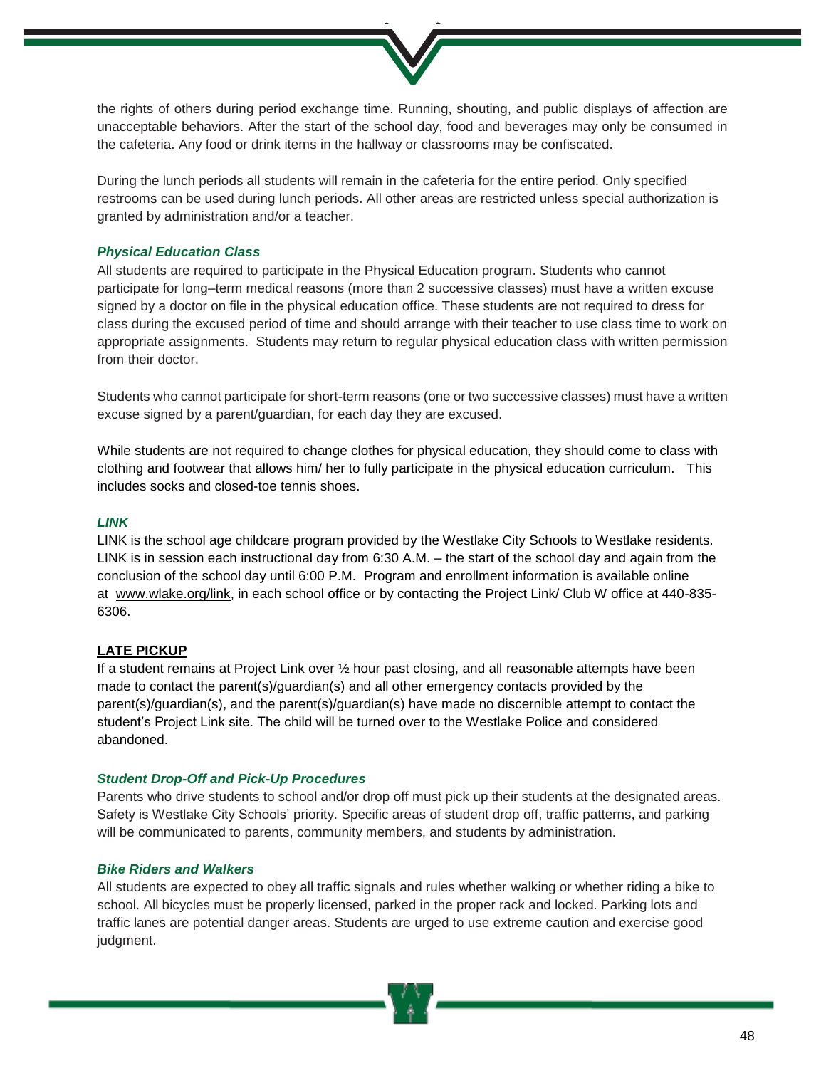the rights of others during period exchange time. Running, shouting, and public displays of affection are unacceptable behaviors. After the start of the school day, food and beverages may only be consumed in the cafeteria. Any food or drink items in the hallway or classrooms may be confiscated.

During the lunch periods all students will remain in the cafeteria for the entire period. Only specified restrooms can be used during lunch periods. All other areas are restricted unless special authorization is granted by administration and/or a teacher.

### *Physical Education Class*

All students are required to participate in the Physical Education program. Students who cannot participate for long–term medical reasons (more than 2 successive classes) must have a written excuse signed by a doctor on file in the physical education office. These students are not required to dress for class during the excused period of time and should arrange with their teacher to use class time to work on appropriate assignments. Students may return to regular physical education class with written permission from their doctor.

Students who cannot participate for short-term reasons (one or two successive classes) must have a written excuse signed by a parent/guardian, for each day they are excused.

While students are not required to change clothes for physical education, they should come to class with clothing and footwear that allows him/ her to fully participate in the physical education curriculum. This includes socks and closed-toe tennis shoes.

### *LINK*

LINK is the school age childcare program provided by the Westlake City Schools to Westlake residents. LINK is in session each instructional day from 6:30 A.M. – the start of the school day and again from the conclusion of the school day until 6:00 P.M. Program and enrollment information is available online at www.wlake.org/link, in each school office or by contacting the Project Link/ Club W office at 440-835-6306.

**LATE PICKUP**

If a student remains at Project Link over ½ hour past closing, and all reasonable attempts have been made to contact the parent(s)/guardian(s) and all other emergency contacts provided by the parent(s)/guardian(s), and the parent(s)/guardian(s) have made no discernible attempt to contact the student's Project Link site. The child will be turned over to the Westlake Police and considered abandoned.

### *Student Drop-Off and Pick-Up Procedures*

Parents who drive students to school and/or drop off must pick up their students at the designated areas. Safety is Westlake City Schools' priority. Specific areas of student drop off, traffic patterns, and parking will be communicated to parents, community members, and students by administration.

### *Bike Riders and Walkers*

All students are expected to obey all traffic signals and rules whether walking or whether riding a bike to school. All bicycles must be properly licensed, parked in the proper rack and locked. Parking lots and traffic lanes are potential danger areas. Students are urged to use extreme caution and exercise good judgment.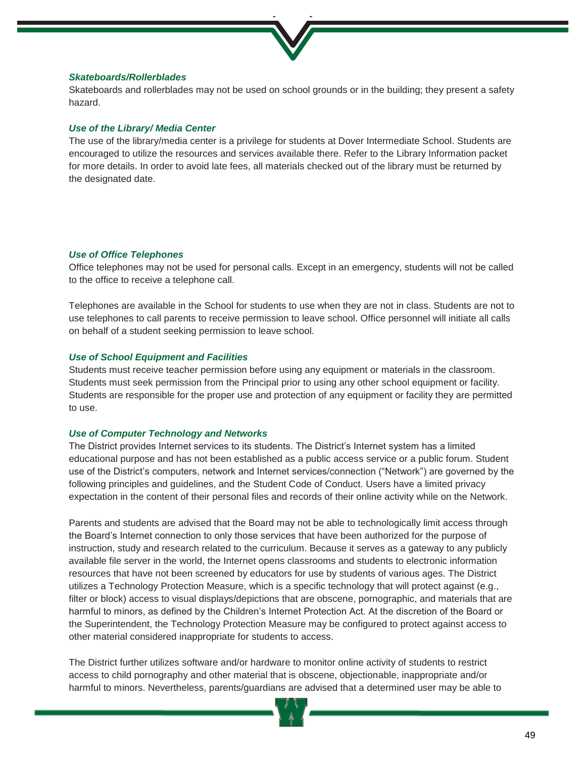### *Skateboards/Rollerblades*

Skateboards and rollerblades may not be used on school grounds or in the building; they present a safety hazard.

### *Use of the Library/ Media Center*

The use of the library/media center is a privilege for students at Dover Intermediate School. Students are encouraged to utilize the resources and services available there. Refer to the Library Information packet for more details. In order to avoid late fees, all materials checked out of the library must be returned by the designated date.

### *Use of Office Telephones*

Office telephones may not be used for personal calls. Except in an emergency, students will not be called to the office to receive a telephone call.

Telephones are available in the School for students to use when they are not in class. Students are not to use telephones to call parents to receive permission to leave school. Office personnel will initiate all calls on behalf of a student seeking permission to leave school.

### *Use of School Equipment and Facilities*

Students must receive teacher permission before using any equipment or materials in the classroom. Students must seek permission from the Principal prior to using any other school equipment or facility. Students are responsible for the proper use and protection of any equipment or facility they are permitted to use.

### *Use of Computer Technology and Networks*

The District provides Internet services to its students. The District's Internet system has a limited educational purpose and has not been established as a public access service or a public forum. Student use of the District's computers, network and Internet services/connection ("Network") are governed by the following principles and guidelines, and the Student Code of Conduct. Users have a limited privacy expectation in the content of their personal files and records of their online activity while on the Network.

Parents and students are advised that the Board may not be able to technologically limit access through the Board's Internet connection to only those services that have been authorized for the purpose of instruction, study and research related to the curriculum. Because it serves as a gateway to any publicly available file server in the world, the Internet opens classrooms and students to electronic information resources that have not been screened by educators for use by students of various ages. The District utilizes a Technology Protection Measure, which is a specific technology that will protect against (e.g., filter or block) access to visual displays/depictions that are obscene, pornographic, and materials that are harmful to minors, as defined by the Children's Internet Protection Act. At the discretion of the Board or the Superintendent, the Technology Protection Measure may be configured to protect against access to other material considered inappropriate for students to access.

The District further utilizes software and/or hardware to monitor online activity of students to restrict access to child pornography and other material that is obscene, objectionable, inappropriate and/or harmful to minors. Nevertheless, parents/guardians are advised that a determined user may be able to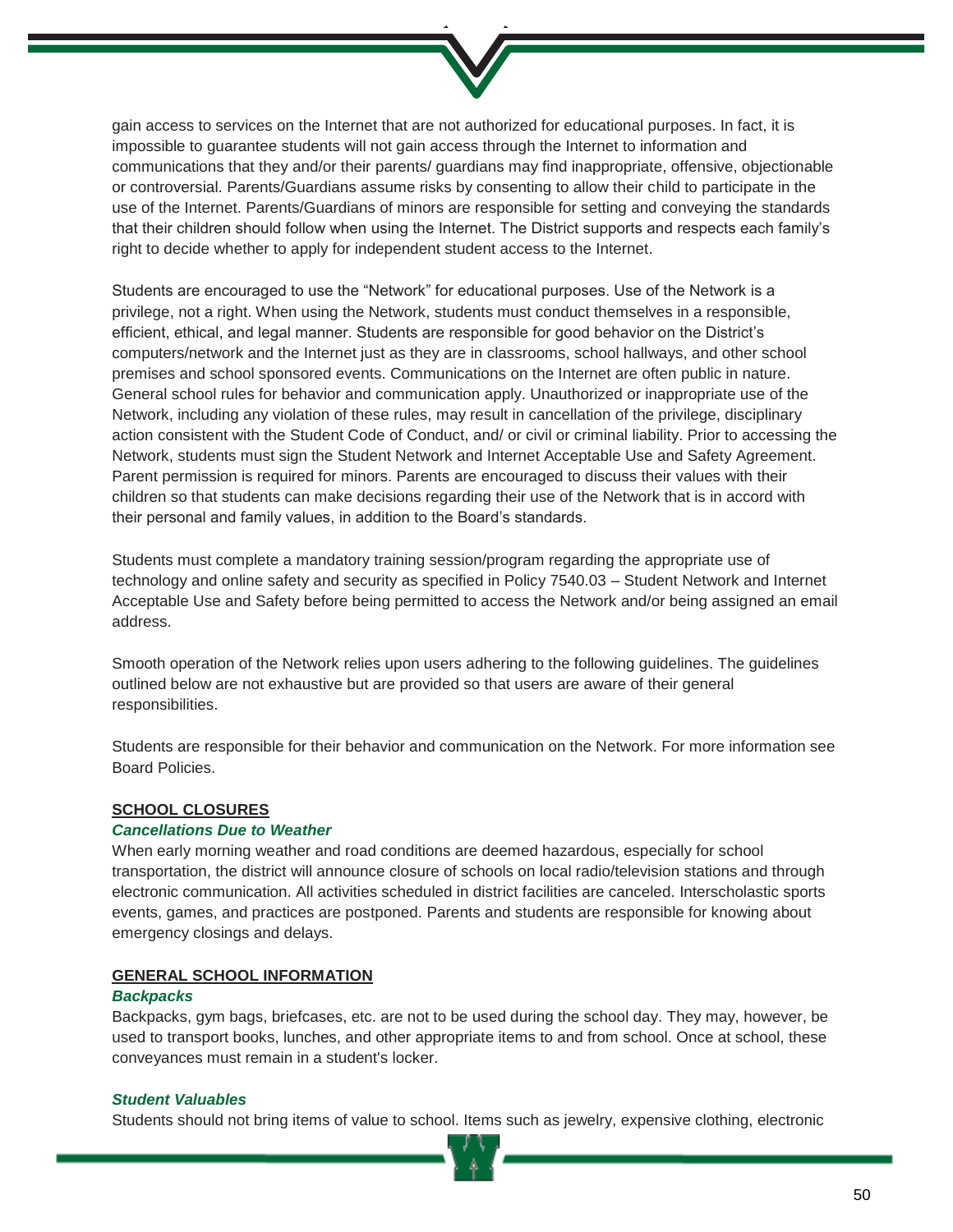gain access to services on the Internet that are not authorized for educational purposes. In fact, it is impossible to guarantee students will not gain access through the Internet to information and communications that they and/or their parents/ guardians may find inappropriate, offensive, objectionable or controversial. Parents/Guardians assume risks by consenting to allow their child to participate in the use of the Internet. Parents/Guardians of minors are responsible for setting and conveying the standards that their children should follow when using the Internet. The District supports and respects each family's right to decide whether to apply for independent student access to the Internet.

Students are encouraged to use the "Network" for educational purposes. Use of the Network is a privilege, not a right. When using the Network, students must conduct themselves in a responsible, efficient, ethical, and legal manner. Students are responsible for good behavior on the District's computers/network and the Internet just as they are in classrooms, school hallways, and other school premises and school sponsored events. Communications on the Internet are often public in nature. General school rules for behavior and communication apply. Unauthorized or inappropriate use of the Network, including any violation of these rules, may result in cancellation of the privilege, disciplinary action consistent with the Student Code of Conduct, and/ or civil or criminal liability. Prior to accessing the Network, students must sign the Student Network and Internet Acceptable Use and Safety Agreement. Parent permission is required for minors. Parents are encouraged to discuss their values with their children so that students can make decisions regarding their use of the Network that is in accord with their personal and family values, in addition to the Board's standards.

Students must complete a mandatory training session/program regarding the appropriate use of technology and online safety and security as specified in Policy 7540.03 – Student Network and Internet Acceptable Use and Safety before being permitted to access the Network and/or being assigned an email address.

Smooth operation of the Network relies upon users adhering to the following guidelines. The guidelines outlined below are not exhaustive but are provided so that users are aware of their general responsibilities.

Students are responsible for their behavior and communication on the Network. For more information see Board Policies.

## SCHOOL CLOSURES

### *Cancellations Due to Weather*

When early morning weather and road conditions are deemed hazardous, especially for school transportation, the district will announce closure of schools on local radio/television stations and through electronic communication. All activities scheduled in district facilities are canceled. Interscholastic sports events, games, and practices are postponed. Parents and students are responsible for knowing about emergency closings and delays.

## GENERAL SCHOOL INFORMATION

### *Backpacks*

Backpacks, gym bags, briefcases, etc. are not to be used during the school day. They may, however, be used to transport books, lunches, and other appropriate items to and from school. Once at school, these conveyances must remain in a student's locker.

### *Student Valuables*

Students should not bring items of value to school. Items such as jewelry, expensive clothing, electronic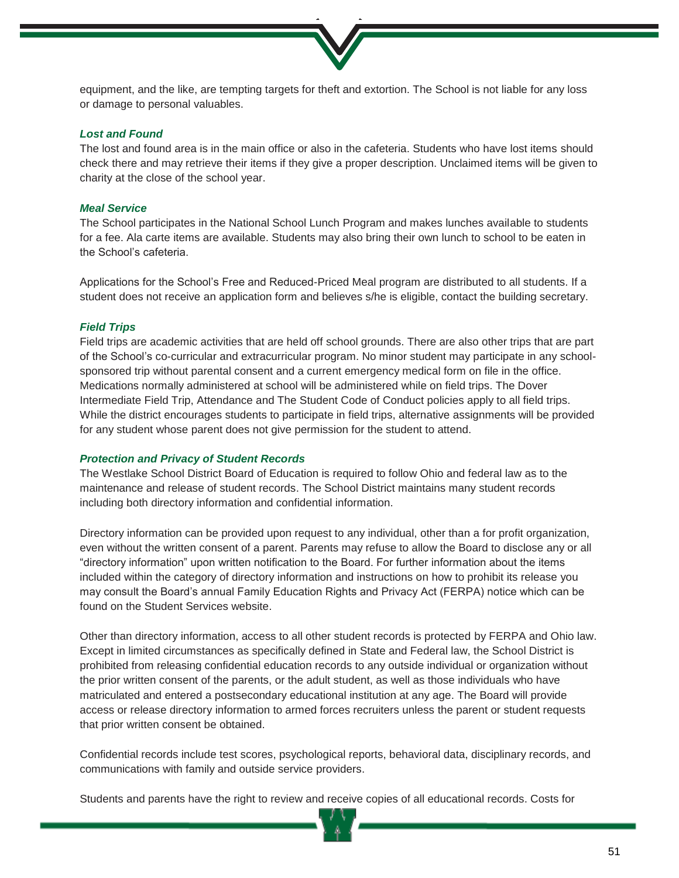equipment, and the like, are tempting targets for theft and extortion. The School is not liable for any loss or damage to personal valuables.

### *Lost and Found*

The lost and found area is in the main office or also in the cafeteria. Students who have lost items should check there and may retrieve their items if they give a proper description. Unclaimed items will be given to charity at the close of the school year.

### *Meal Service*

The School participates in the National School Lunch Program and makes lunches available to students for a fee. Ala carte items are available. Students may also bring their own lunch to school to be eaten in the School's cafeteria.

Applications for the School's Free and Reduced-Priced Meal program are distributed to all students. If a student does not receive an application form and believes s/he is eligible, contact the building secretary.

### *Field Trips*

Field trips are academic activities that are held off school grounds. There are also other trips that are part of the School's co-curricular and extracurricular program. No minor student may participate in any school-sponsored trip without parental consent and a current emergency medical form on file in the office. Medications normally administered at school will be administered while on field trips. The Dover Intermediate Field Trip, Attendance and The Student Code of Conduct policies apply to all field trips. While the district encourages students to participate in field trips, alternative assignments will be provided for any student whose parent does not give permission for the student to attend.

### *Protection and Privacy of Student Records*

The Westlake School District Board of Education is required to follow Ohio and federal law as to the maintenance and release of student records. The School District maintains many student records including both directory information and confidential information.

Directory information can be provided upon request to any individual, other than a for profit organization, even without the written consent of a parent. Parents may refuse to allow the Board to disclose any or all "directory information" upon written notification to the Board. For further information about the items included within the category of directory information and instructions on how to prohibit its release you may consult the Board's annual Family Education Rights and Privacy Act (FERPA) notice which can be found on the Student Services website.

Other than directory information, access to all other student records is protected by FERPA and Ohio law. Except in limited circumstances as specifically defined in State and Federal law, the School District is prohibited from releasing confidential education records to any outside individual or organization without the prior written consent of the parents, or the adult student, as well as those individuals who have matriculated and entered a postsecondary educational institution at any age. The Board will provide access or release directory information to armed forces recruiters unless the parent or student requests that prior written consent be obtained.

Confidential records include test scores, psychological reports, behavioral data, disciplinary records, and communications with family and outside service providers.

Students and parents have the right to review and receive copies of all educational records. Costs for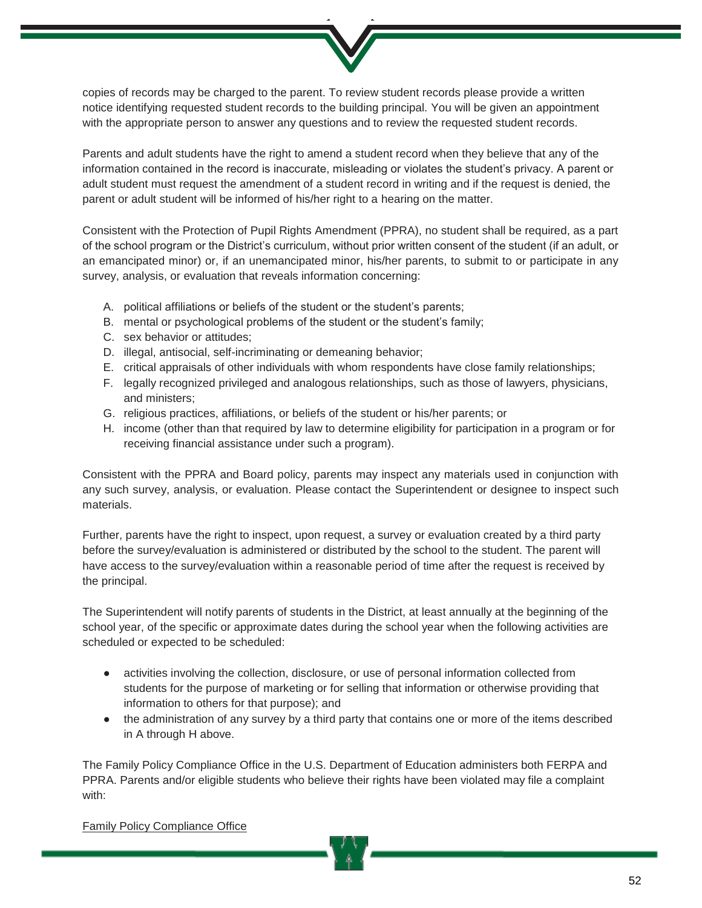copies of records may be charged to the parent. To review student records please provide a written notice identifying requested student records to the building principal. You will be given an appointment with the appropriate person to answer any questions and to review the requested student records.

Parents and adult students have the right to amend a student record when they believe that any of the information contained in the record is inaccurate, misleading or violates the student's privacy. A parent or adult student must request the amendment of a student record in writing and if the request is denied, the parent or adult student will be informed of his/her right to a hearing on the matter.

Consistent with the Protection of Pupil Rights Amendment (PPRA), no student shall be required, as a part of the school program or the District's curriculum, without prior written consent of the student (if an adult, or an emancipated minor) or, if an unemancipated minor, his/her parents, to submit to or participate in any survey, analysis, or evaluation that reveals information concerning:

A. political affiliations or beliefs of the student or the student's parents;
B. mental or psychological problems of the student or the student's family;
C. sex behavior or attitudes;
D. illegal, antisocial, self-incriminating or demeaning behavior;
E. critical appraisals of other individuals with whom respondents have close family relationships;
F. legally recognized privileged and analogous relationships, such as those of lawyers, physicians, and ministers;
G. religious practices, affiliations, or beliefs of the student or his/her parents; or
H. income (other than that required by law to determine eligibility for participation in a program or for receiving financial assistance under such a program).

Consistent with the PPRA and Board policy, parents may inspect any materials used in conjunction with any such survey, analysis, or evaluation. Please contact the Superintendent or designee to inspect such materials.

Further, parents have the right to inspect, upon request, a survey or evaluation created by a third party before the survey/evaluation is administered or distributed by the school to the student. The parent will have access to the survey/evaluation within a reasonable period of time after the request is received by the principal.

The Superintendent will notify parents of students in the District, at least annually at the beginning of the school year, of the specific or approximate dates during the school year when the following activities are scheduled or expected to be scheduled:

- activities involving the collection, disclosure, or use of personal information collected from students for the purpose of marketing or for selling that information or otherwise providing that information to others for that purpose); and
- the administration of any survey by a third party that contains one or more of the items described in A through H above.

The Family Policy Compliance Office in the U.S. Department of Education administers both FERPA and PPRA. Parents and/or eligible students who believe their rights have been violated may file a complaint with:

Family Policy Compliance Office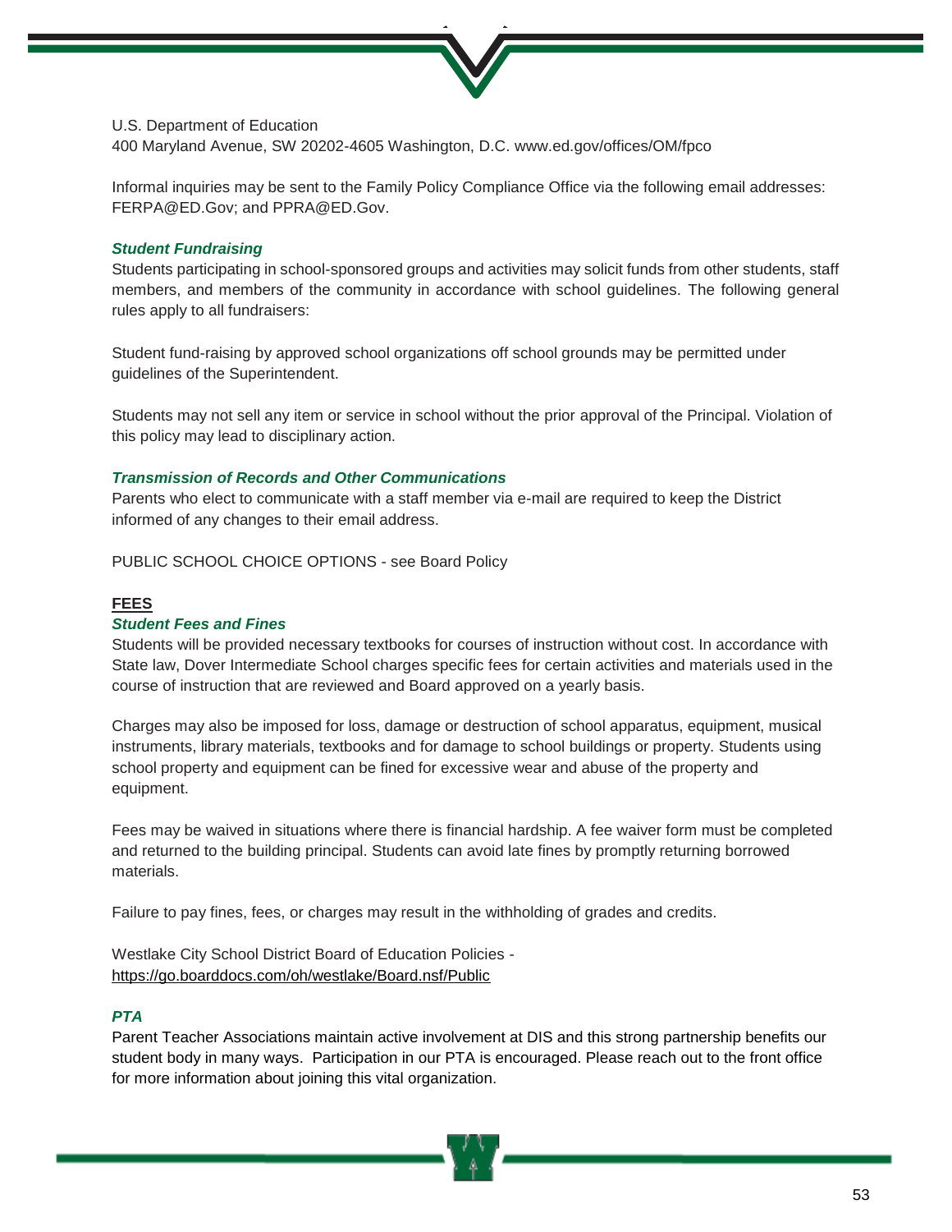U.S. Department of Education
400 Maryland Avenue, SW 20202-4605 Washington, D.C. www.ed.gov/offices/OM/fpco

Informal inquiries may be sent to the Family Policy Compliance Office via the following email addresses: FERPA@ED.Gov; and PPRA@ED.Gov.

***Student Fundraising***

Students participating in school-sponsored groups and activities may solicit funds from other students, staff members, and members of the community in accordance with school guidelines. The following general rules apply to all fundraisers:

Student fund-raising by approved school organizations off school grounds may be permitted under guidelines of the Superintendent.

Students may not sell any item or service in school without the prior approval of the Principal. Violation of this policy may lead to disciplinary action.

***Transmission of Records and Other Communications***

Parents who elect to communicate with a staff member via e-mail are required to keep the District informed of any changes to their email address.

PUBLIC SCHOOL CHOICE OPTIONS - see Board Policy

**FEES**

***Student Fees and Fines***

Students will be provided necessary textbooks for courses of instruction without cost. In accordance with State law, Dover Intermediate School charges specific fees for certain activities and materials used in the course of instruction that are reviewed and Board approved on a yearly basis.

Charges may also be imposed for loss, damage or destruction of school apparatus, equipment, musical instruments, library materials, textbooks and for damage to school buildings or property. Students using school property and equipment can be fined for excessive wear and abuse of the property and equipment.

Fees may be waived in situations where there is financial hardship. A fee waiver form must be completed and returned to the building principal. Students can avoid late fines by promptly returning borrowed materials.

Failure to pay fines, fees, or charges may result in the withholding of grades and credits.

Westlake City School District Board of Education Policies -
https://go.boarddocs.com/oh/westlake/Board.nsf/Public

***PTA***

Parent Teacher Associations maintain active involvement at DIS and this strong partnership benefits our student body in many ways. Participation in our PTA is encouraged. Please reach out to the front office for more information about joining this vital organization.